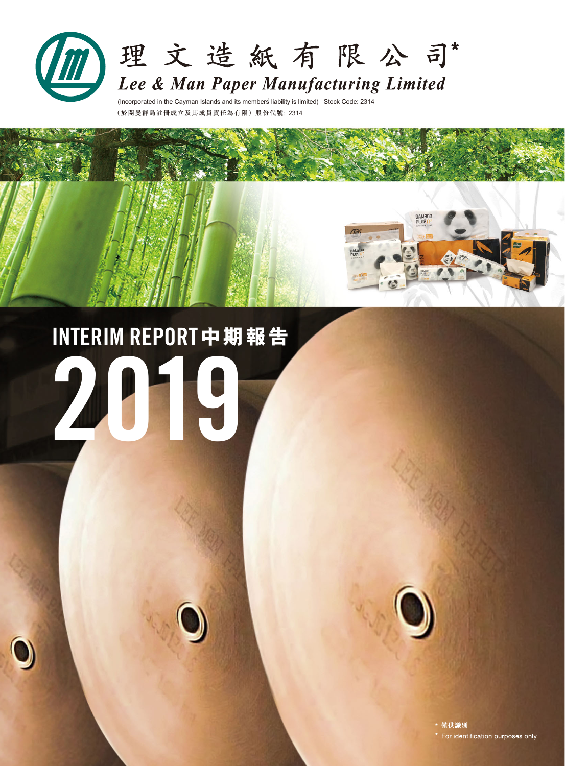# 理文造紙有限公司*

# *Lee & Man Paper Manufacturing Limited*

(Incorporated in the Cayman Islands and its members' liability is limited) Stock Code: 2314

(於開曼群島註冊成立及其成員責任為有限) 股份代號: 2314

# INTERIM REPORT 中期報告

# 2019

\* 僅供識別

\* For identification purposes only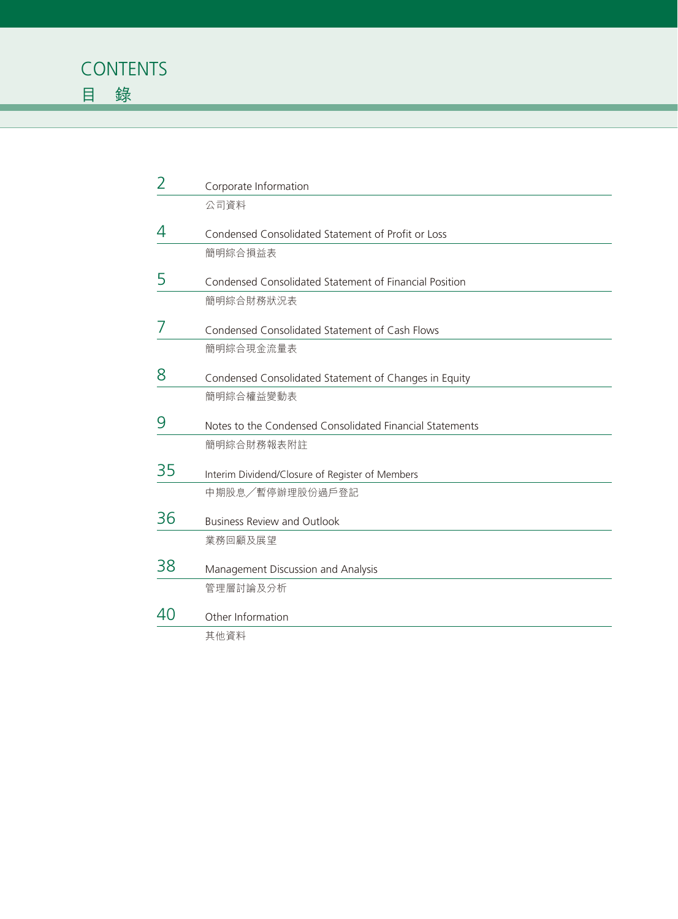# CONTENTS
# 目 錄

| | |
|---|---|
| 2 | Corporate Information<br>公司資料 |
| 4 | Condensed Consolidated Statement of Profit or Loss<br>簡明綜合損益表 |
| 5 | Condensed Consolidated Statement of Financial Position<br>簡明綜合財務狀況表 |
| 7 | Condensed Consolidated Statement of Cash Flows<br>簡明綜合現金流量表 |
| 8 | Condensed Consolidated Statement of Changes in Equity<br>簡明綜合權益變動表 |
| 9 | Notes to the Condensed Consolidated Financial Statements<br>簡明綜合財務報表附註 |
| 35 | Interim Dividend/Closure of Register of Members<br>中期股息／暫停辦理股份過戶登記 |
| 36 | Business Review and Outlook<br>業務回顧及展望 |
| 38 | Management Discussion and Analysis<br>管理層討論及分析 |
| 40 | Other Information<br>其他資料 |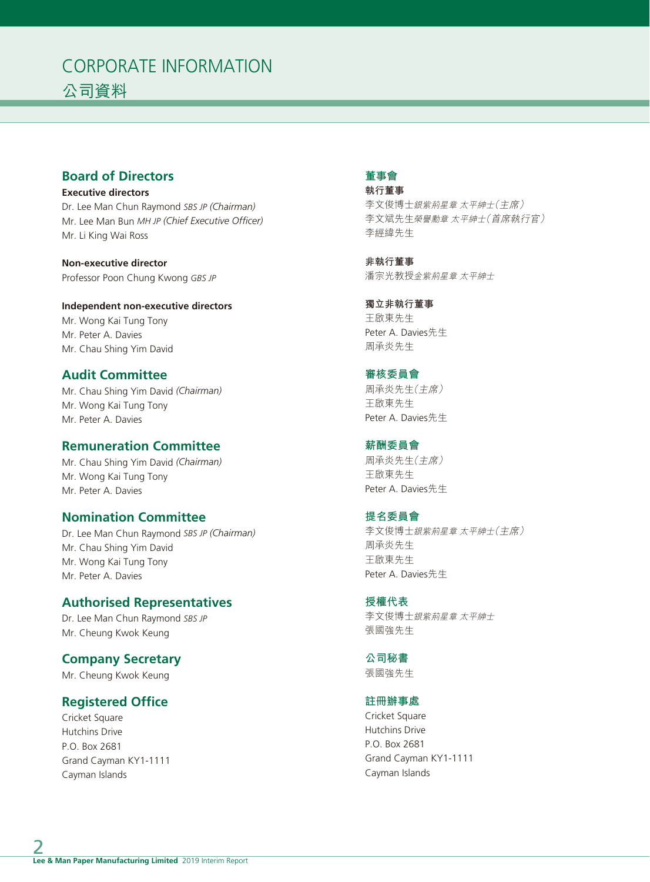# CORPORATE INFORMATION
# 公司資料

## Board of Directors

**Executive directors**

Dr. Lee Man Chun Raymond *SBS JP (Chairman)*
Mr. Lee Man Bun *MH JP (Chief Executive Officer)*
Mr. Li King Wai Ross

**Non-executive director**

Professor Poon Chung Kwong *GBS JP*

**Independent non-executive directors**

Mr. Wong Kai Tung Tony
Mr. Peter A. Davies
Mr. Chau Shing Yim David

## Audit Committee

Mr. Chau Shing Yim David *(Chairman)*
Mr. Wong Kai Tung Tony
Mr. Peter A. Davies

## Remuneration Committee

Mr. Chau Shing Yim David *(Chairman)*
Mr. Wong Kai Tung Tony
Mr. Peter A. Davies

## Nomination Committee

Dr. Lee Man Chun Raymond *SBS JP (Chairman)*
Mr. Chau Shing Yim David
Mr. Wong Kai Tung Tony
Mr. Peter A. Davies

## Authorised Representatives

Dr. Lee Man Chun Raymond *SBS JP*
Mr. Cheung Kwok Keung

## Company Secretary

Mr. Cheung Kwok Keung

## Registered Office

Cricket Square
Hutchins Drive
P.O. Box 2681
Grand Cayman KY1-1111
Cayman Islands

## 董事會

**執行董事**

李文俊博士*銀紫荊星章 太平紳士(主席)*
李文斌先生*榮譽勳章 太平紳士(首席執行官)*
李經緯先生

**非執行董事**

潘宗光教授*金紫荊星章 太平紳士*

**獨立非執行董事**

王啟東先生
Peter A. Davies先生
周承炎先生

## 審核委員會

周承炎先生*(主席)*
王啟東先生
Peter A. Davies先生

## 薪酬委員會

周承炎先生*(主席)*
王啟東先生
Peter A. Davies先生

## 提名委員會

李文俊博士*銀紫荊星章 太平紳士(主席)*
周承炎先生
王啟東先生
Peter A. Davies先生

## 授權代表

李文俊博士*銀紫荊星章 太平紳士*
張國強先生

## 公司秘書

張國強先生

## 註冊辦事處

Cricket Square
Hutchins Drive
P.O. Box 2681
Grand Cayman KY1-1111
Cayman Islands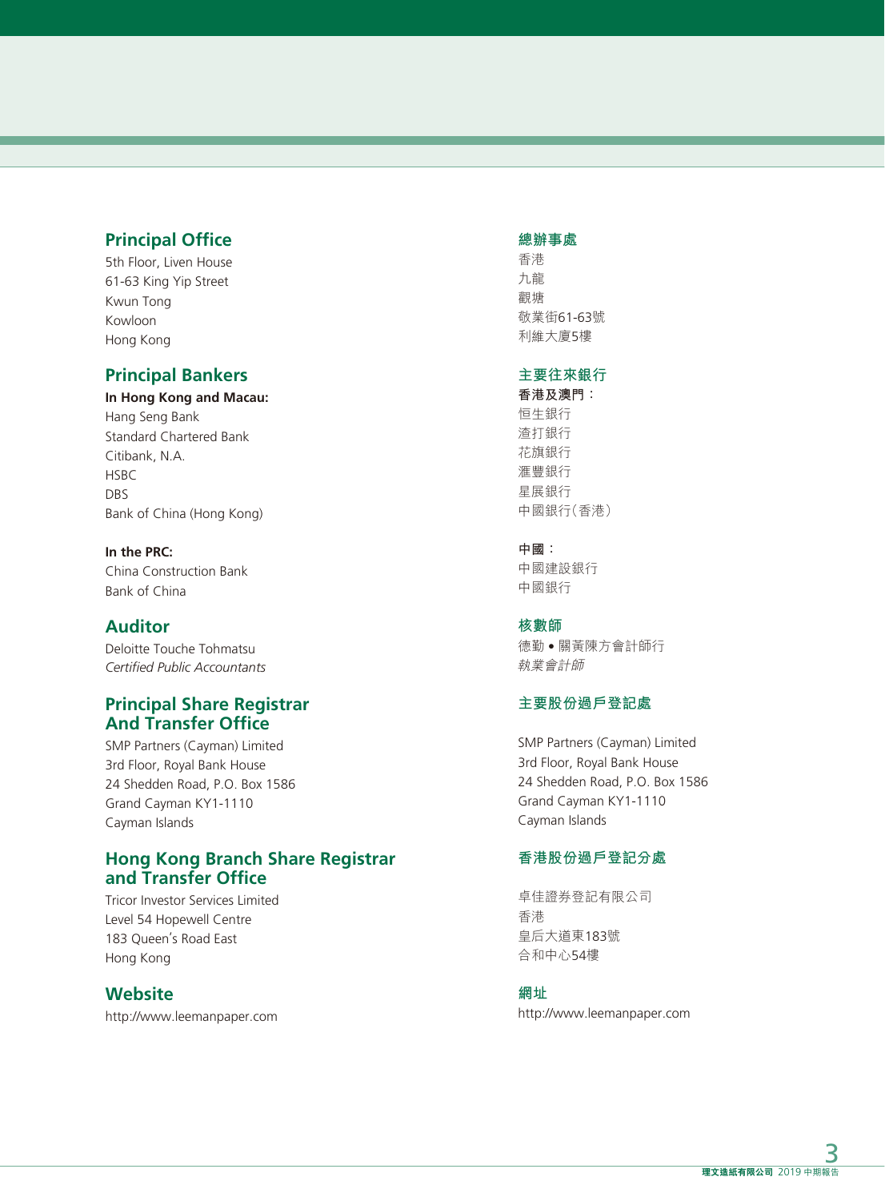## Principal Office

5th Floor, Liven House
61-63 King Yip Street
Kwun Tong
Kowloon
Hong Kong

## Principal Bankers

**In Hong Kong and Macau:**
Hang Seng Bank
Standard Chartered Bank
Citibank, N.A.
HSBC
DBS
Bank of China (Hong Kong)

**In the PRC:**
China Construction Bank
Bank of China

## Auditor

Deloitte Touche Tohmatsu
*Certified Public Accountants*

## Principal Share Registrar And Transfer Office

SMP Partners (Cayman) Limited
3rd Floor, Royal Bank House
24 Shedden Road, P.O. Box 1586
Grand Cayman KY1-1110
Cayman Islands

## Hong Kong Branch Share Registrar and Transfer Office

Tricor Investor Services Limited
Level 54 Hopewell Centre
183 Queen's Road East
Hong Kong

## Website

http://www.leemanpaper.com

## 總辦事處

香港
九龍
觀塘
敬業街61-63號
利維大廈5樓

## 主要往來銀行

**香港及澳門：**
恒生銀行
渣打銀行
花旗銀行
滙豐銀行
星展銀行
中國銀行（香港）

**中國：**
中國建設銀行
中國銀行

## 核數師

德勤 • 關黃陳方會計師行
*執業會計師*

## 主要股份過戶登記處

SMP Partners (Cayman) Limited
3rd Floor, Royal Bank House
24 Shedden Road, P.O. Box 1586
Grand Cayman KY1-1110
Cayman Islands

## 香港股份過戶登記分處

卓佳證券登記有限公司
香港
皇后大道東183號
合和中心54樓

## 網址

http://www.leemanpaper.com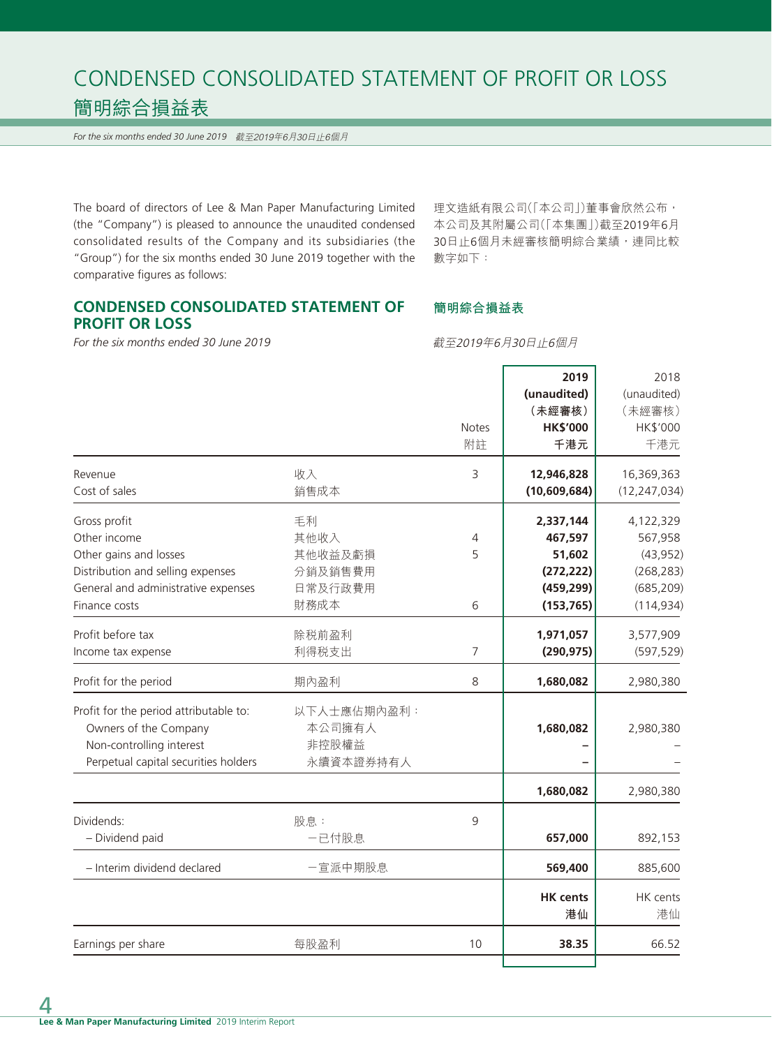# CONDENSED CONSOLIDATED STATEMENT OF PROFIT OR LOSS
# 簡明綜合損益表

*For the six months ended 30 June 2019 截至2019年6月30日止6個月*

The board of directors of Lee & Man Paper Manufacturing Limited (the "Company") is pleased to announce the unaudited condensed consolidated results of the Company and its subsidiaries (the "Group") for the six months ended 30 June 2019 together with the comparative figures as follows:

理文造紙有限公司(「本公司」)董事會欣然公布，本公司及其附屬公司(「本集團」)截至2019年6月30日止6個月未經審核簡明綜合業績，連同比較數字如下：

## CONDENSED CONSOLIDATED STATEMENT OF PROFIT OR LOSS
## 簡明綜合損益表

*For the six months ended 30 June 2019*

*截至2019年6月30日止6個月*

| | | Notes 附註 | **2019 (unaudited) (未經審核) HK$'000 千港元** | 2018 (unaudited) (未經審核) HK$'000 千港元 |
|---|---|---|---|---|
| Revenue | 收入 | 3 | **12,946,828** | 16,369,363 |
| Cost of sales | 銷售成本 | | **(10,609,684)** | (12,247,034) |
| Gross profit | 毛利 | | **2,337,144** | 4,122,329 |
| Other income | 其他收入 | 4 | **467,597** | 567,958 |
| Other gains and losses | 其他收益及虧損 | 5 | **51,602** | (43,952) |
| Distribution and selling expenses | 分銷及銷售費用 | | **(272,222)** | (268,283) |
| General and administrative expenses | 日常及行政費用 | | **(459,299)** | (685,209) |
| Finance costs | 財務成本 | 6 | **(153,765)** | (114,934) |
| Profit before tax | 除税前盈利 | | **1,971,057** | 3,577,909 |
| Income tax expense | 利得税支出 | 7 | **(290,975)** | (597,529) |
| Profit for the period | 期內盈利 | 8 | **1,680,082** | 2,980,380 |
| Profit for the period attributable to: | 以下人士應佔期內盈利： | | | |
| Owners of the Company | 本公司擁有人 | | **1,680,082** | 2,980,380 |
| Non-controlling interest | 非控股權益 | | **–** | – |
| Perpetual capital securities holders | 永續資本證券持有人 | | **–** | – |
| | | | **1,680,082** | 2,980,380 |
| Dividends: | 股息： | 9 | | |
| – Dividend paid | –已付股息 | | **657,000** | 892,153 |
| – Interim dividend declared | –宣派中期股息 | | **569,400** | 885,600 |
| | | | **HK cents 港仙** | HK cents 港仙 |
| Earnings per share | 每股盈利 | 10 | **38.35** | 66.52 |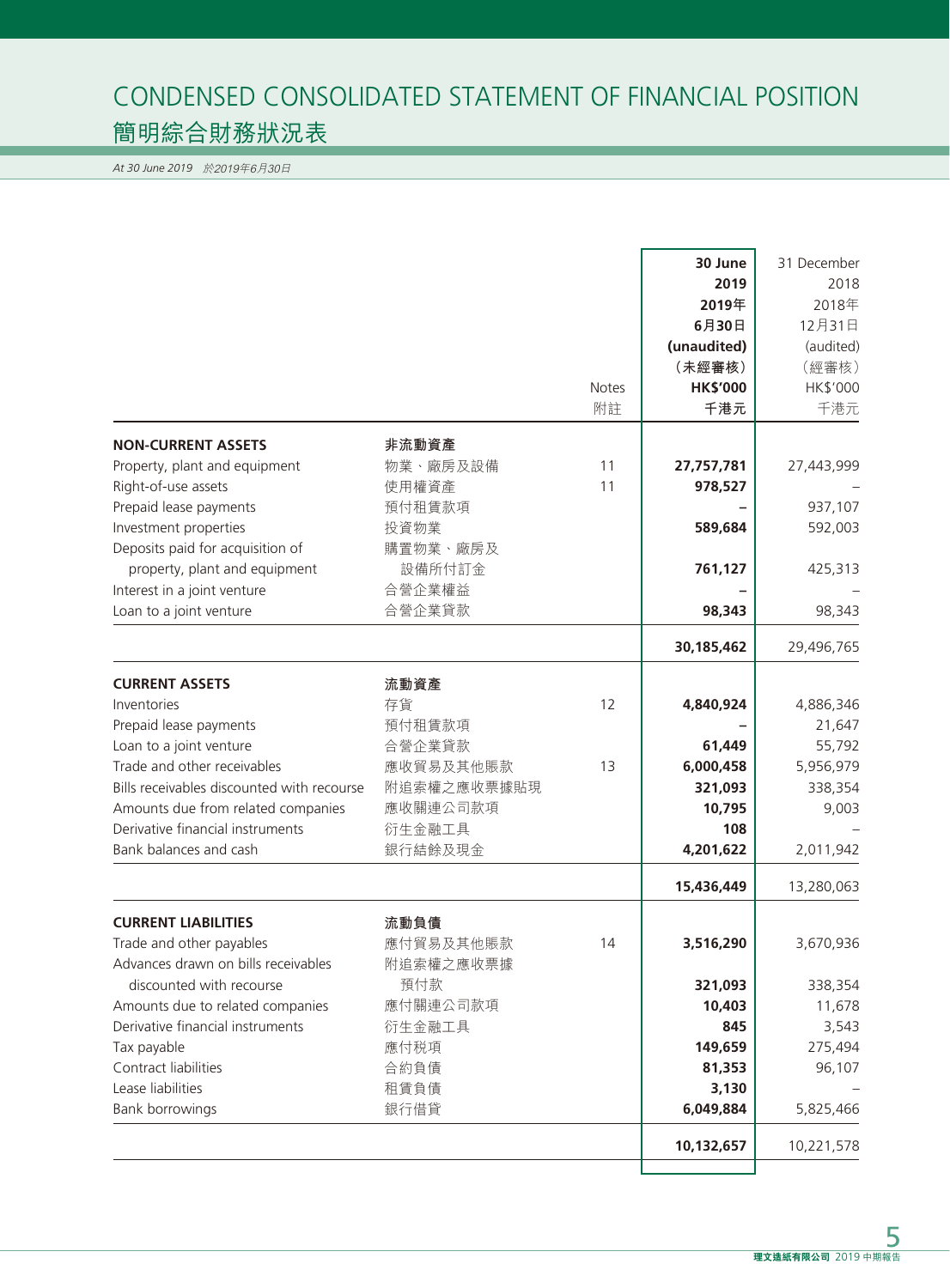# CONDENSED CONSOLIDATED STATEMENT OF FINANCIAL POSITION
## 簡明綜合財務狀況表

*At 30 June 2019 於2019年6月30日*

| | | Notes<br>附註 | **30 June 2019<br>2019年<br>6月30日<br>(unaudited)<br>(未經審核)<br>HK$'000<br>千港元** | 31 December 2018<br>2018年<br>12月31日<br>(audited)<br>(經審核)<br>HK$'000<br>千港元 |
|---|---|---|---|---|
| **NON-CURRENT ASSETS** | **非流動資產** | | | |
| Property, plant and equipment | 物業、廠房及設備 | 11 | **27,757,781** | 27,443,999 |
| Right-of-use assets | 使用權資產 | 11 | **978,527** | – |
| Prepaid lease payments | 預付租賃款項 | | **–** | 937,107 |
| Investment properties | 投資物業 | | **589,684** | 592,003 |
| Deposits paid for acquisition of property, plant and equipment | 購置物業、廠房及設備所付訂金 | | **761,127** | 425,313 |
| Interest in a joint venture | 合營企業權益 | | **–** | – |
| Loan to a joint venture | 合營企業貸款 | | **98,343** | 98,343 |
| | | | **30,185,462** | 29,496,765 |
| **CURRENT ASSETS** | **流動資產** | | | |
| Inventories | 存貨 | 12 | **4,840,924** | 4,886,346 |
| Prepaid lease payments | 預付租賃款項 | | **–** | 21,647 |
| Loan to a joint venture | 合營企業貸款 | | **61,449** | 55,792 |
| Trade and other receivables | 應收貿易及其他賬款 | 13 | **6,000,458** | 5,956,979 |
| Bills receivables discounted with recourse | 附追索權之應收票據貼現 | | **321,093** | 338,354 |
| Amounts due from related companies | 應收關連公司款項 | | **10,795** | 9,003 |
| Derivative financial instruments | 衍生金融工具 | | **108** | – |
| Bank balances and cash | 銀行結餘及現金 | | **4,201,622** | 2,011,942 |
| | | | **15,436,449** | 13,280,063 |
| **CURRENT LIABILITIES** | **流動負債** | | | |
| Trade and other payables | 應付貿易及其他賬款 | 14 | **3,516,290** | 3,670,936 |
| Advances drawn on bills receivables discounted with recourse | 附追索權之應收票據預付款 | | **321,093** | 338,354 |
| Amounts due to related companies | 應付關連公司款項 | | **10,403** | 11,678 |
| Derivative financial instruments | 衍生金融工具 | | **845** | 3,543 |
| Tax payable | 應付稅項 | | **149,659** | 275,494 |
| Contract liabilities | 合約負債 | | **81,353** | 96,107 |
| Lease liabilities | 租賃負債 | | **3,130** | – |
| Bank borrowings | 銀行借貸 | | **6,049,884** | 5,825,466 |
| | | | **10,132,657** | 10,221,578 |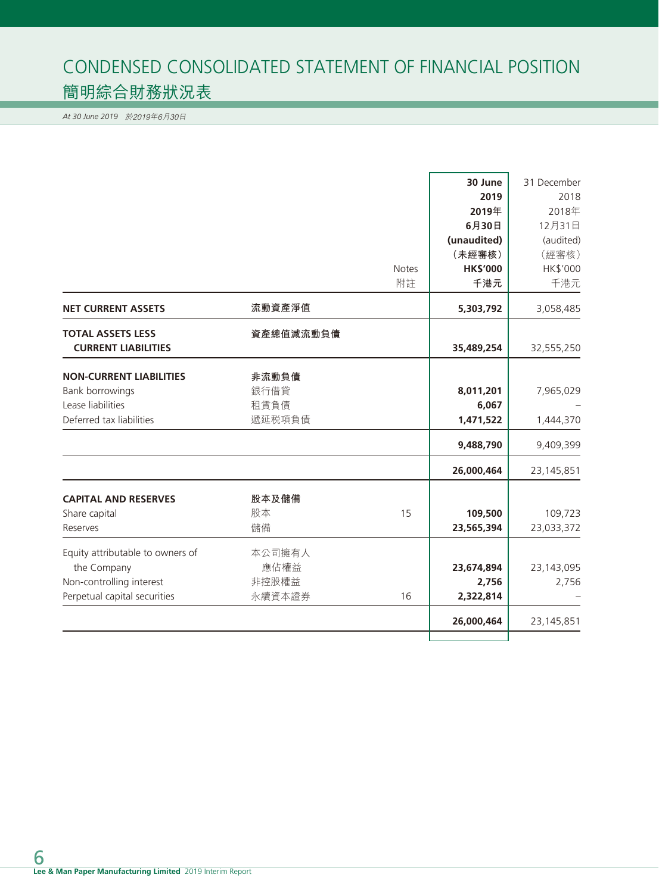# CONDENSED CONSOLIDATED STATEMENT OF FINANCIAL POSITION
## 簡明綜合財務狀況表

*At 30 June 2019 於2019年6月30日*

| | | Notes<br>附註 | **30 June 2019<br>2019年6月30日<br>(unaudited)<br>(未經審核)<br>HK$'000<br>千港元** | 31 December 2018<br>2018年12月31日<br>(audited)<br>(經審核)<br>HK$'000<br>千港元 |
|---|---|---|---|---|
| **NET CURRENT ASSETS** | **流動資產淨值** | | **5,303,792** | 3,058,485 |
| **TOTAL ASSETS LESS CURRENT LIABILITIES** | **資產總值減流動負債** | | **35,489,254** | 32,555,250 |
| **NON-CURRENT LIABILITIES** | **非流動負債** | | | |
| Bank borrowings | 銀行借貸 | | **8,011,201** | 7,965,029 |
| Lease liabilities | 租賃負債 | | **6,067** | – |
| Deferred tax liabilities | 遞延税項負債 | | **1,471,522** | 1,444,370 |
| | | | **9,488,790** | 9,409,399 |
| | | | **26,000,464** | 23,145,851 |
| **CAPITAL AND RESERVES** | **股本及儲備** | | | |
| Share capital | 股本 | 15 | **109,500** | 109,723 |
| Reserves | 儲備 | | **23,565,394** | 23,033,372 |
| Equity attributable to owners of the Company | 本公司擁有人應佔權益 | | **23,674,894** | 23,143,095 |
| Non-controlling interest | 非控股權益 | | **2,756** | 2,756 |
| Perpetual capital securities | 永續資本證券 | 16 | **2,322,814** | – |
| | | | **26,000,464** | 23,145,851 |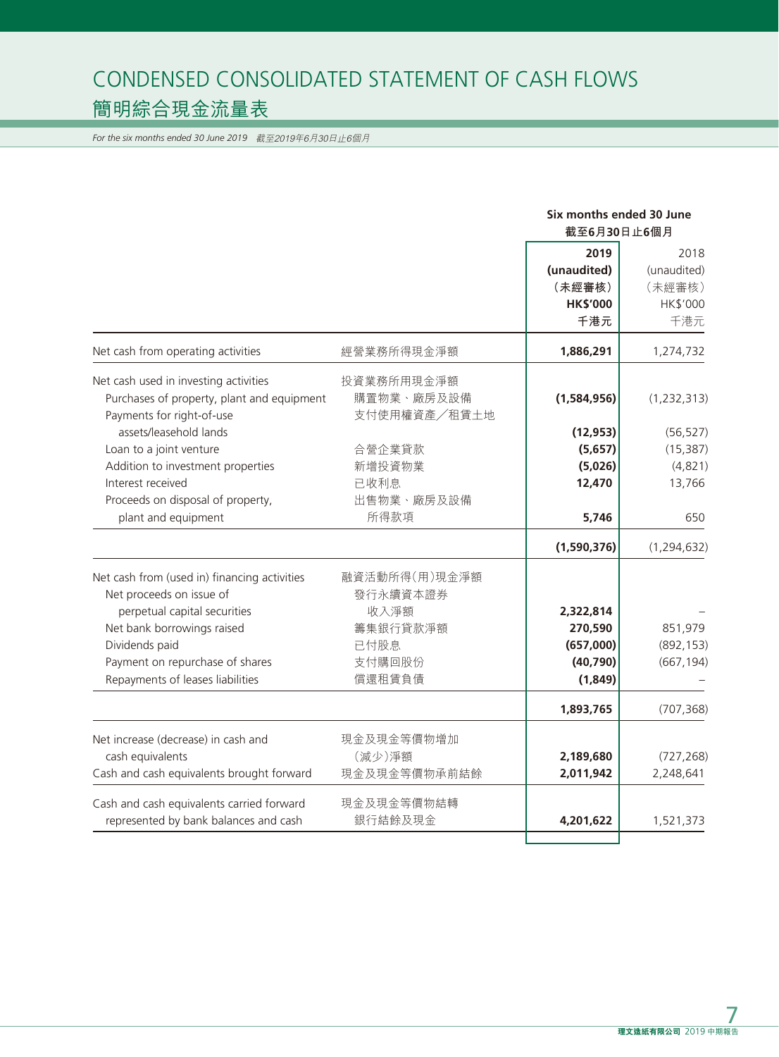# CONDENSED CONSOLIDATED STATEMENT OF CASH FLOWS

# 簡明綜合現金流量表

*For the six months ended 30 June 2019　截至2019年6月30日止6個月*

| | | **Six months ended 30 June 截至6月30日止6個月** | |
|---|---|---|---|
| | | **2019 (unaudited) (未經審核) HK$'000 千港元** | 2018 (unaudited) (未經審核) HK$'000 千港元 |
| Net cash from operating activities | 經營業務所得現金淨額 | **1,886,291** | 1,274,732 |
| Net cash used in investing activities | 投資業務所用現金淨額 | | |
| Purchases of property, plant and equipment | 購置物業、廠房及設備 | **(1,584,956)** | (1,232,313) |
| Payments for right-of-use assets/leasehold lands | 支付使用權資產／租賃土地 | **(12,953)** | (56,527) |
| Loan to a joint venture | 合營企業貸款 | **(5,657)** | (15,387) |
| Addition to investment properties | 新增投資物業 | **(5,026)** | (4,821) |
| Interest received | 已收利息 | **12,470** | 13,766 |
| Proceeds on disposal of property, plant and equipment | 出售物業、廠房及設備所得款項 | **5,746** | 650 |
| | | **(1,590,376)** | (1,294,632) |
| Net cash from (used in) financing activities | 融資活動所得(用)現金淨額 | | |
| Net proceeds on issue of perpetual capital securities | 發行永續資本證券收入淨額 | **2,322,814** | – |
| Net bank borrowings raised | 籌集銀行貸款淨額 | **270,590** | 851,979 |
| Dividends paid | 已付股息 | **(657,000)** | (892,153) |
| Payment on repurchase of shares | 支付購回股份 | **(40,790)** | (667,194) |
| Repayments of leases liabilities | 償還租賃負債 | **(1,849)** | – |
| | | **1,893,765** | (707,368) |
| Net increase (decrease) in cash and cash equivalents | 現金及現金等價物增加(減少)淨額 | **2,189,680** | (727,268) |
| Cash and cash equivalents brought forward | 現金及現金等價物承前結餘 | **2,011,942** | 2,248,641 |
| Cash and cash equivalents carried forward represented by bank balances and cash | 現金及現金等價物結轉銀行結餘及現金 | **4,201,622** | 1,521,373 |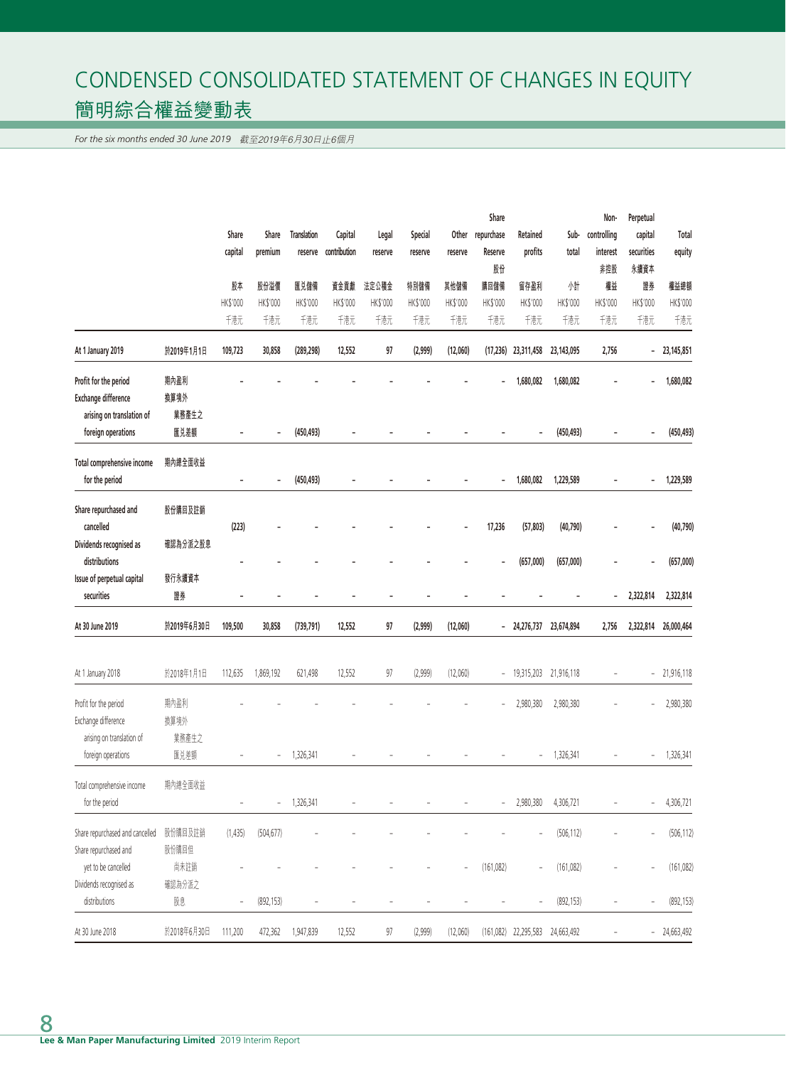# CONDENSED CONSOLIDATED STATEMENT OF CHANGES IN EQUITY
# 簡明綜合權益變動表

*For the six months ended 30 June 2019　截至2019年6月30日止6個月*

| | | Share capital 股本 HK$'000 千港元 | Share premium 股份溢價 HK$'000 千港元 | Translation reserve 匯兌儲備 HK$'000 千港元 | Capital contribution 資金貢獻 HK$'000 千港元 | Legal reserve 法定公積金 HK$'000 千港元 | Special reserve 特別儲備 HK$'000 千港元 | Other reserve 其他儲備 HK$'000 千港元 | Share repurchase Reserve 股份購回儲備 HK$'000 千港元 | Retained profits 留存盈利 HK$'000 千港元 | Sub-total 小計 HK$'000 千港元 | Non-controlling interest 非控股權益 HK$'000 千港元 | Perpetual capital securities 永續資本證券 HK$'000 千港元 | Total equity 權益總額 HK$'000 千港元 |
|---|---|---|---|---|---|---|---|---|---|---|---|---|---|---|
| **At 1 January 2019** | **於2019年1月1日** | **109,723** | **30,858** | **(289,298)** | **12,552** | **97** | **(2,999)** | **(12,060)** | **(17,236)** | **23,311,458** | **23,143,095** | **2,756** | **–** | **23,145,851** |
| **Profit for the period** | **期內盈利** | **–** | **–** | **–** | **–** | **–** | **–** | **–** | **–** | **1,680,082** | **1,680,082** | **–** | **–** | **1,680,082** |
| **Exchange difference arising on translation of foreign operations** | **換算境外業務產生之匯兌差額** | **–** | **–** | **(450,493)** | **–** | **–** | **–** | **–** | **–** | **–** | **(450,493)** | **–** | **–** | **(450,493)** |
| **Total comprehensive income for the period** | **期內總全面收益** | **–** | **–** | **(450,493)** | **–** | **–** | **–** | **–** | **–** | **1,680,082** | **1,229,589** | **–** | **–** | **1,229,589** |
| **Share repurchased and cancelled** | **股份購回及註銷** | **(223)** | **–** | **–** | **–** | **–** | **–** | **–** | **17,236** | **(57,803)** | **(40,790)** | **–** | **–** | **(40,790)** |
| **Dividends recognised as distributions** | **確認為分派之股息** | **–** | **–** | **–** | **–** | **–** | **–** | **–** | **–** | **(657,000)** | **(657,000)** | **–** | **–** | **(657,000)** |
| **Issue of perpetual capital securities** | **發行永續資本證券** | **–** | **–** | **–** | **–** | **–** | **–** | **–** | **–** | **–** | **–** | **–** | **2,322,814** | **2,322,814** |
| **At 30 June 2019** | **於2019年6月30日** | **109,500** | **30,858** | **(739,791)** | **12,552** | **97** | **(2,999)** | **(12,060)** | **–** | **24,276,737** | **23,674,894** | **2,756** | **2,322,814** | **26,000,464** |
| At 1 January 2018 | 於2018年1月1日 | 112,635 | 1,869,192 | 621,498 | 12,552 | 97 | (2,999) | (12,060) | – | 19,315,203 | 21,916,118 | – | – | 21,916,118 |
| Profit for the period | 期內盈利 | – | – | – | – | – | – | – | – | 2,980,380 | 2,980,380 | – | – | 2,980,380 |
| Exchange difference arising on translation of foreign operations | 換算境外業務產生之匯兌差額 | – | – | 1,326,341 | – | – | – | – | – | – | 1,326,341 | – | – | 1,326,341 |
| Total comprehensive income for the period | 期內總全面收益 | – | – | 1,326,341 | – | – | – | – | – | 2,980,380 | 4,306,721 | – | – | 4,306,721 |
| Share repurchased and cancelled | 股份購回及註銷 | (1,435) | (504,677) | – | – | – | – | – | – | – | (506,112) | – | – | (506,112) |
| Share repurchased and yet to be cancelled | 股份購回但尚未註銷 | – | – | – | – | – | – | – | (161,082) | – | (161,082) | – | – | (161,082) |
| Dividends recognised as distributions | 確認為分派之股息 | – | (892,153) | – | – | – | – | – | – | – | (892,153) | – | – | (892,153) |
| At 30 June 2018 | 於2018年6月30日 | 111,200 | 472,362 | 1,947,839 | 12,552 | 97 | (2,999) | (12,060) | (161,082) | 22,295,583 | 24,663,492 | – | – | 24,663,492 |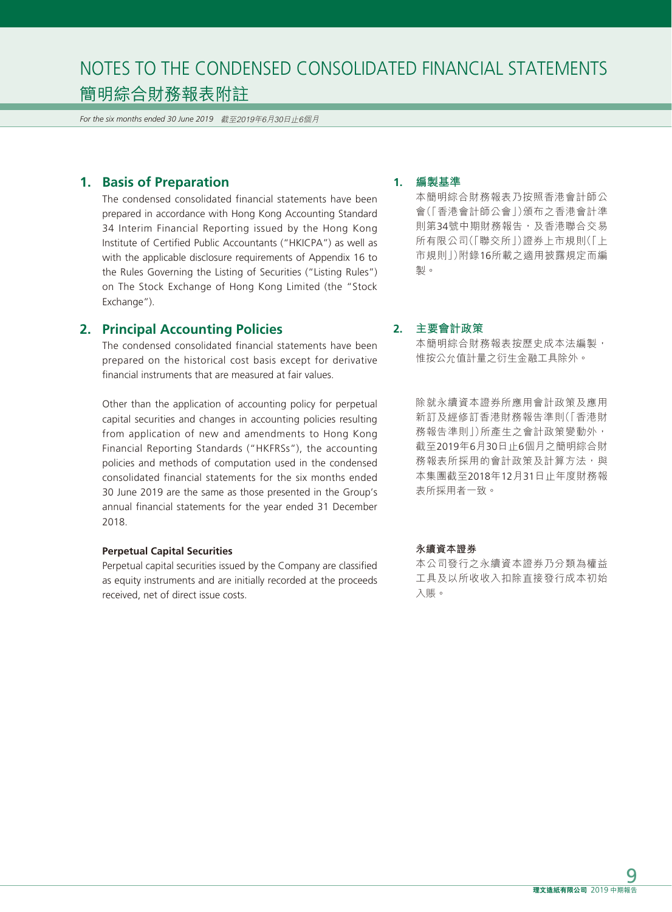# NOTES TO THE CONDENSED CONSOLIDATED FINANCIAL STATEMENTS
# 簡明綜合財務報表附註

*For the six months ended 30 June 2019 截至2019年6月30日止6個月*

## 1. Basis of Preparation

The condensed consolidated financial statements have been prepared in accordance with Hong Kong Accounting Standard 34 Interim Financial Reporting issued by the Hong Kong Institute of Certified Public Accountants ("HKICPA") as well as with the applicable disclosure requirements of Appendix 16 to the Rules Governing the Listing of Securities ("Listing Rules") on The Stock Exchange of Hong Kong Limited (the "Stock Exchange").

## 1. 編製基準

本簡明綜合財務報表乃按照香港會計師公會(「香港會計師公會」)頒布之香港會計準則第34號中期財務報告，及香港聯合交易所有限公司(「聯交所」)證券上市規則(「上市規則」)附錄16所載之適用披露規定而編製。

## 2. Principal Accounting Policies

The condensed consolidated financial statements have been prepared on the historical cost basis except for derivative financial instruments that are measured at fair values.

Other than the application of accounting policy for perpetual capital securities and changes in accounting policies resulting from application of new and amendments to Hong Kong Financial Reporting Standards ("HKFRSs"), the accounting policies and methods of computation used in the condensed consolidated financial statements for the six months ended 30 June 2019 are the same as those presented in the Group's annual financial statements for the year ended 31 December 2018.

**Perpetual Capital Securities**

Perpetual capital securities issued by the Company are classified as equity instruments and are initially recorded at the proceeds received, net of direct issue costs.

## 2. 主要會計政策

本簡明綜合財務報表按歷史成本法編製，惟按公允值計量之衍生金融工具除外。

除就永續資本證券所應用會計政策及應用新訂及經修訂香港財務報告準則(「香港財務報告準則」)所產生之會計政策變動外，截至2019年6月30日止6個月之簡明綜合財務報表所採用的會計政策及計算方法，與本集團截至2018年12月31日止年度財務報表所採用者一致。

**永續資本證券**

本公司發行之永續資本證券乃分類為權益工具及以所收收入扣除直接發行成本初始入賬。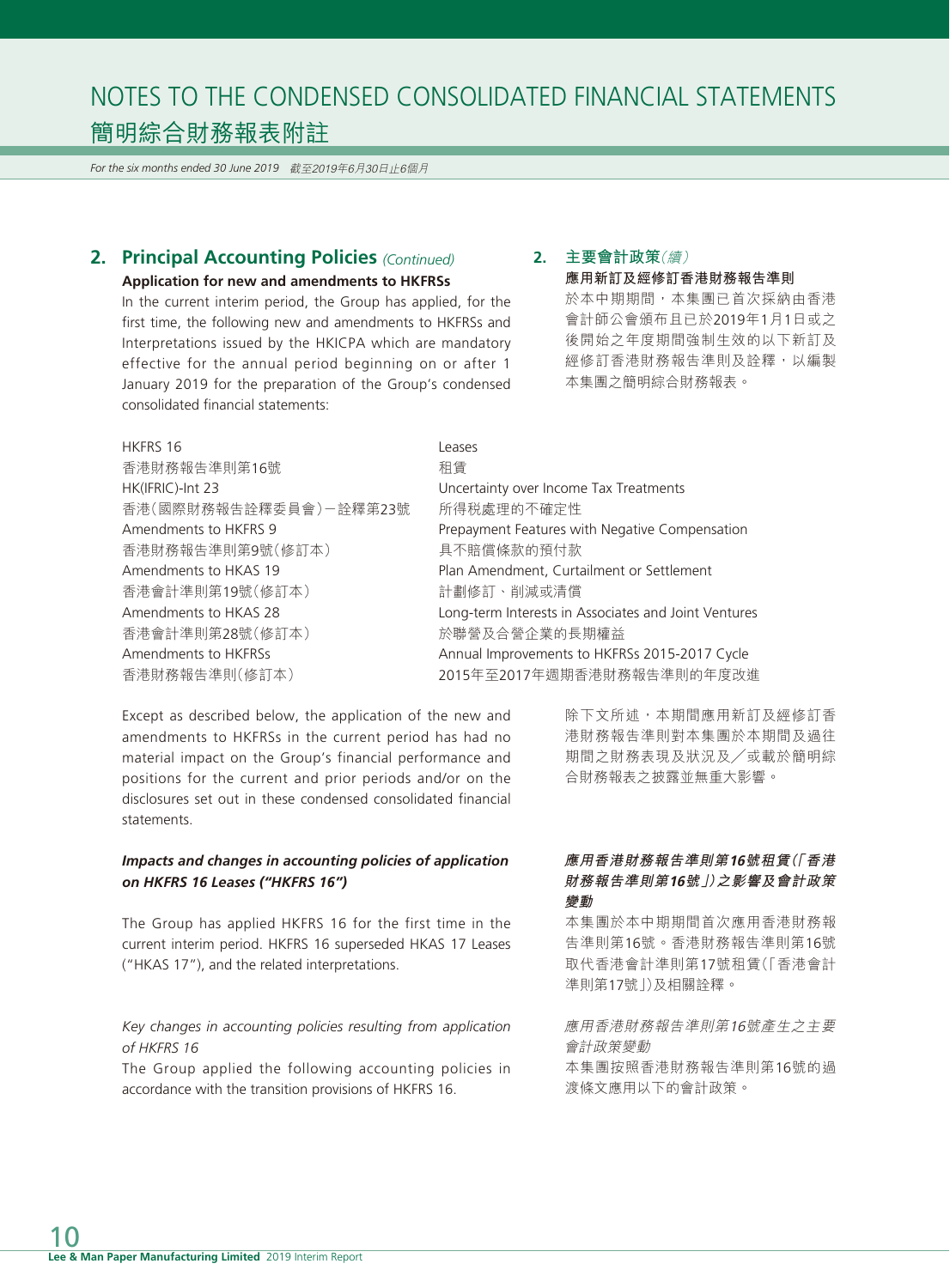# NOTES TO THE CONDENSED CONSOLIDATED FINANCIAL STATEMENTS
# 簡明綜合財務報表附註

*For the six months ended 30 June 2019 截至2019年6月30日止6個月*

## 2. Principal Accounting Policies *(Continued)*

**Application for new and amendments to HKFRSs**

In the current interim period, the Group has applied, for the first time, the following new and amendments to HKFRSs and Interpretations issued by the HKICPA which are mandatory effective for the annual period beginning on or after 1 January 2019 for the preparation of the Group's condensed consolidated financial statements:

## 2. 主要會計政策*（續）*

**應用新訂及經修訂香港財務報告準則**

於本中期期間，本集團已首次採納由香港會計師公會頒布且已於2019年1月1日或之後開始之年度期間強制生效的以下新訂及經修訂香港財務報告準則及詮釋，以編製本集團之簡明綜合財務報表。

| | |
|---|---|
| HKFRS 16<br>香港財務報告準則第16號 | Leases<br>租賃 |
| HK(IFRIC)-Int 23<br>香港（國際財務報告詮釋委員會）－詮釋第23號 | Uncertainty over Income Tax Treatments<br>所得稅處理的不確定性 |
| Amendments to HKFRS 9<br>香港財務報告準則第9號（修訂本） | Prepayment Features with Negative Compensation<br>具不賠償條款的預付款 |
| Amendments to HKAS 19<br>香港會計準則第19號（修訂本） | Plan Amendment, Curtailment or Settlement<br>計劃修訂、削減或清償 |
| Amendments to HKAS 28<br>香港會計準則第28號（修訂本） | Long-term Interests in Associates and Joint Ventures<br>於聯營及合營企業的長期權益 |
| Amendments to HKFRSs<br>香港財務報告準則（修訂本） | Annual Improvements to HKFRSs 2015-2017 Cycle<br>2015年至2017年週期香港財務報告準則的年度改進 |

Except as described below, the application of the new and amendments to HKFRSs in the current period has had no material impact on the Group's financial performance and positions for the current and prior periods and/or on the disclosures set out in these condensed consolidated financial statements.

除下文所述，本期間應用新訂及經修訂香港財務報告準則對本集團於本期間及過往期間之財務表現及狀況及／或載於簡明綜合財務報表之披露並無重大影響。

***Impacts and changes in accounting policies of application on HKFRS 16 Leases ("HKFRS 16")***

The Group has applied HKFRS 16 for the first time in the current interim period. HKFRS 16 superseded HKAS 17 Leases ("HKAS 17"), and the related interpretations.

***應用香港財務報告準則第16號租賃（「香港財務報告準則第16號」）之影響及會計政策變動***

本集團於本中期期間首次應用香港財務報告準則第16號。香港財務報告準則第16號取代香港會計準則第17號租賃（「香港會計準則第17號」）及相關詮釋。

*Key changes in accounting policies resulting from application of HKFRS 16*

The Group applied the following accounting policies in accordance with the transition provisions of HKFRS 16.

*應用香港財務報告準則第16號產生之主要會計政策變動*

本集團按照香港財務報告準則第16號的過渡條文應用以下的會計政策。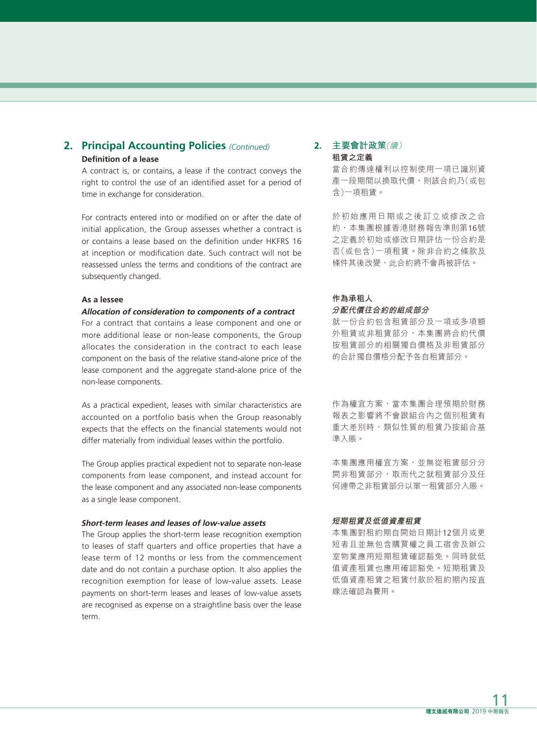## 2. Principal Accounting Policies *(Continued)*

**Definition of a lease**

A contract is, or contains, a lease if the contract conveys the right to control the use of an identified asset for a period of time in exchange for consideration.

For contracts entered into or modified on or after the date of initial application, the Group assesses whether a contract is or contains a lease based on the definition under HKFRS 16 at inception or modification date. Such contract will not be reassessed unless the terms and conditions of the contract are subsequently changed.

**As a lessee**

***Allocation of consideration to components of a contract***

For a contract that contains a lease component and one or more additional lease or non-lease components, the Group allocates the consideration in the contract to each lease component on the basis of the relative stand-alone price of the lease component and the aggregate stand-alone price of the non-lease components.

As a practical expedient, leases with similar characteristics are accounted on a portfolio basis when the Group reasonably expects that the effects on the financial statements would not differ materially from individual leases within the portfolio.

The Group applies practical expedient not to separate non-lease components from lease component, and instead account for the lease component and any associated non-lease components as a single lease component.

***Short-term leases and leases of low-value assets***

The Group applies the short-term lease recognition exemption to leases of staff quarters and office properties that have a lease term of 12 months or less from the commencement date and do not contain a purchase option. It also applies the recognition exemption for lease of low-value assets. Lease payments on short-term leases and leases of low-value assets are recognised as expense on a straightline basis over the lease term.

## 2. 主要會計政策*（續）*

**租賃之定義**

當合約傳達權利以控制使用一項已識別資產一段期間以換取代價，則該合約乃（或包含）一項租賃。

於初始應用日期或之後訂立或修改之合約，本集團根據香港財務報告準則第16號之定義於初始或修改日期評估一份合約是否（或包含）一項租賃。除非合約之條款及條件其後改變，此合約將不會再被評估。

**作為承租人**

***分配代價往合約的組成部分***

就一份合約包含租賃部分及一項或多項額外租賃或非租賃部分，本集團將合約代價按租賃部分的相關獨自價格及非租賃部分的合計獨自價格分配予各自租賃部分。

作為權宜方案，當本集團合理預期於財務報表之影響將不會跟組合內之個別租賃有重大差別時，類似性質的租賃乃按組合基準入賬。

本集團應用權宜方案，並無從租賃部分分開非租賃部分，取而代之就租賃部分及任何連帶之非租賃部分以單一租賃部分入賬。

***短期租賃及低值資產租賃***

本集團對租約期自開始日期計12個月或更短者且並無包含購買權之員工宿舍及辦公室物業應用短期租賃確認豁免。同時就低值資產租賃也應用確認豁免。短期租賃及低值資產租賃之租賃付款於租約期內按直線法確認為費用。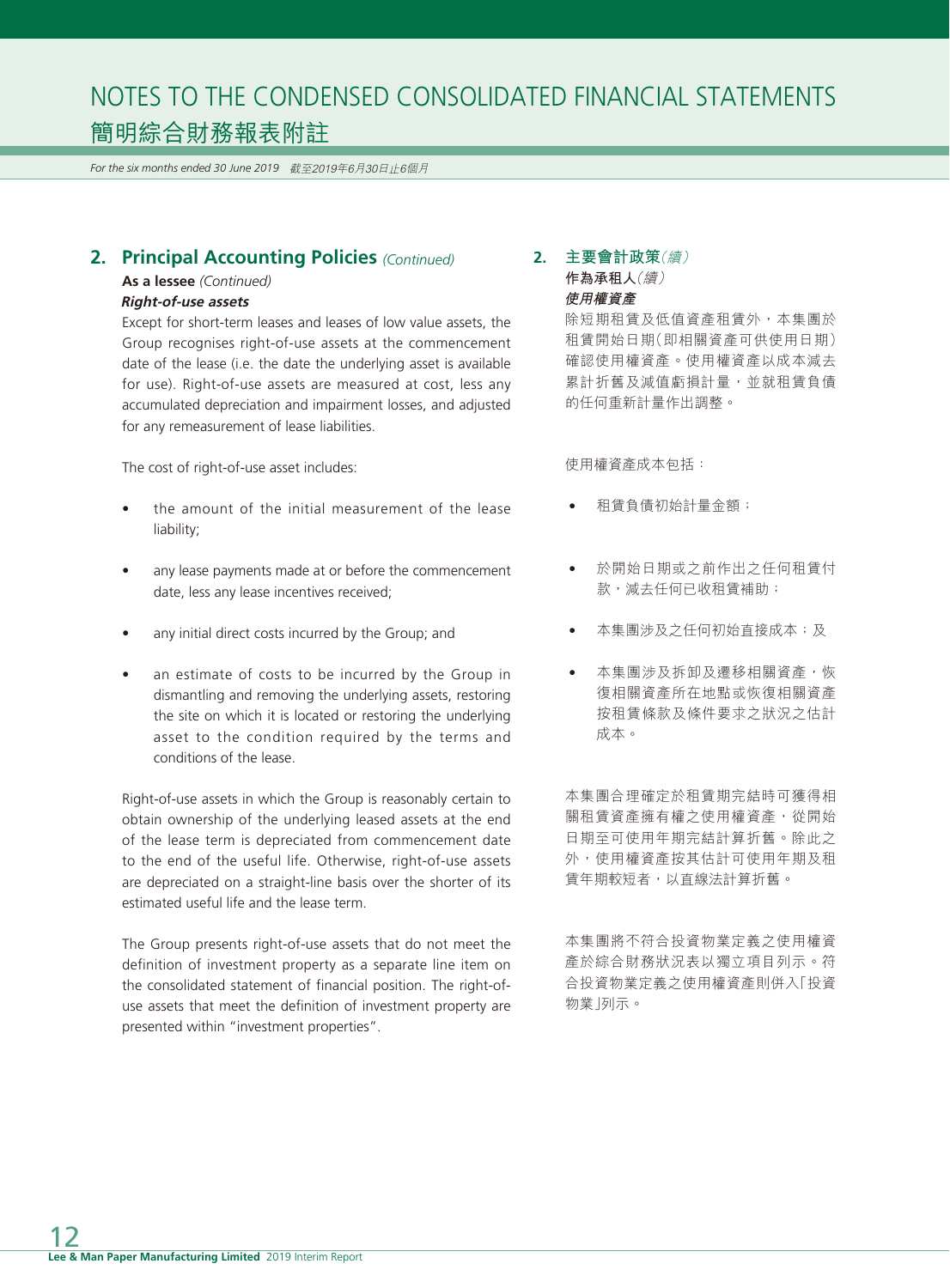## 2. Principal Accounting Policies *(Continued)*

**As a lessee** *(Continued)*

***Right-of-use assets***

Except for short-term leases and leases of low value assets, the Group recognises right-of-use assets at the commencement date of the lease (i.e. the date the underlying asset is available for use). Right-of-use assets are measured at cost, less any accumulated depreciation and impairment losses, and adjusted for any remeasurement of lease liabilities.

The cost of right-of-use asset includes:

- the amount of the initial measurement of the lease liability;
- any lease payments made at or before the commencement date, less any lease incentives received;
- any initial direct costs incurred by the Group; and
- an estimate of costs to be incurred by the Group in dismantling and removing the underlying assets, restoring the site on which it is located or restoring the underlying asset to the condition required by the terms and conditions of the lease.

Right-of-use assets in which the Group is reasonably certain to obtain ownership of the underlying leased assets at the end of the lease term is depreciated from commencement date to the end of the useful life. Otherwise, right-of-use assets are depreciated on a straight-line basis over the shorter of its estimated useful life and the lease term.

The Group presents right-of-use assets that do not meet the definition of investment property as a separate line item on the consolidated statement of financial position. The right-of-use assets that meet the definition of investment property are presented within "investment properties".

## 2. 主要會計政策*（續）*

**作為承租人***（續）*

***使用權資產***

除短期租賃及低值資產租賃外，本集團於租賃開始日期（即相關資產可供使用日期）確認使用權資產。使用權資產以成本減去累計折舊及減值虧損計量，並就租賃負債的任何重新計量作出調整。

使用權資產成本包括：

- 租賃負債初始計量金額；
- 於開始日期或之前作出之任何租賃付款，減去任何已收租賃補助；
- 本集團涉及之任何初始直接成本；及
- 本集團涉及拆卸及遷移相關資產，恢復相關資產所在地點或恢復相關資產按租賃條款及條件要求之狀況之估計成本。

本集團合理確定於租賃期完結時可獲得相關租賃資產擁有權之使用權資產，從開始日期至可使用年期完結計算折舊。除此之外，使用權資產按其估計可使用年期及租賃年期較短者，以直線法計算折舊。

本集團將不符合投資物業定義之使用權資產於綜合財務狀況表以獨立項目列示。符合投資物業定義之使用權資產則併入「投資物業」列示。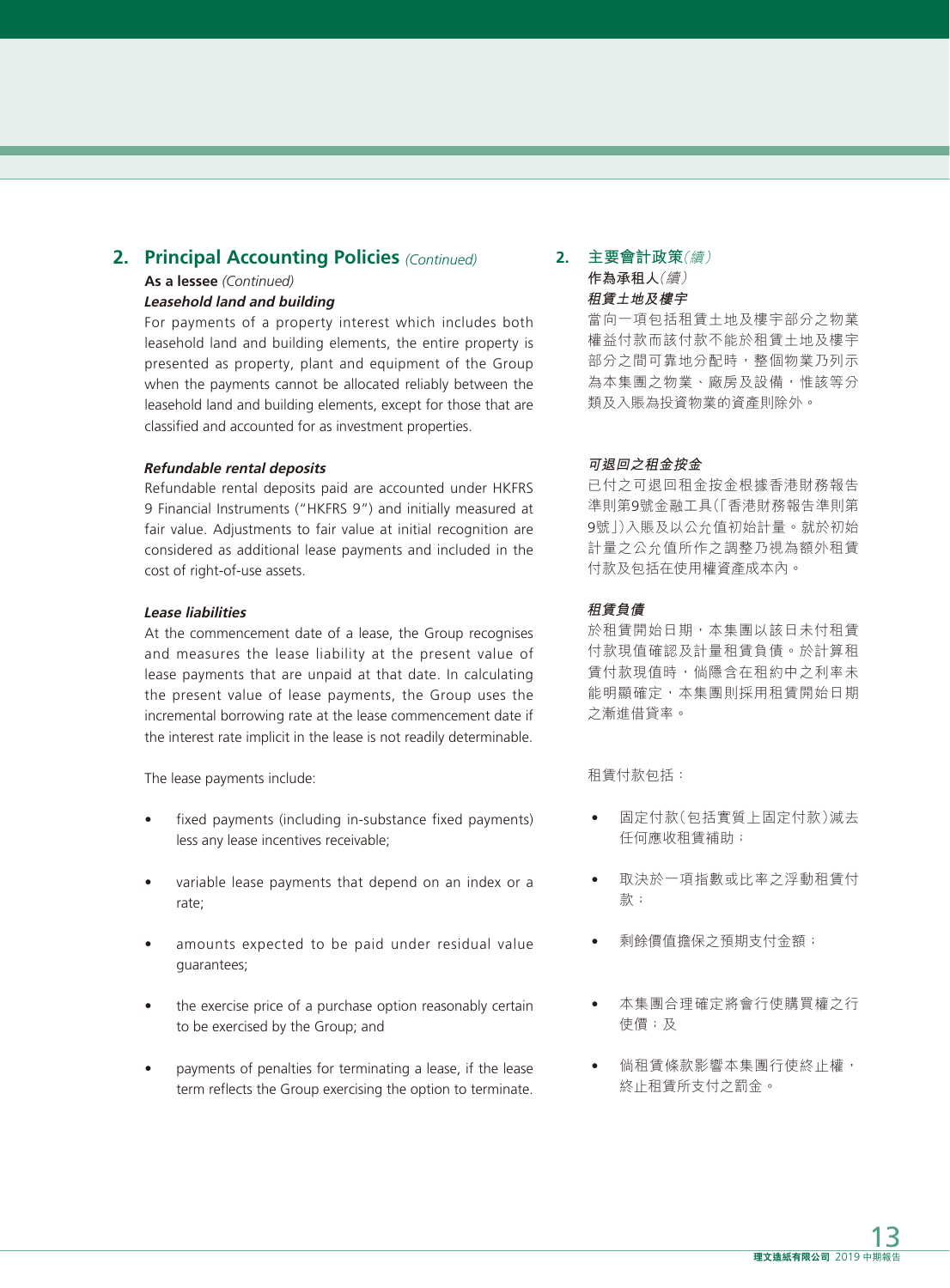## 2. Principal Accounting Policies *(Continued)*

**As a lessee** *(Continued)*

***Leasehold land and building***

For payments of a property interest which includes both leasehold land and building elements, the entire property is presented as property, plant and equipment of the Group when the payments cannot be allocated reliably between the leasehold land and building elements, except for those that are classified and accounted for as investment properties.

***Refundable rental deposits***

Refundable rental deposits paid are accounted under HKFRS 9 Financial Instruments ("HKFRS 9") and initially measured at fair value. Adjustments to fair value at initial recognition are considered as additional lease payments and included in the cost of right-of-use assets.

***Lease liabilities***

At the commencement date of a lease, the Group recognises and measures the lease liability at the present value of lease payments that are unpaid at that date. In calculating the present value of lease payments, the Group uses the incremental borrowing rate at the lease commencement date if the interest rate implicit in the lease is not readily determinable.

The lease payments include:

- fixed payments (including in-substance fixed payments) less any lease incentives receivable;
- variable lease payments that depend on an index or a rate;
- amounts expected to be paid under residual value guarantees;
- the exercise price of a purchase option reasonably certain to be exercised by the Group; and
- payments of penalties for terminating a lease, if the lease term reflects the Group exercising the option to terminate.

## 2. 主要會計政策*（續）*

**作為承租人***（續）*

***租賃土地及樓宇***

當向一項包括租賃土地及樓宇部分之物業權益付款而該付款不能於租賃土地及樓宇部分之間可靠地分配時，整個物業乃列示為本集團之物業、廠房及設備，惟該等分類及入賬為投資物業的資產則除外。

***可退回之租金按金***

已付之可退回租金按金根據香港財務報告準則第9號金融工具（「香港財務報告準則第9號」）入賬及以公允值初始計量。就於初始計量之公允值所作之調整乃視為額外租賃付款及包括在使用權資產成本內。

***租賃負債***

於租賃開始日期，本集團以該日未付租賃付款現值確認及計量租賃負債。於計算租賃付款現值時，倘隱含在租約中之利率未能明顯確定，本集團則採用租賃開始日期之漸進借貸率。

租賃付款包括：

- 固定付款（包括實質上固定付款）減去任何應收租賃補助；
- 取決於一項指數或比率之浮動租賃付款；
- 剩餘價值擔保之預期支付金額；
- 本集團合理確定將會行使購買權之行使價；及
- 倘租賃條款影響本集團行使終止權，終止租賃所支付之罰金。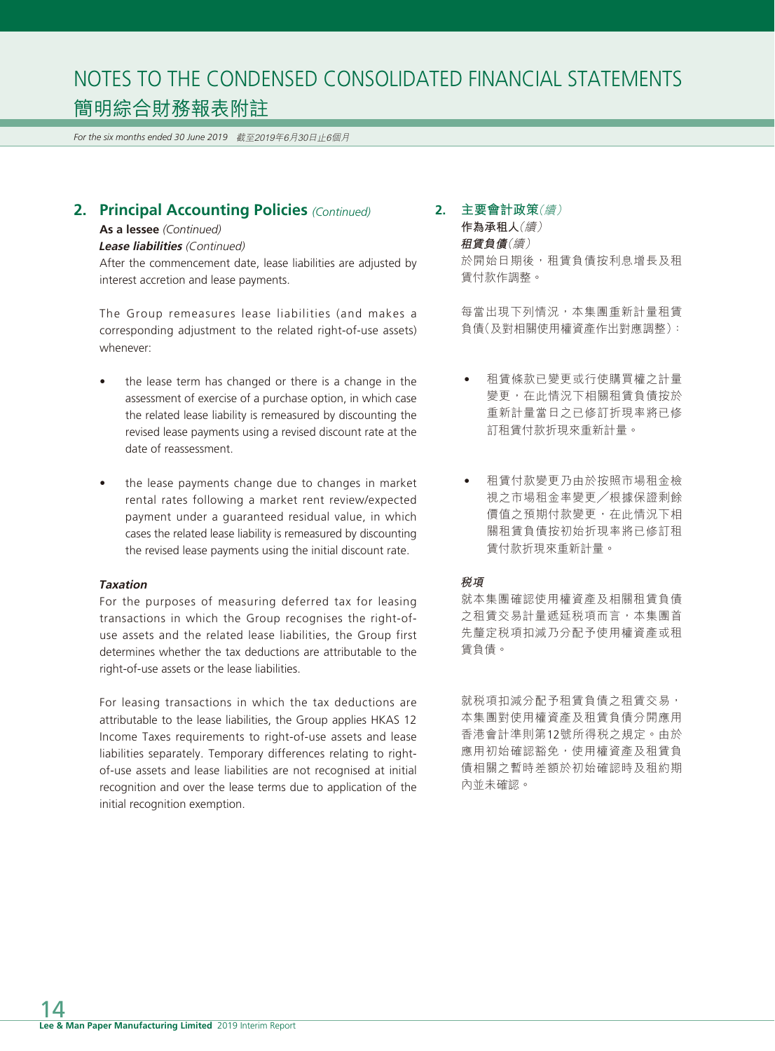## 2. Principal Accounting Policies *(Continued)*

**As a lessee** *(Continued)*

***Lease liabilities*** *(Continued)*

After the commencement date, lease liabilities are adjusted by interest accretion and lease payments.

The Group remeasures lease liabilities (and makes a corresponding adjustment to the related right-of-use assets) whenever:

- the lease term has changed or there is a change in the assessment of exercise of a purchase option, in which case the related lease liability is remeasured by discounting the revised lease payments using a revised discount rate at the date of reassessment.

- the lease payments change due to changes in market rental rates following a market rent review/expected payment under a guaranteed residual value, in which cases the related lease liability is remeasured by discounting the revised lease payments using the initial discount rate.

***Taxation***

For the purposes of measuring deferred tax for leasing transactions in which the Group recognises the right-of-use assets and the related lease liabilities, the Group first determines whether the tax deductions are attributable to the right-of-use assets or the lease liabilities.

For leasing transactions in which the tax deductions are attributable to the lease liabilities, the Group applies HKAS 12 Income Taxes requirements to right-of-use assets and lease liabilities separately. Temporary differences relating to right-of-use assets and lease liabilities are not recognised at initial recognition and over the lease terms due to application of the initial recognition exemption.

## 2. 主要會計政策*(續)*

**作為承租人***(續)*

***租賃負債****(續)*

於開始日期後，租賃負債按利息增長及租賃付款作調整。

每當出現下列情況，本集團重新計量租賃負債(及對相關使用權資產作出對應調整)：

- 租賃條款已變更或行使購買權之計量變更，在此情況下相關租賃負債按於重新計量當日之已修訂折現率將已修訂租賃付款折現來重新計量。

- 租賃付款變更乃由於按照市場租金檢視之市場租金率變更／根據保證剩餘價值之預期付款變更，在此情況下相關租賃負債按初始折現率將已修訂租賃付款折現來重新計量。

***稅項***

就本集團確認使用權資產及相關租賃負債之租賃交易計量遞延稅項而言，本集團首先釐定稅項扣減乃分配予使用權資產或租賃負債。

就稅項扣減分配予租賃負債之租賃交易，本集團對使用權資產及租賃負債分開應用香港會計準則第12號所得稅之規定。由於應用初始確認豁免，使用權資產及租賃負債相關之暫時差額於初始確認時及租約期內並未確認。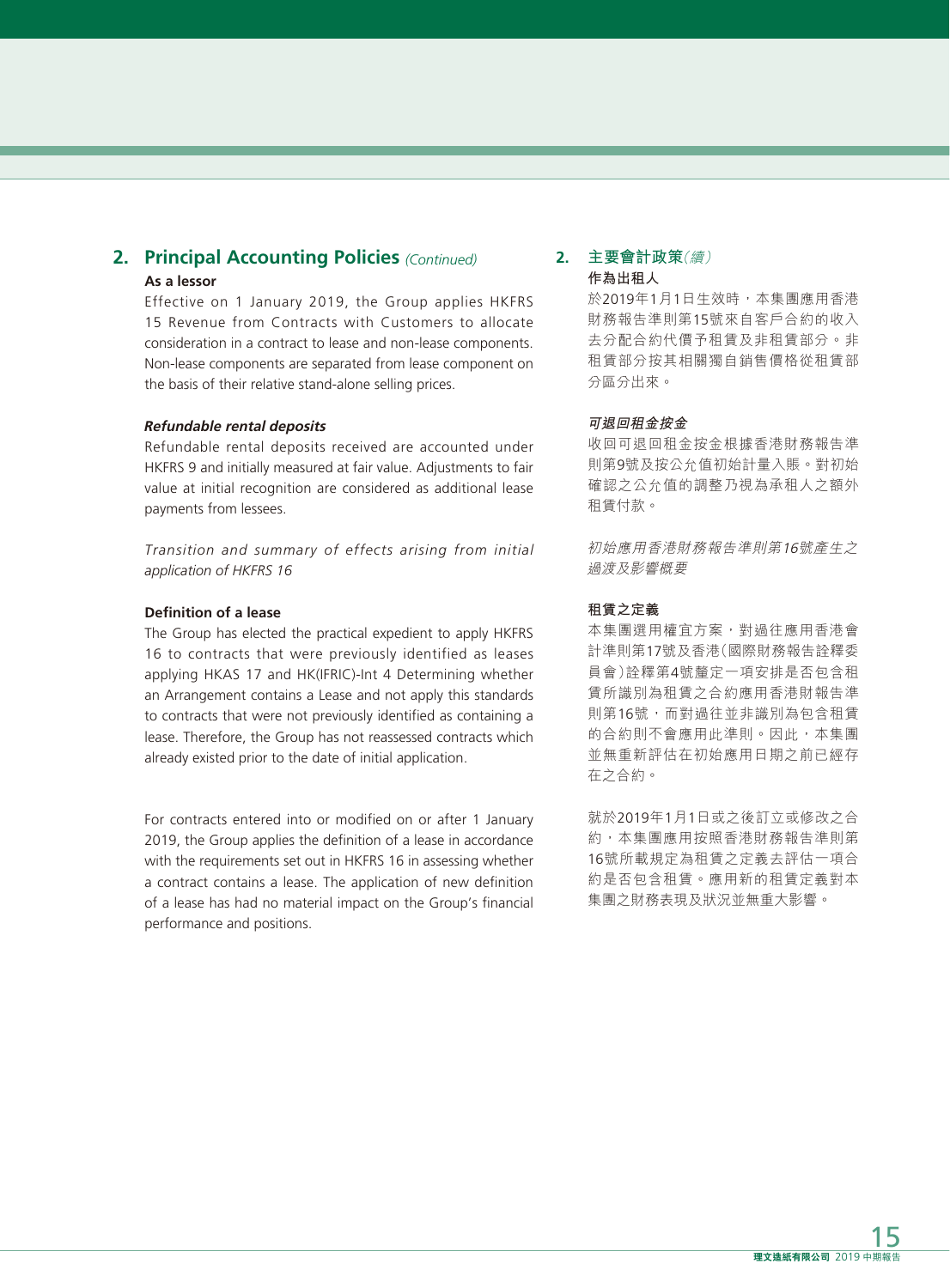## 2. Principal Accounting Policies *(Continued)*

**As a lessor**

Effective on 1 January 2019, the Group applies HKFRS 15 Revenue from Contracts with Customers to allocate consideration in a contract to lease and non-lease components. Non-lease components are separated from lease component on the basis of their relative stand-alone selling prices.

***Refundable rental deposits***

Refundable rental deposits received are accounted under HKFRS 9 and initially measured at fair value. Adjustments to fair value at initial recognition are considered as additional lease payments from lessees.

*Transition and summary of effects arising from initial application of HKFRS 16*

**Definition of a lease**

The Group has elected the practical expedient to apply HKFRS 16 to contracts that were previously identified as leases applying HKAS 17 and HK(IFRIC)-Int 4 Determining whether an Arrangement contains a Lease and not apply this standards to contracts that were not previously identified as containing a lease. Therefore, the Group has not reassessed contracts which already existed prior to the date of initial application.

For contracts entered into or modified on or after 1 January 2019, the Group applies the definition of a lease in accordance with the requirements set out in HKFRS 16 in assessing whether a contract contains a lease. The application of new definition of a lease has had no material impact on the Group's financial performance and positions.

## 2. 主要會計政策*（續）*

**作為出租人**

於2019年1月1日生效時，本集團應用香港財務報告準則第15號來自客戶合約的收入去分配合約代價予租賃及非租賃部分。非租賃部分按其相關獨自銷售價格從租賃部分區分出來。

***可退回租金按金***

收回可退回租金按金根據香港財務報告準則第9號及按公允值初始計量入賬。對初始確認之公允值的調整乃視為承租人之額外租賃付款。

*初始應用香港財務報告準則第16號產生之過渡及影響概要*

**租賃之定義**

本集團選用權宜方案，對過往應用香港會計準則第17號及香港(國際財務報告詮釋委員會)詮釋第4號釐定一項安排是否包含租賃所識別為租賃之合約應用香港財務報告準則第16號，而對過往並非識別為包含租賃的合約則不會應用此準則。因此，本集團並無重新評估在初始應用日期之前已經存在之合約。

就於2019年1月1日或之後訂立或修改之合約，本集團應用按照香港財務報告準則第16號所載規定為租賃之定義去評估一項合約是否包含租賃。應用新的租賃定義對本集團之財務表現及狀況並無重大影響。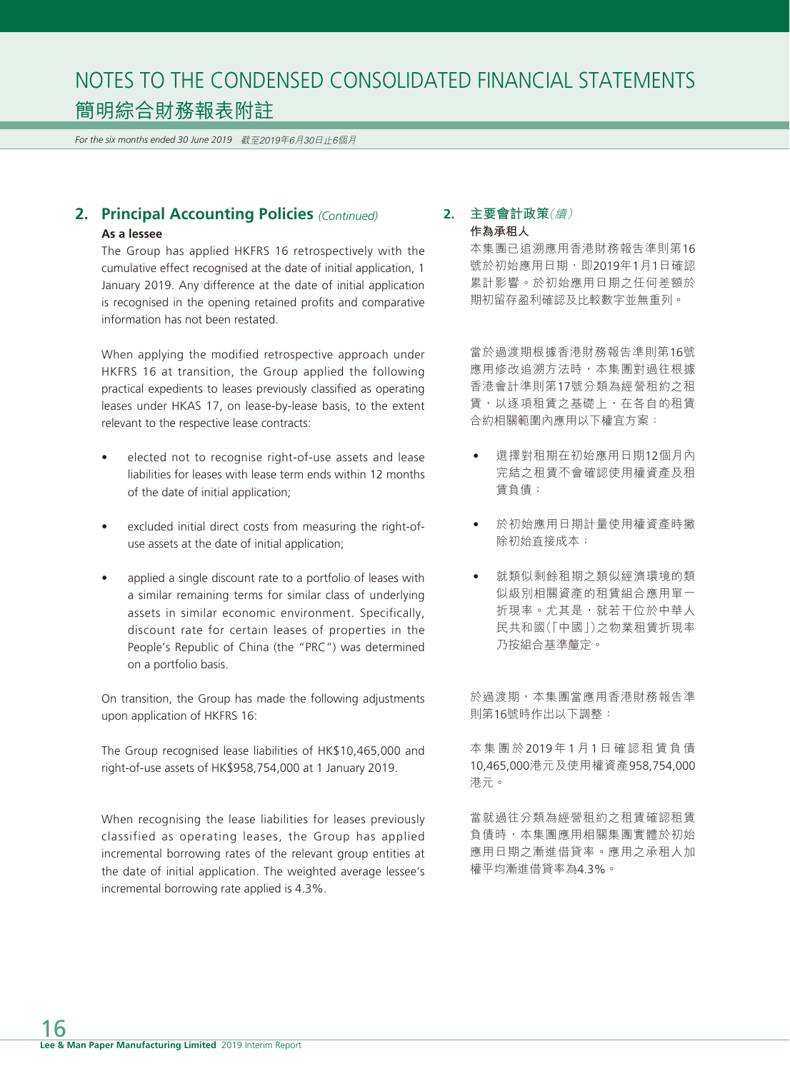## 2. Principal Accounting Policies *(Continued)*

**As a lessee**

The Group has applied HKFRS 16 retrospectively with the cumulative effect recognised at the date of initial application, 1 January 2019. Any difference at the date of initial application is recognised in the opening retained profits and comparative information has not been restated.

When applying the modified retrospective approach under HKFRS 16 at transition, the Group applied the following practical expedients to leases previously classified as operating leases under HKAS 17, on lease-by-lease basis, to the extent relevant to the respective lease contracts:

- elected not to recognise right-of-use assets and lease liabilities for leases with lease term ends within 12 months of the date of initial application;
- excluded initial direct costs from measuring the right-of-use assets at the date of initial application;
- applied a single discount rate to a portfolio of leases with a similar remaining terms for similar class of underlying assets in similar economic environment. Specifically, discount rate for certain leases of properties in the People's Republic of China (the "PRC") was determined on a portfolio basis.

On transition, the Group has made the following adjustments upon application of HKFRS 16:

The Group recognised lease liabilities of HK$10,465,000 and right-of-use assets of HK$958,754,000 at 1 January 2019.

When recognising the lease liabilities for leases previously classified as operating leases, the Group has applied incremental borrowing rates of the relevant group entities at the date of initial application. The weighted average lessee's incremental borrowing rate applied is 4.3%.

## 2. 主要會計政策*（續）*

**作為承租人**

本集團已追溯應用香港財務報告準則第16號於初始應用日期，即2019年1月1日確認累計影響。於初始應用日期之任何差額於期初留存盈利確認及比較數字並無重列。

當於過渡期根據香港財務報告準則第16號應用修改追溯方法時，本集團對過往根據香港會計準則第17號分類為經營租約之租賃，以逐項租賃之基礎上，在各自的租賃合約相關範圍內應用以下權宜方案：

- 選擇對租期在初始應用日期12個月內完結之租賃不會確認使用權資產及租賃負債；
- 於初始應用日期計量使用權資產時撇除初始直接成本；
- 就類似剩餘租期之類似經濟環境的類似級別相關資產的租賃組合應用單一折現率。尤其是，就若干位於中華人民共和國(「中國」)之物業租賃折現率乃按組合基準釐定。

於過渡期，本集團當應用香港財務報告準則第16號時作出以下調整：

本集團於2019年1月1日確認租賃負債10,465,000港元及使用權資產958,754,000港元。

當就過往分類為經營租約之租賃確認租賃負債時，本集團應用相關集團實體於初始應用日期之漸進借貸率。應用之承租人加權平均漸進借貸率為4.3%。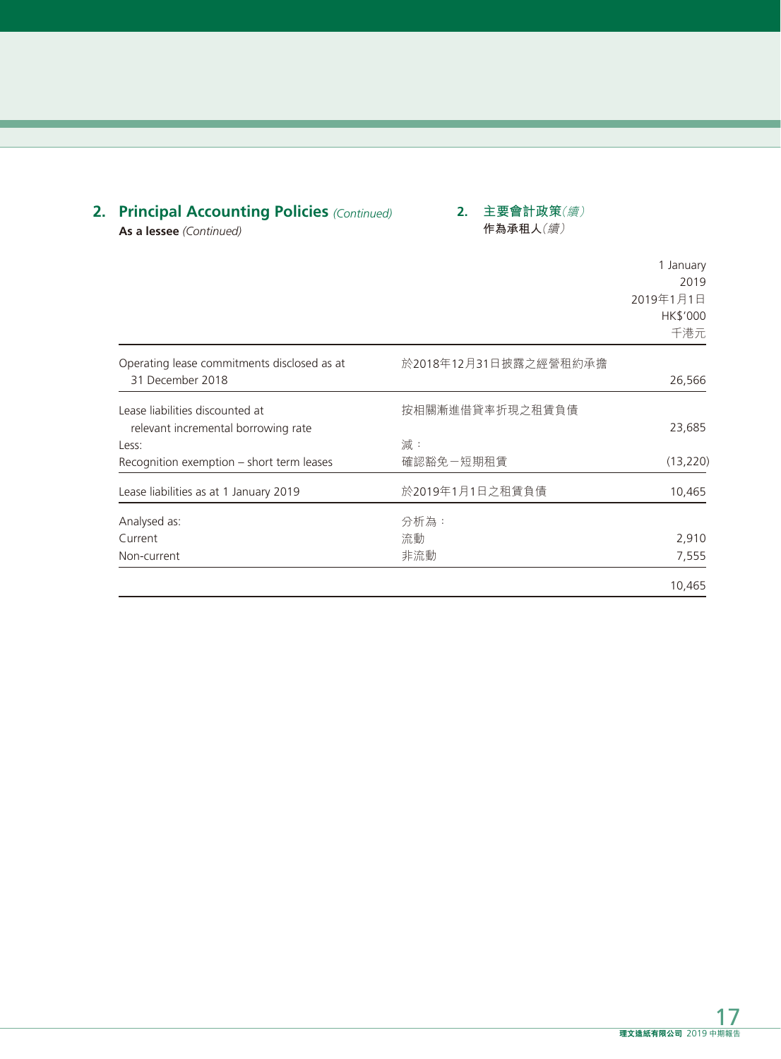## 2. Principal Accounting Policies *(Continued)*

**As a lessee** *(Continued)*

## 2. 主要會計政策*（續）*

**作為承租人***（續）*

| | | 1 January 2019<br>2019年1月1日<br>HK$'000<br>千港元 |
|---|---|---|
| Operating lease commitments disclosed as at 31 December 2018 | 於2018年12月31日披露之經營租約承擔 | 26,566 |
| Lease liabilities discounted at relevant incremental borrowing rate | 按相關漸進借貸率折現之租賃負債 | 23,685 |
| Less: | 減： | |
| Recognition exemption – short term leases | 確認豁免－短期租賃 | (13,220) |
| Lease liabilities as at 1 January 2019 | 於2019年1月1日之租賃負債 | 10,465 |
| Analysed as: | 分析為： | |
| Current | 流動 | 2,910 |
| Non-current | 非流動 | 7,555 |
| | | 10,465 |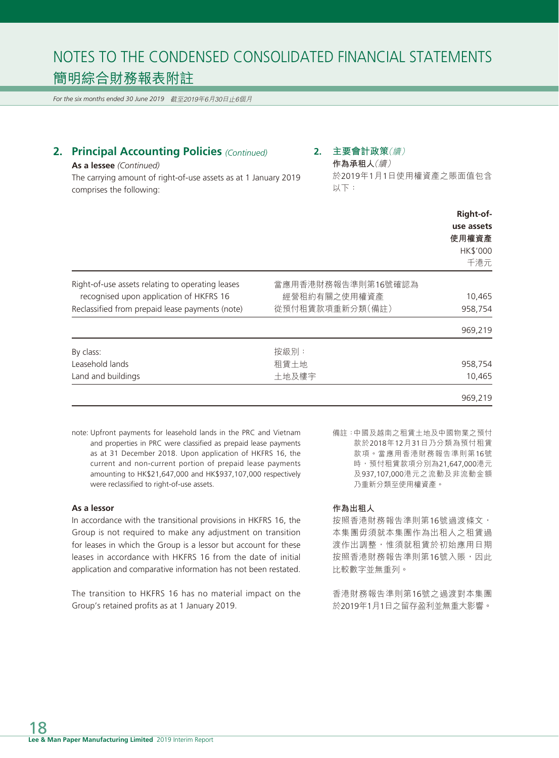## 2. Principal Accounting Policies *(Continued)*

**As a lessee** *(Continued)*

The carrying amount of right-of-use assets as at 1 January 2019 comprises the following:

## 2. 主要會計政策*（續）*

**作為承租人***（續）*

於2019年1月1日使用權資產之賬面值包含以下：

| | | Right-of-use assets 使用權資產 HK$'000 千港元 |
|---|---|---|
| Right-of-use assets relating to operating leases recognised upon application of HKFRS 16 | 當應用香港財務報告準則第16號確認為經營租約有關之使用權資產 | 10,465 |
| Reclassified from prepaid lease payments (note) | 從預付租賃款項重新分類（備註） | 958,754 |
| | | 969,219 |
| By class: | 按級別： | |
| Leasehold lands | 租賃土地 | 958,754 |
| Land and buildings | 土地及樓宇 | 10,465 |
| | | 969,219 |

note: Upfront payments for leasehold lands in the PRC and Vietnam and properties in PRC were classified as prepaid lease payments as at 31 December 2018. Upon application of HKFRS 16, the current and non-current portion of prepaid lease payments amounting to HK$21,647,000 and HK$937,107,000 respectively were reclassified to right-of-use assets.

備註：中國及越南之租賃土地及中國物業之預付款於2018年12月31日乃分類為預付租賃款項。當應用香港財務報告準則第16號時，預付租賃款項分別為21,647,000港元及937,107,000港元之流動及非流動金額乃重新分類至使用權資產。

**As a lessor**

In accordance with the transitional provisions in HKFRS 16, the Group is not required to make any adjustment on transition for leases in which the Group is a lessor but account for these leases in accordance with HKFRS 16 from the date of initial application and comparative information has not been restated.

The transition to HKFRS 16 has no material impact on the Group's retained profits as at 1 January 2019.

**作為出租人**

按照香港財務報告準則第16號過渡條文，本集團毋須就本集團作為出租人之租賃過渡作出調整，惟須就租賃於初始應用日期按照香港財務報告準則第16號入賬，因此比較數字並無重列。

香港財務報告準則第16號之過渡對本集團於2019年1月1日之留存盈利並無重大影響。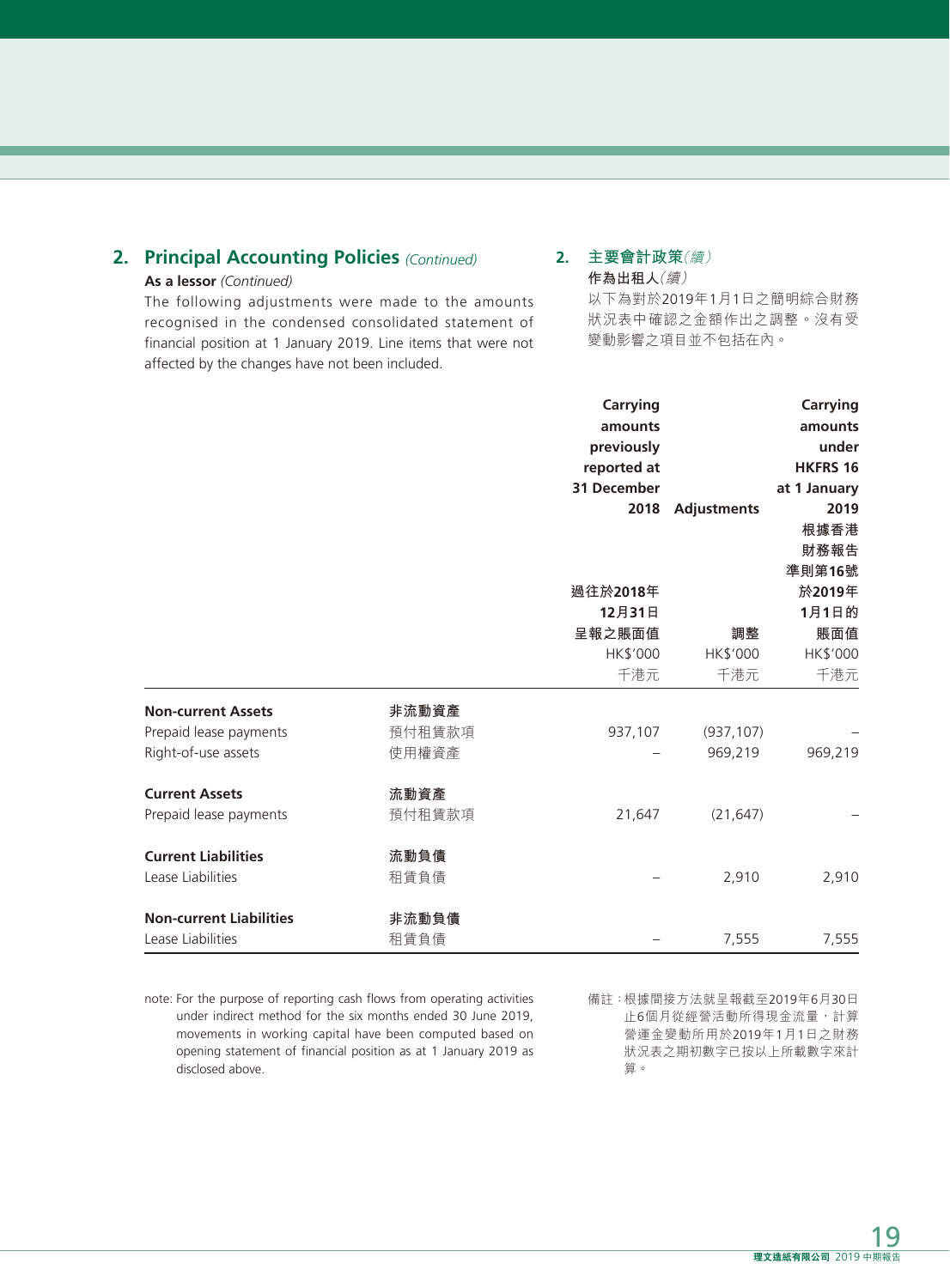## 2. Principal Accounting Policies *(Continued)*

**As a lessor** *(Continued)*

The following adjustments were made to the amounts recognised in the condensed consolidated statement of financial position at 1 January 2019. Line items that were not affected by the changes have not been included.

## 2. 主要會計政策*（續）*

**作為出租人***（續）*

以下為對於2019年1月1日之簡明綜合財務狀況表中確認之金額作出之調整。沒有受變動影響之項目並不包括在內。

| | | Carrying amounts previously reported at 31 December 2018<br>過往於2018年12月31日呈報之賬面值<br>HK$'000<br>千港元 | Adjustments<br>調整<br>HK$'000<br>千港元 | Carrying amounts under HKFRS 16 at 1 January 2019<br>根據香港財務報告準則第16號於2019年1月1日的賬面值<br>HK$'000<br>千港元 |
|---|---|---|---|---|
| **Non-current Assets** | **非流動資產** | | | |
| Prepaid lease payments | 預付租賃款項 | 937,107 | (937,107) | – |
| Right-of-use assets | 使用權資產 | – | 969,219 | 969,219 |
| **Current Assets** | **流動資產** | | | |
| Prepaid lease payments | 預付租賃款項 | 21,647 | (21,647) | – |
| **Current Liabilities** | **流動負債** | | | |
| Lease Liabilities | 租賃負債 | – | 2,910 | 2,910 |
| **Non-current Liabilities** | **非流動負債** | | | |
| Lease Liabilities | 租賃負債 | – | 7,555 | 7,555 |

note: For the purpose of reporting cash flows from operating activities under indirect method for the six months ended 30 June 2019, movements in working capital have been computed based on opening statement of financial position as at 1 January 2019 as disclosed above.

備註：根據間接方法就呈報截至2019年6月30日止6個月從經營活動所得現金流量，計算營運金變動所用於2019年1月1日之財務狀況表之期初數字已按以上所載數字來計算。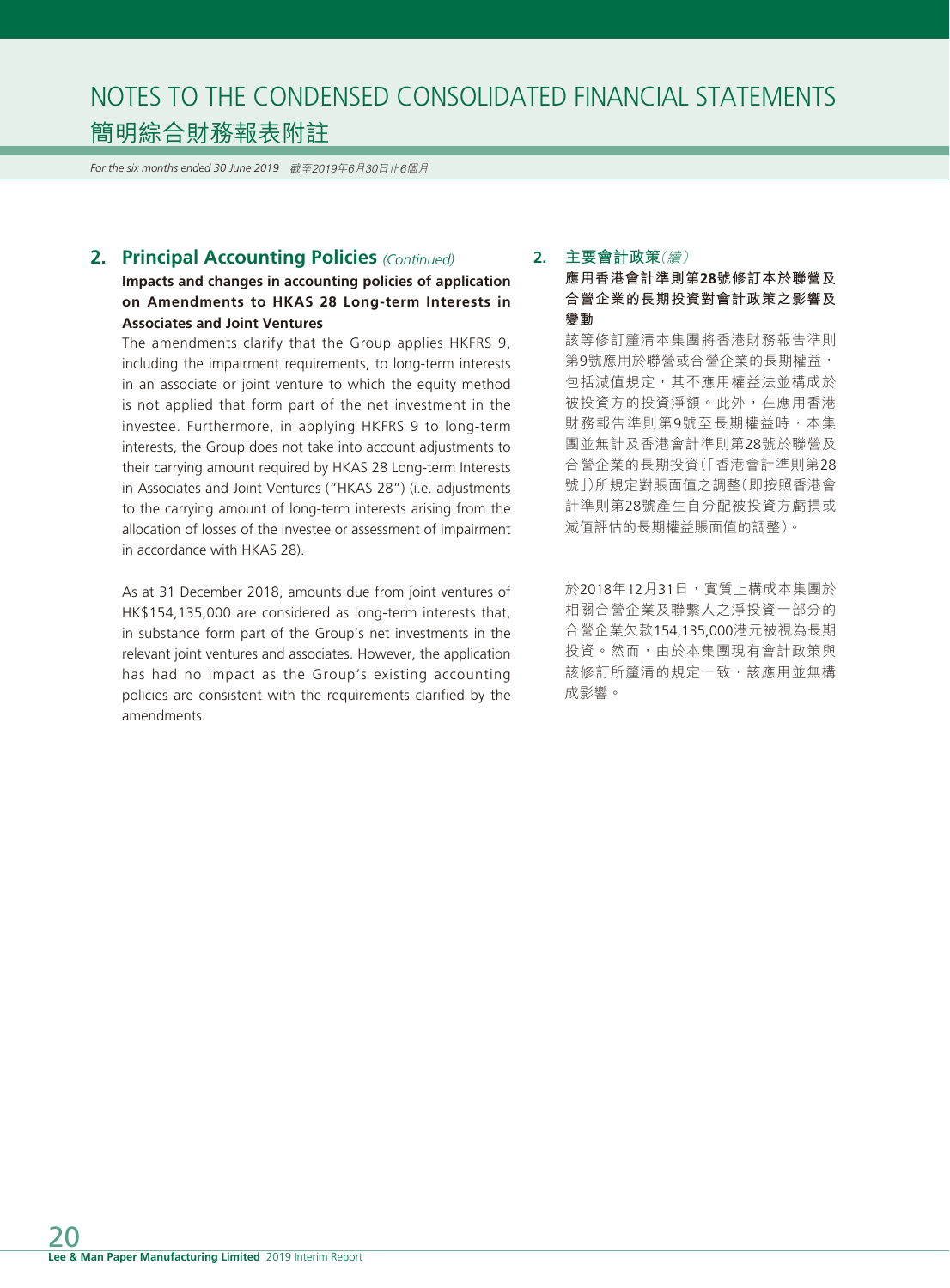## 2. Principal Accounting Policies *(Continued)*

**Impacts and changes in accounting policies of application on Amendments to HKAS 28 Long-term Interests in Associates and Joint Ventures**

The amendments clarify that the Group applies HKFRS 9, including the impairment requirements, to long-term interests in an associate or joint venture to which the equity method is not applied that form part of the net investment in the investee. Furthermore, in applying HKFRS 9 to long-term interests, the Group does not take into account adjustments to their carrying amount required by HKAS 28 Long-term Interests in Associates and Joint Ventures ("HKAS 28") (i.e. adjustments to the carrying amount of long-term interests arising from the allocation of losses of the investee or assessment of impairment in accordance with HKAS 28).

As at 31 December 2018, amounts due from joint ventures of HK$154,135,000 are considered as long-term interests that, in substance form part of the Group's net investments in the relevant joint ventures and associates. However, the application has had no impact as the Group's existing accounting policies are consistent with the requirements clarified by the amendments.

## 2. 主要會計政策*(續)*

**應用香港會計準則第28號修訂本於聯營及合營企業的長期投資對會計政策之影響及變動**

該等修訂釐清本集團將香港財務報告準則第9號應用於聯營或合營企業的長期權益，包括減值規定，其不應用權益法並構成於被投資方的投資淨額。此外，在應用香港財務報告準則第9號至長期權益時，本集團並無計及香港會計準則第28號於聯營及合營企業的長期投資(「香港會計準則第28號」)所規定對賬面值之調整(即按照香港會計準則第28號產生自分配被投資方虧損或減值評估的長期權益賬面值的調整)。

於2018年12月31日，實質上構成本集團於相關合營企業及聯繫人之淨投資一部分的合營企業欠款154,135,000港元被視為長期投資。然而，由於本集團現有會計政策與該修訂所釐清的規定一致，該應用並無構成影響。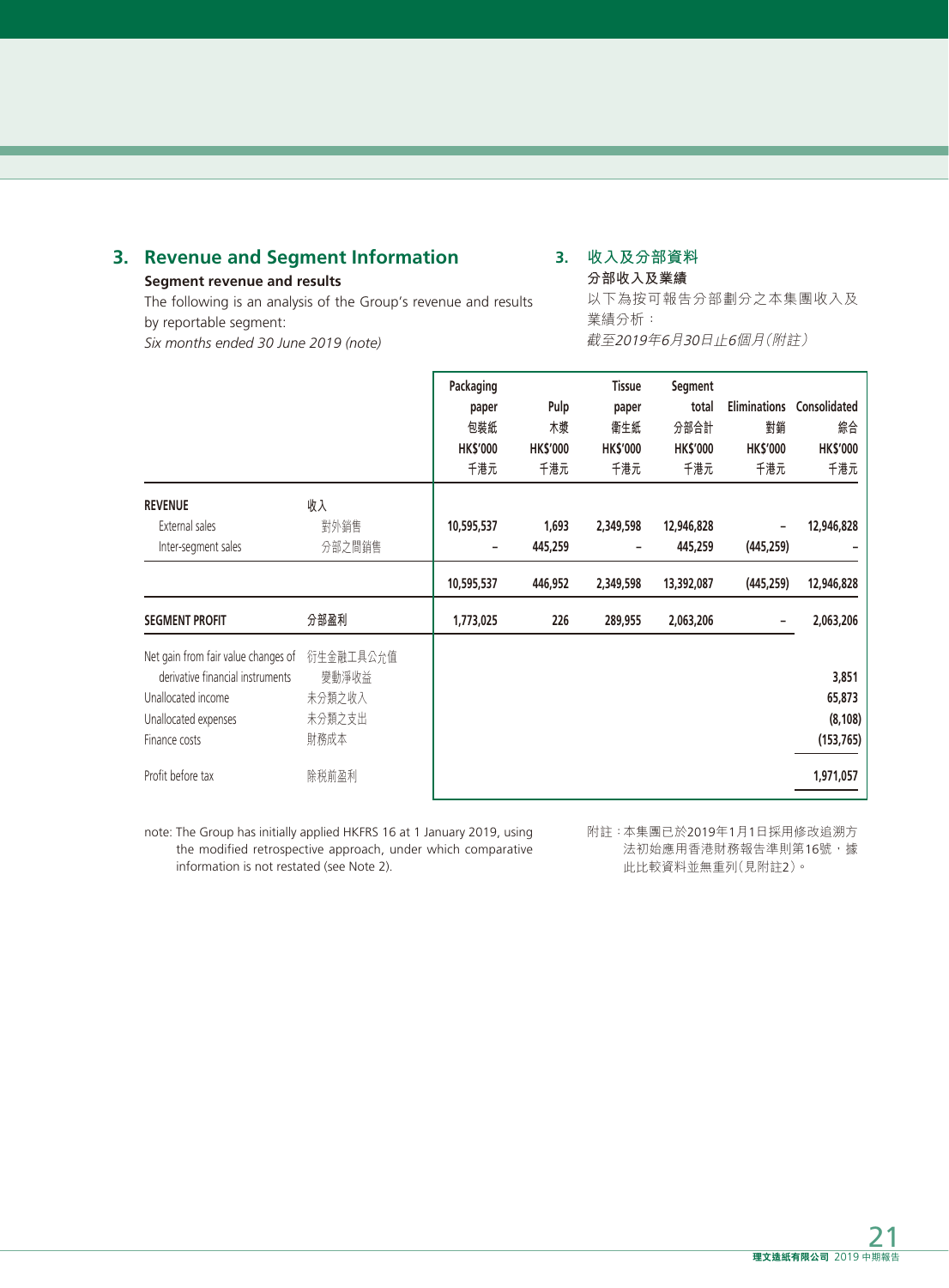## 3. Revenue and Segment Information

**Segment revenue and results**

The following is an analysis of the Group's revenue and results by reportable segment:

*Six months ended 30 June 2019 (note)*

## 3. 收入及分部資料

**分部收入及業績**

以下為按可報告分部劃分之本集團收入及業績分析：

*截至2019年6月30日止6個月（附註）*

| | | Packaging paper 包裝紙 HK$'000 千港元 | Pulp 木漿 HK$'000 千港元 | Tissue paper 衛生紙 HK$'000 千港元 | Segment total 分部合計 HK$'000 千港元 | Eliminations 對銷 HK$'000 千港元 | Consolidated 綜合 HK$'000 千港元 |
|---|---|---|---|---|---|---|---|
| **REVENUE** | **收入** | | | | | | |
| External sales | 對外銷售 | 10,595,537 | 1,693 | 2,349,598 | 12,946,828 | – | 12,946,828 |
| Inter-segment sales | 分部之間銷售 | – | 445,259 | – | 445,259 | (445,259) | – |
| | | 10,595,537 | 446,952 | 2,349,598 | 13,392,087 | (445,259) | 12,946,828 |
| **SEGMENT PROFIT** | **分部盈利** | 1,773,025 | 226 | 289,955 | 2,063,206 | – | 2,063,206 |
| Net gain from fair value changes of derivative financial instruments | 衍生金融工具公允值變動淨收益 | | | | | | 3,851 |
| Unallocated income | 未分類之收入 | | | | | | 65,873 |
| Unallocated expenses | 未分類之支出 | | | | | | (8,108) |
| Finance costs | 財務成本 | | | | | | (153,765) |
| Profit before tax | 除稅前盈利 | | | | | | 1,971,057 |

note: The Group has initially applied HKFRS 16 at 1 January 2019, using the modified retrospective approach, under which comparative information is not restated (see Note 2).

附註：本集團已於2019年1月1日採用修改追溯方法初始應用香港財務報告準則第16號，據此比較資料並無重列（見附註2）。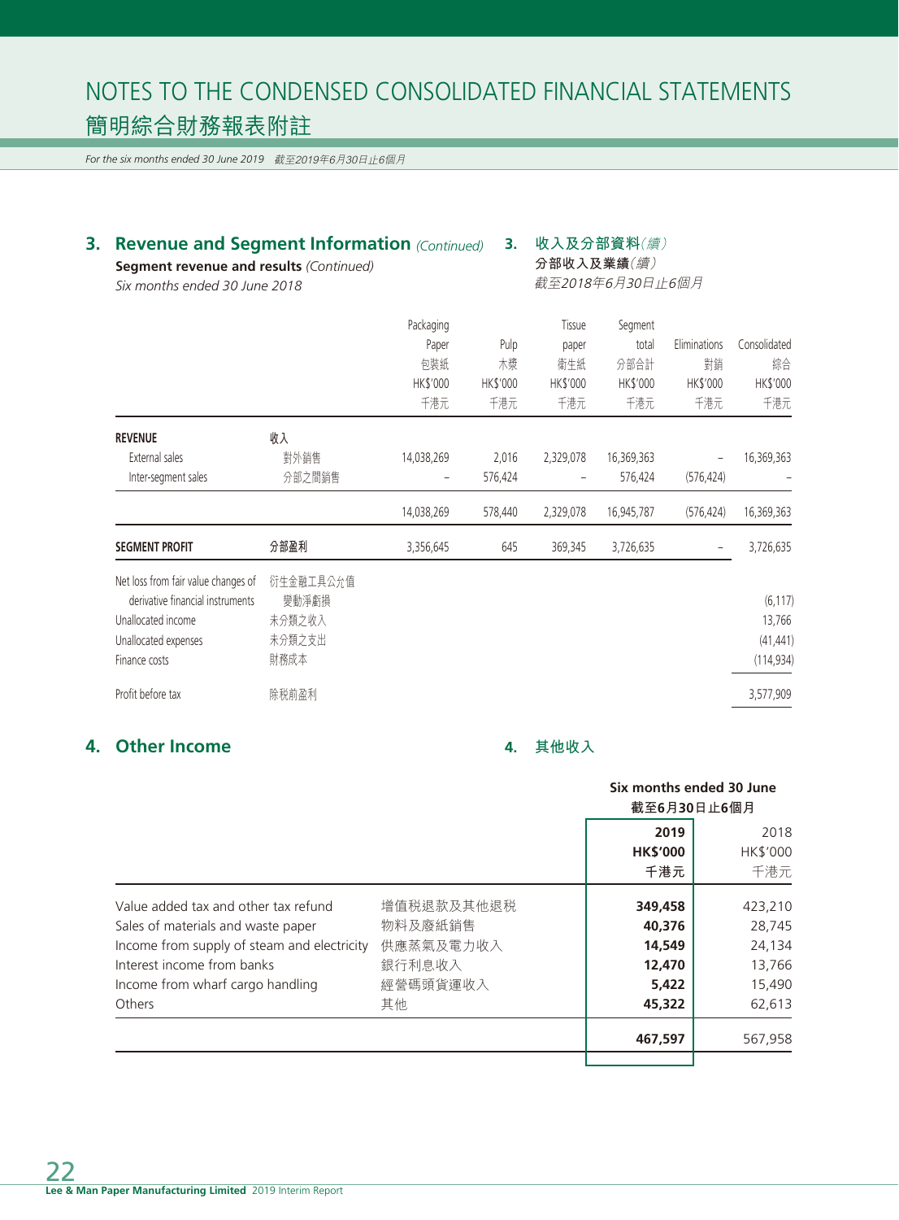## 3. Revenue and Segment Information *(Continued)*

**Segment revenue and results** *(Continued)*

*Six months ended 30 June 2018*

## 3. 收入及分部資料*(續)*

**分部收入及業績***(續)*

*截至2018年6月30日止6個月*

| | | Packaging Paper 包裝紙 HK$'000 千港元 | Pulp 木漿 HK$'000 千港元 | Tissue paper 衛生紙 HK$'000 千港元 | Segment total 分部合計 HK$'000 千港元 | Eliminations 對銷 HK$'000 千港元 | Consolidated 綜合 HK$'000 千港元 |
|---|---|---|---|---|---|---|---|
| **REVENUE** | **收入** | | | | | | |
| External sales | 對外銷售 | 14,038,269 | 2,016 | 2,329,078 | 16,369,363 | – | 16,369,363 |
| Inter-segment sales | 分部之間銷售 | – | 576,424 | – | 576,424 | (576,424) | – |
| | | 14,038,269 | 578,440 | 2,329,078 | 16,945,787 | (576,424) | 16,369,363 |
| **SEGMENT PROFIT** | **分部盈利** | 3,356,645 | 645 | 369,345 | 3,726,635 | – | 3,726,635 |
| Net loss from fair value changes of derivative financial instruments | 衍生金融工具公允值變動淨虧損 | | | | | | (6,117) |
| Unallocated income | 未分類之收入 | | | | | | 13,766 |
| Unallocated expenses | 未分類之支出 | | | | | | (41,441) |
| Finance costs | 財務成本 | | | | | | (114,934) |
| Profit before tax | 除税前盈利 | | | | | | 3,577,909 |

## 4. Other Income

## 4. 其他收入

| | | Six months ended 30 June 截至6月30日止6個月 | |
|---|---|---|---|
| | | **2019 HK$'000 千港元** | 2018 HK$'000 千港元 |
| Value added tax and other tax refund | 增值税退款及其他退税 | **349,458** | 423,210 |
| Sales of materials and waste paper | 物料及廢紙銷售 | **40,376** | 28,745 |
| Income from supply of steam and electricity | 供應蒸氣及電力收入 | **14,549** | 24,134 |
| Interest income from banks | 銀行利息收入 | **12,470** | 13,766 |
| Income from wharf cargo handling | 經營碼頭貨運收入 | **5,422** | 15,490 |
| Others | 其他 | **45,322** | 62,613 |
| | | **467,597** | 567,958 |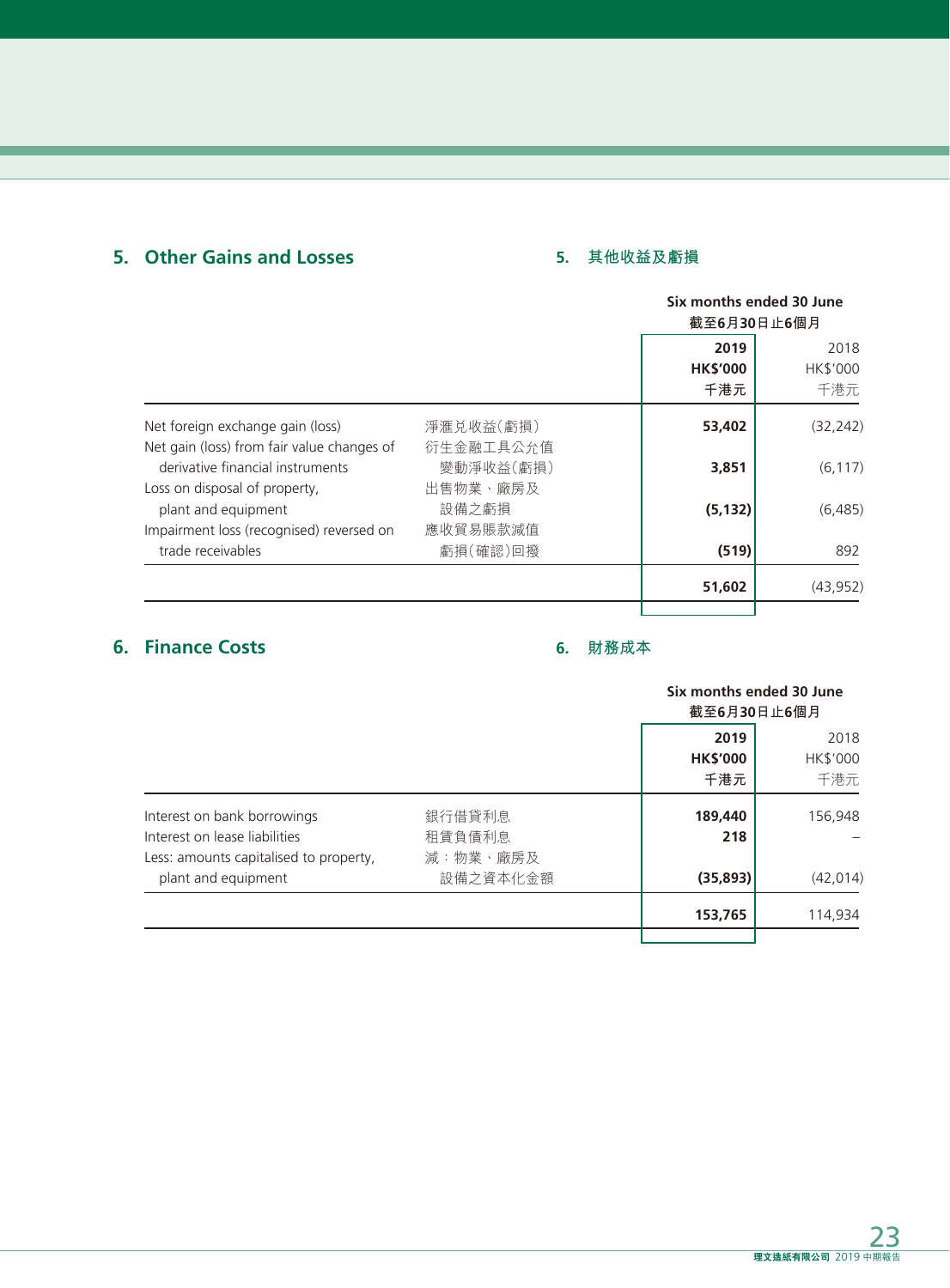## 5. Other Gains and Losses

## 5. 其他收益及虧損

| | | Six months ended 30 June 截至6月30日止6個月 | |
|---|---|---|---|
| | | **2019** **HK$'000** **千港元** | 2018 HK$'000 千港元 |
| Net foreign exchange gain (loss) | 淨滙兑收益(虧損) | **53,402** | (32,242) |
| Net gain (loss) from fair value changes of derivative financial instruments | 衍生金融工具公允值變動淨收益(虧損) | **3,851** | (6,117) |
| Loss on disposal of property, plant and equipment | 出售物業、廠房及設備之虧損 | **(5,132)** | (6,485) |
| Impairment loss (recognised) reversed on trade receivables | 應收貿易賬款減值虧損(確認)回撥 | **(519)** | 892 |
| | | **51,602** | (43,952) |

## 6. Finance Costs

## 6. 財務成本

| | | Six months ended 30 June 截至6月30日止6個月 | |
|---|---|---|---|
| | | **2019** **HK$'000** **千港元** | 2018 HK$'000 千港元 |
| Interest on bank borrowings | 銀行借貸利息 | **189,440** | 156,948 |
| Interest on lease liabilities | 租賃負債利息 | **218** | – |
| Less: amounts capitalised to property, plant and equipment | 減：物業、廠房及設備之資本化金額 | **(35,893)** | (42,014) |
| | | **153,765** | 114,934 |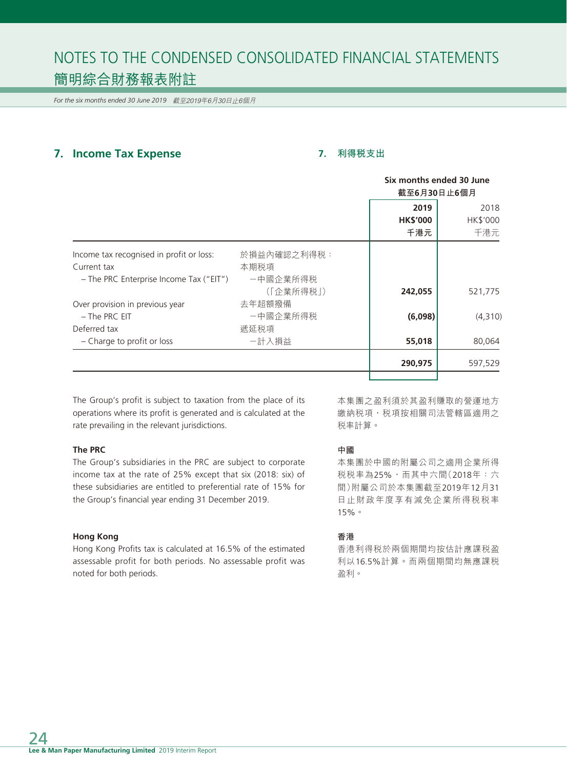## 7. Income Tax Expense

## 7. 利得税支出

| | | Six months ended 30 June 截至6月30日止6個月 | |
|---|---|---|---|
| | | **2019 HK$'000 千港元** | 2018 HK$'000 千港元 |
| Income tax recognised in profit or loss: | 於損益內確認之利得税： | | |
| Current tax | 本期税項 | | |
| – The PRC Enterprise Income Tax ("EIT") | –中國企業所得税（「企業所得税」） | **242,055** | 521,775 |
| Over provision in previous year | 去年超額撥備 | | |
| – The PRC EIT | –中國企業所得税 | **(6,098)** | (4,310) |
| Deferred tax | 遞延税項 | | |
| – Charge to profit or loss | –計入損益 | **55,018** | 80,064 |
| | | **290,975** | 597,529 |

The Group's profit is subject to taxation from the place of its operations where its profit is generated and is calculated at the rate prevailing in the relevant jurisdictions.

本集團之盈利須於其盈利賺取的營運地方繳納税項，税項按相關司法管轄區適用之税率計算。

**The PRC**

The Group's subsidiaries in the PRC are subject to corporate income tax at the rate of 25% except that six (2018: six) of these subsidiaries are entitled to preferential rate of 15% for the Group's financial year ending 31 December 2019.

**中國**

本集團於中國的附屬公司之適用企業所得税税率為25%，而其中六間（2018年：六間）附屬公司於本集團截至2019年12月31日止財政年度享有減免企業所得税税率15%。

**Hong Kong**

Hong Kong Profits tax is calculated at 16.5% of the estimated assessable profit for both periods. No assessable profit was noted for both periods.

**香港**

香港利得税於兩個期間均按估計應課税盈利以16.5%計算。而兩個期間均無應課税盈利。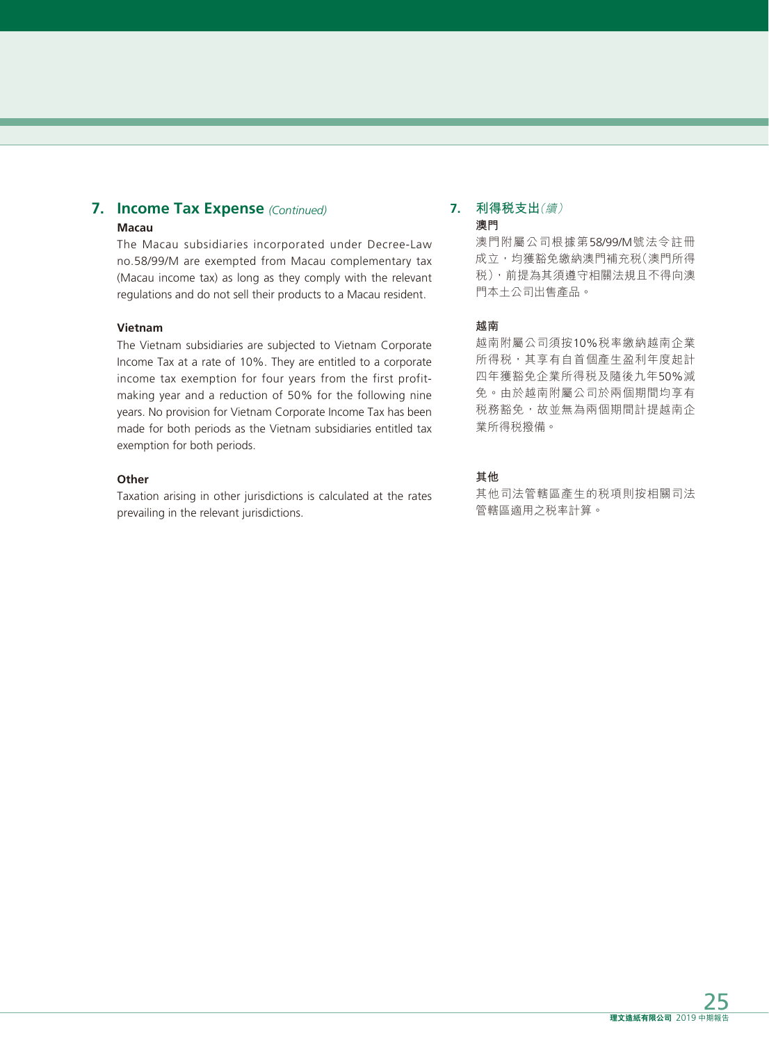## 7. Income Tax Expense *(Continued)*

**Macau**

The Macau subsidiaries incorporated under Decree-Law no.58/99/M are exempted from Macau complementary tax (Macau income tax) as long as they comply with the relevant regulations and do not sell their products to a Macau resident.

**Vietnam**

The Vietnam subsidiaries are subjected to Vietnam Corporate Income Tax at a rate of 10%. They are entitled to a corporate income tax exemption for four years from the first profit-making year and a reduction of 50% for the following nine years. No provision for Vietnam Corporate Income Tax has been made for both periods as the Vietnam subsidiaries entitled tax exemption for both periods.

**Other**

Taxation arising in other jurisdictions is calculated at the rates prevailing in the relevant jurisdictions.

## 7. 利得稅支出*(續)*

**澳門**

澳門附屬公司根據第58/99/M號法令註冊成立，均獲豁免繳納澳門補充稅(澳門所得稅)，前提為其須遵守相關法規且不得向澳門本土公司出售產品。

**越南**

越南附屬公司須按10%稅率繳納越南企業所得稅，其享有自首個產生盈利年度起計四年獲豁免企業所得稅及隨後九年50%減免。由於越南附屬公司於兩個期間均享有稅務豁免，故並無為兩個期間計提越南企業所得稅撥備。

**其他**

其他司法管轄區產生的稅項則按相關司法管轄區適用之稅率計算。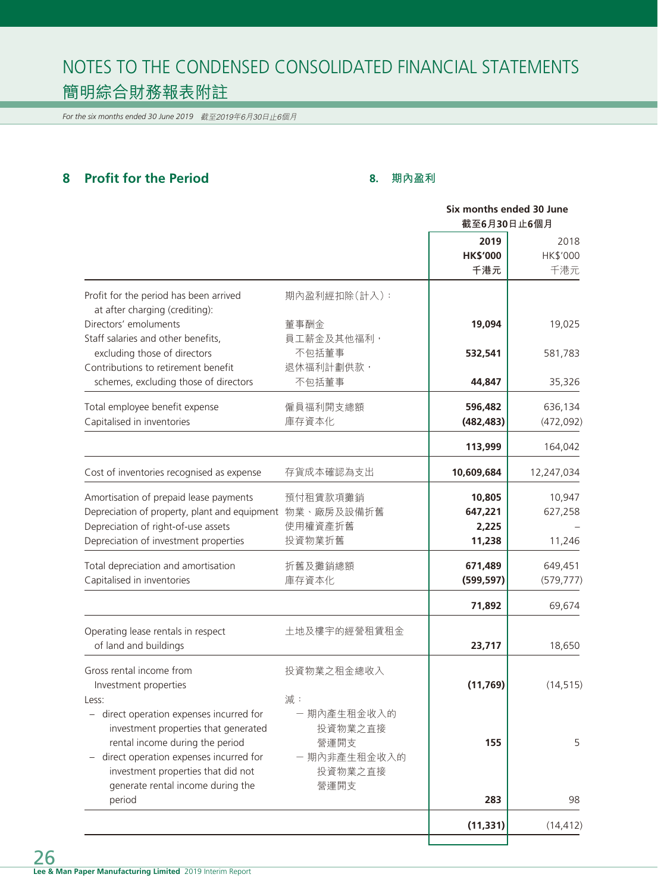# NOTES TO THE CONDENSED CONSOLIDATED FINANCIAL STATEMENTS
# 簡明綜合財務報表附註

*For the six months ended 30 June 2019 截至2019年6月30日止6個月*

## 8 Profit for the Period　　8. 期內盈利

| | | Six months ended 30 June 截至6月30日止6個月 | |
|---|---|---|---|
| | | **2019 HK$'000 千港元** | 2018 HK$'000 千港元 |
| Profit for the period has been arrived at after charging (crediting): | 期內盈利經扣除(計入): | | |
| Directors' emoluments | 董事酬金 | **19,094** | 19,025 |
| Staff salaries and other benefits, excluding those of directors | 員工薪金及其他福利，不包括董事 | **532,541** | 581,783 |
| Contributions to retirement benefit schemes, excluding those of directors | 退休福利計劃供款，不包括董事 | **44,847** | 35,326 |
| Total employee benefit expense | 僱員福利開支總額 | **596,482** | 636,134 |
| Capitalised in inventories | 庫存資本化 | **(482,483)** | (472,092) |
| | | **113,999** | 164,042 |
| Cost of inventories recognised as expense | 存貨成本確認為支出 | **10,609,684** | 12,247,034 |
| Amortisation of prepaid lease payments | 預付租賃款項攤銷 | **10,805** | 10,947 |
| Depreciation of property, plant and equipment | 物業、廠房及設備折舊 | **647,221** | 627,258 |
| Depreciation of right-of-use assets | 使用權資產折舊 | **2,225** | – |
| Depreciation of investment properties | 投資物業折舊 | **11,238** | 11,246 |
| Total depreciation and amortisation | 折舊及攤銷總額 | **671,489** | 649,451 |
| Capitalised in inventories | 庫存資本化 | **(599,597)** | (579,777) |
| | | **71,892** | 69,674 |
| Operating lease rentals in respect of land and buildings | 土地及樓宇的經營租賃租金 | **23,717** | 18,650 |
| Gross rental income from Investment properties | 投資物業之租金總收入 | **(11,769)** | (14,515) |
| Less: | 減： | | |
| – direct operation expenses incurred for investment properties that generated rental income during the period | – 期內產生租金收入的投資物業之直接營運開支 | **155** | 5 |
| – direct operation expenses incurred for investment properties that did not generate rental income during the period | – 期內非產生租金收入的投資物業之直接營運開支 | **283** | 98 |
| | | **(11,331)** | (14,412) |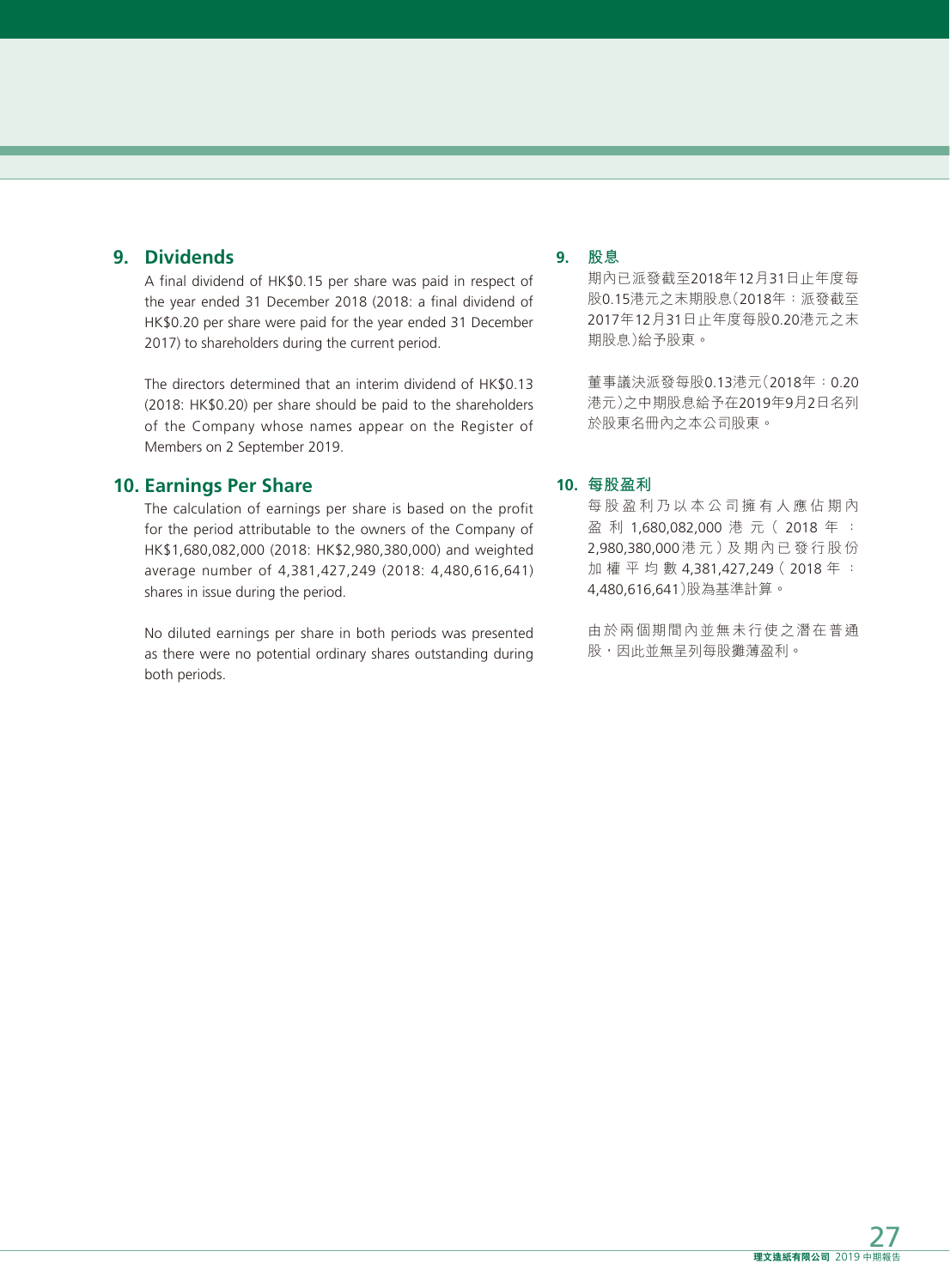## 9. Dividends

A final dividend of HK$0.15 per share was paid in respect of the year ended 31 December 2018 (2018: a final dividend of HK$0.20 per share were paid for the year ended 31 December 2017) to shareholders during the current period.

The directors determined that an interim dividend of HK$0.13 (2018: HK$0.20) per share should be paid to the shareholders of the Company whose names appear on the Register of Members on 2 September 2019.

## 10. Earnings Per Share

The calculation of earnings per share is based on the profit for the period attributable to the owners of the Company of HK$1,680,082,000 (2018: HK$2,980,380,000) and weighted average number of 4,381,427,249 (2018: 4,480,616,641) shares in issue during the period.

No diluted earnings per share in both periods was presented as there were no potential ordinary shares outstanding during both periods.

## 9. 股息

期內已派發截至2018年12月31日止年度每股0.15港元之末期股息(2018年：派發截至2017年12月31日止年度每股0.20港元之末期股息)給予股東。

董事議決派發每股0.13港元(2018年：0.20港元)之中期股息給予在2019年9月2日名列於股東名冊內之本公司股東。

## 10. 每股盈利

每股盈利乃以本公司擁有人應佔期內盈利1,680,082,000港元(2018年：2,980,380,000港元)及期內已發行股份加權平均數4,381,427,249(2018年：4,480,616,641)股為基準計算。

由於兩個期間內並無未行使之潛在普通股，因此並無呈列每股攤薄盈利。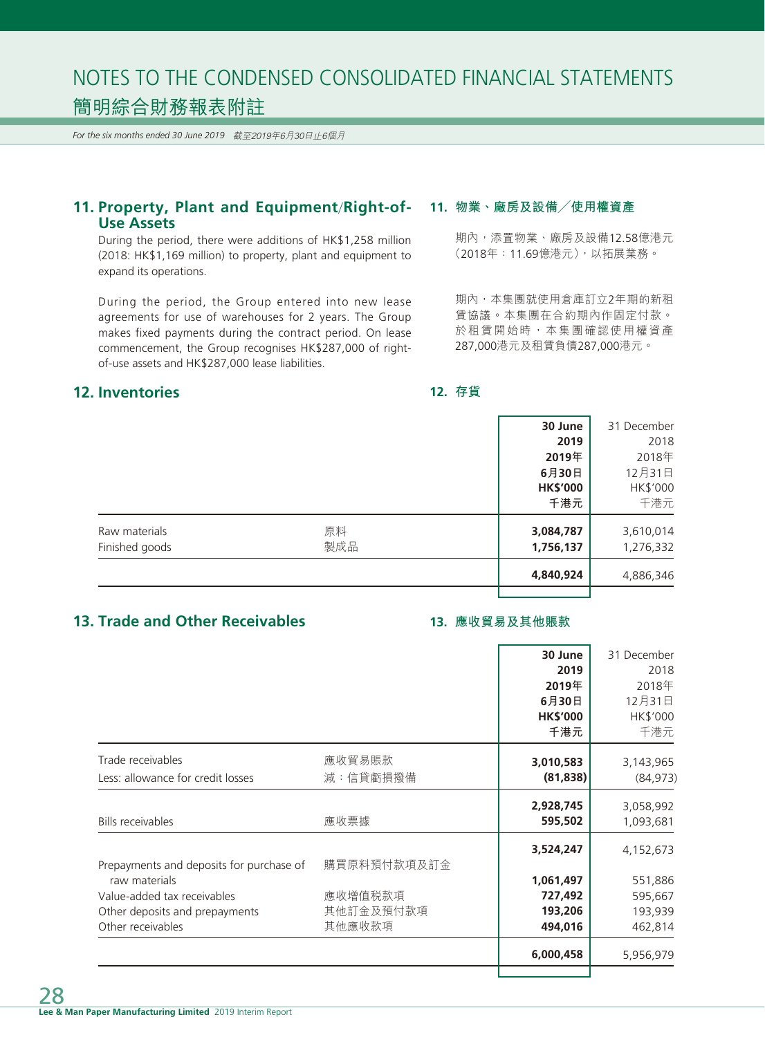# NOTES TO THE CONDENSED CONSOLIDATED FINANCIAL STATEMENTS
# 簡明綜合財務報表附註

*For the six months ended 30 June 2019　截至2019年6月30日止6個月*

## 11. Property, Plant and Equipment/Right-of-Use Assets

During the period, there were additions of HK$1,258 million (2018: HK$1,169 million) to property, plant and equipment to expand its operations.

During the period, the Group entered into new lease agreements for use of warehouses for 2 years. The Group makes fixed payments during the contract period. On lease commencement, the Group recognises HK$287,000 of right-of-use assets and HK$287,000 lease liabilities.

## 11. 物業、廠房及設備／使用權資產

期內，添置物業、廠房及設備12.58億港元（2018年：11.69億港元），以拓展業務。

期內，本集團就使用倉庫訂立2年期的新租賃協議。本集團在合約期內作固定付款。於租賃開始時，本集團確認使用權資產287,000港元及租賃負債287,000港元。

## 12. Inventories
## 12. 存貨

| | | **30 June 2019**<br>**2019年6月30日**<br>**HK$'000**<br>**千港元** | 31 December 2018<br>2018年12月31日<br>HK$'000<br>千港元 |
|---|---|---|---|
| Raw materials | 原料 | **3,084,787** | 3,610,014 |
| Finished goods | 製成品 | **1,756,137** | 1,276,332 |
| | | **4,840,924** | 4,886,346 |

## 13. Trade and Other Receivables
## 13. 應收貿易及其他賬款

| | | **30 June 2019**<br>**2019年6月30日**<br>**HK$'000**<br>**千港元** | 31 December 2018<br>2018年12月31日<br>HK$'000<br>千港元 |
|---|---|---|---|
| Trade receivables | 應收貿易賬款 | **3,010,583** | 3,143,965 |
| Less: allowance for credit losses | 減：信貸虧損撥備 | **(81,838)** | (84,973) |
| | | **2,928,745** | 3,058,992 |
| Bills receivables | 應收票據 | **595,502** | 1,093,681 |
| | | **3,524,247** | 4,152,673 |
| Prepayments and deposits for purchase of raw materials | 購買原料預付款項及訂金 | **1,061,497** | 551,886 |
| Value-added tax receivables | 應收增值稅款項 | **727,492** | 595,667 |
| Other deposits and prepayments | 其他訂金及預付款項 | **193,206** | 193,939 |
| Other receivables | 其他應收款項 | **494,016** | 462,814 |
| | | **6,000,458** | 5,956,979 |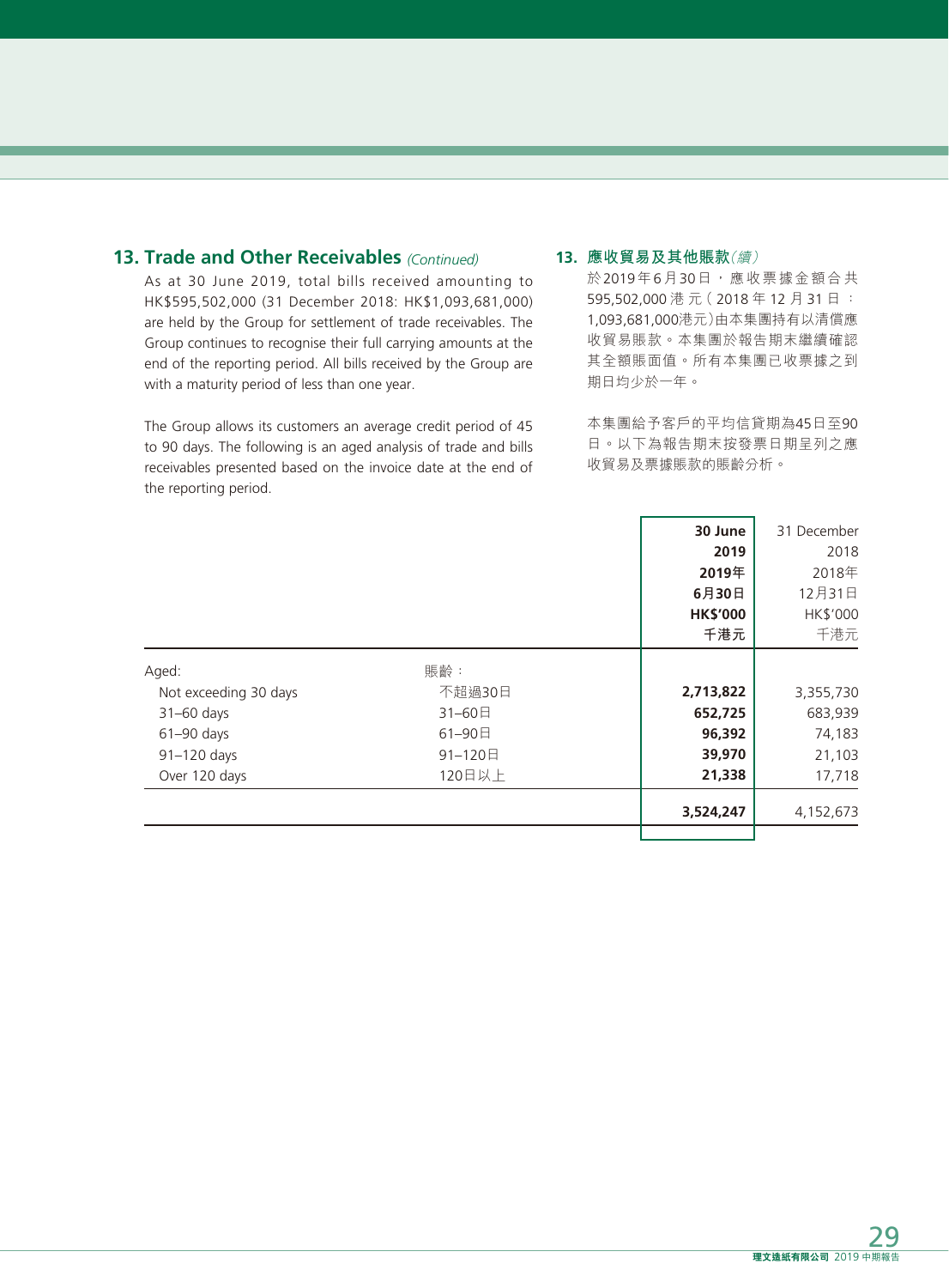## 13. Trade and Other Receivables *(Continued)*

As at 30 June 2019, total bills received amounting to HK$595,502,000 (31 December 2018: HK$1,093,681,000) are held by the Group for settlement of trade receivables. The Group continues to recognise their full carrying amounts at the end of the reporting period. All bills received by the Group are with a maturity period of less than one year.

The Group allows its customers an average credit period of 45 to 90 days. The following is an aged analysis of trade and bills receivables presented based on the invoice date at the end of the reporting period.

## 13. 應收貿易及其他賬款*(續)*

於2019年6月30日，應收票據金額合共595,502,000港元(2018年12月31日：1,093,681,000港元)由本集團持有以清償應收貿易賬款。本集團於報告期末繼續確認其全額賬面值。所有本集團已收票據之到期日均少於一年。

本集團給予客戶的平均信貸期為45日至90日。以下為報告期末按發票日期呈列之應收貿易及票據賬款的賬齡分析。

| | | **30 June 2019 2019年6月30日 HK$'000 千港元** | 31 December 2018 2018年12月31日 HK$'000 千港元 |
|---|---|---|---|
| Aged: | 賬齡： | | |
| Not exceeding 30 days | 不超過30日 | **2,713,822** | 3,355,730 |
| 31–60 days | 31–60日 | **652,725** | 683,939 |
| 61–90 days | 61–90日 | **96,392** | 74,183 |
| 91–120 days | 91–120日 | **39,970** | 21,103 |
| Over 120 days | 120日以上 | **21,338** | 17,718 |
| | | **3,524,247** | 4,152,673 |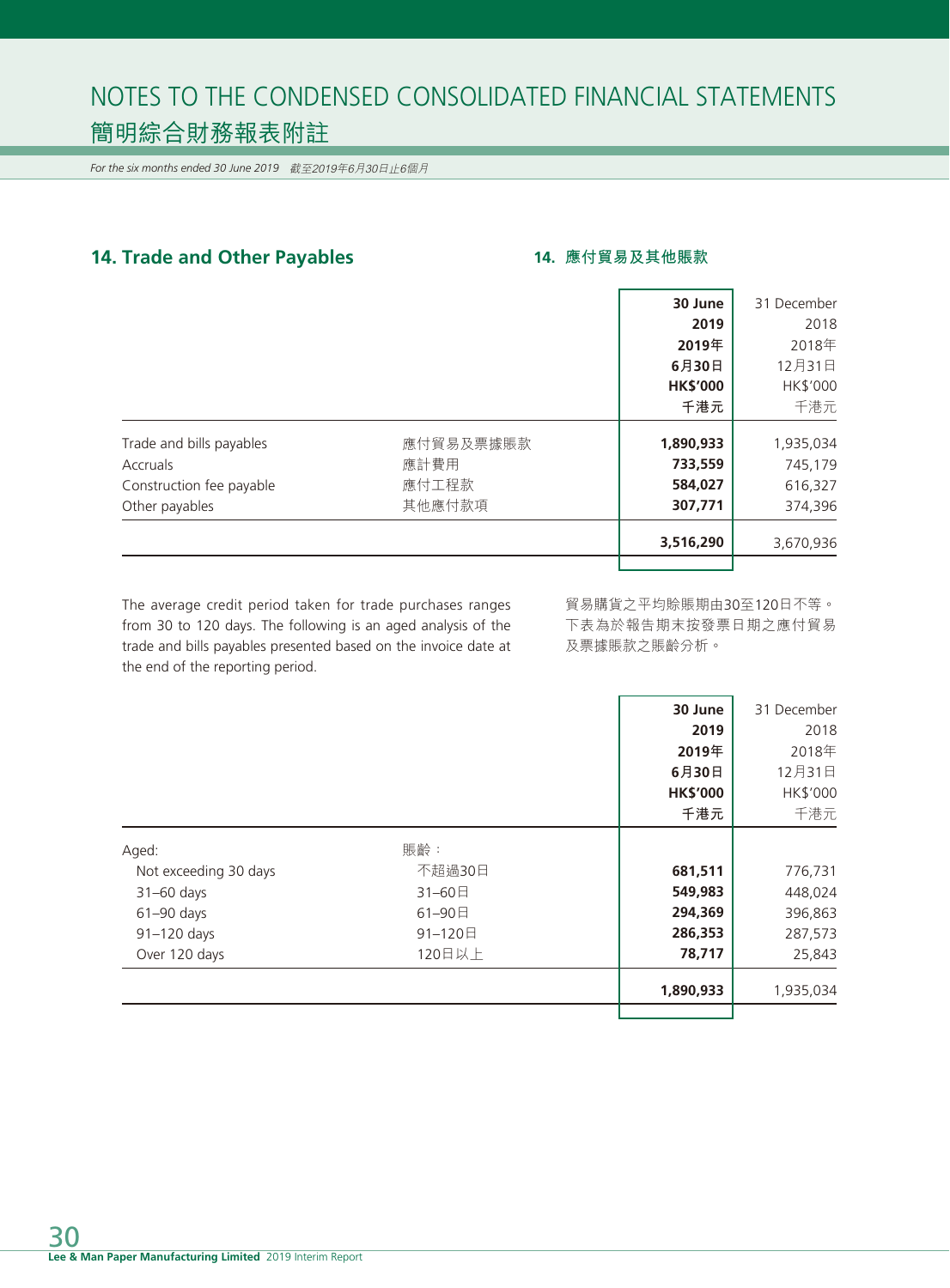## 14. Trade and Other Payables

## 14. 應付貿易及其他賬款

| | | 30 June 2019 2019年6月30日 HK$'000 千港元 | 31 December 2018 2018年12月31日 HK$'000 千港元 |
|---|---|---|---|
| Trade and bills payables | 應付貿易及票據賬款 | **1,890,933** | 1,935,034 |
| Accruals | 應計費用 | **733,559** | 745,179 |
| Construction fee payable | 應付工程款 | **584,027** | 616,327 |
| Other payables | 其他應付款項 | **307,771** | 374,396 |
| | | **3,516,290** | 3,670,936 |

The average credit period taken for trade purchases ranges from 30 to 120 days. The following is an aged analysis of the trade and bills payables presented based on the invoice date at the end of the reporting period.

貿易購貨之平均賒賬期由30至120日不等。下表為於報告期末按發票日期之應付貿易及票據賬款之賬齡分析。

| | | 30 June 2019 2019年6月30日 HK$'000 千港元 | 31 December 2018 2018年12月31日 HK$'000 千港元 |
|---|---|---|---|
| Aged: | 賬齡： | | |
| Not exceeding 30 days | 不超過30日 | **681,511** | 776,731 |
| 31–60 days | 31–60日 | **549,983** | 448,024 |
| 61–90 days | 61–90日 | **294,369** | 396,863 |
| 91–120 days | 91–120日 | **286,353** | 287,573 |
| Over 120 days | 120日以上 | **78,717** | 25,843 |
| | | **1,890,933** | 1,935,034 |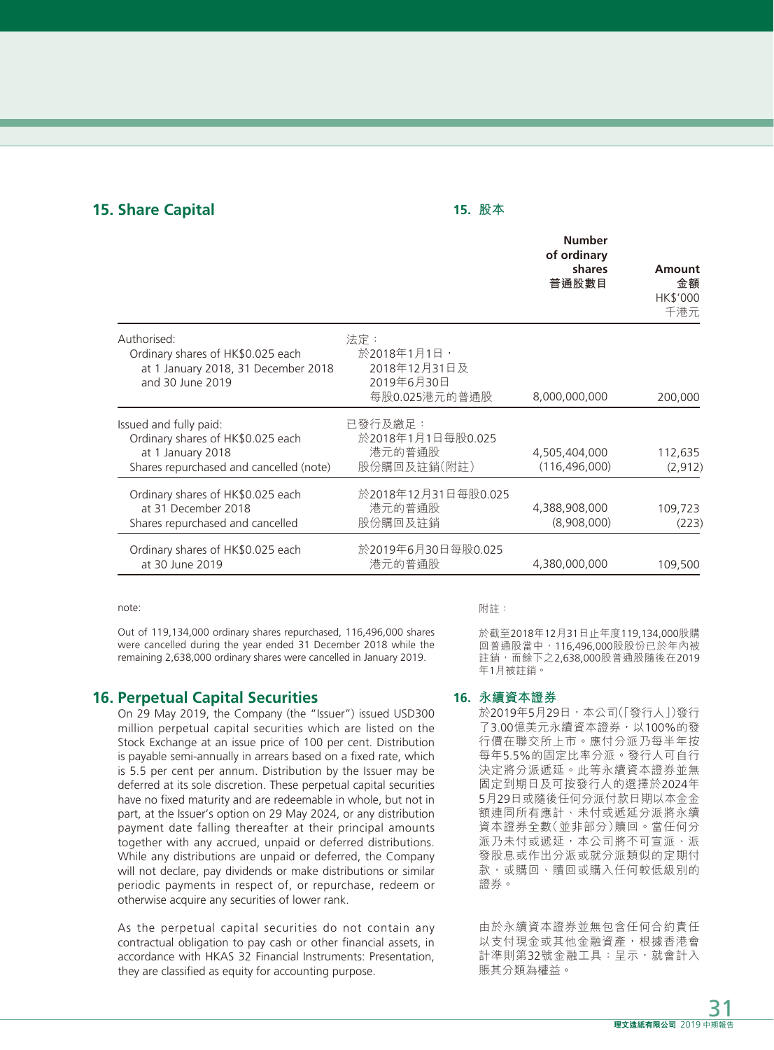## 15. Share Capital

## 15. 股本

| | | Number of ordinary shares 普通股數目 | Amount 金額 HK$'000 千港元 |
|---|---|---|---|
| Authorised:<br>Ordinary shares of HK$0.025 each at 1 January 2018, 31 December 2018 and 30 June 2019 | 法定：<br>於2018年1月1日，2018年12月31日及2019年6月30日每股0.025港元的普通股 | 8,000,000,000 | 200,000 |
| Issued and fully paid:<br>Ordinary shares of HK$0.025 each at 1 January 2018 | 已發行及繳足：<br>於2018年1月1日每股0.025港元的普通股 | 4,505,404,000 | 112,635 |
| Shares repurchased and cancelled (note) | 股份購回及註銷(附註) | (116,496,000) | (2,912) |
| Ordinary shares of HK$0.025 each at 31 December 2018 | 於2018年12月31日每股0.025港元的普通股 | 4,388,908,000 | 109,723 |
| Shares repurchased and cancelled | 股份購回及註銷 | (8,908,000) | (223) |
| Ordinary shares of HK$0.025 each at 30 June 2019 | 於2019年6月30日每股0.025港元的普通股 | 4,380,000,000 | 109,500 |

note:

Out of 119,134,000 ordinary shares repurchased, 116,496,000 shares were cancelled during the year ended 31 December 2018 while the remaining 2,638,000 ordinary shares were cancelled in January 2019.

附註：

於截至2018年12月31日止年度119,134,000股購回普通股當中，116,496,000股股份已於年內被註銷，而餘下之2,638,000股普通股隨後在2019年1月被註銷。

## 16. Perpetual Capital Securities

On 29 May 2019, the Company (the "Issuer") issued USD300 million perpetual capital securities which are listed on the Stock Exchange at an issue price of 100 per cent. Distribution is payable semi-annually in arrears based on a fixed rate, which is 5.5 per cent per annum. Distribution by the Issuer may be deferred at its sole discretion. These perpetual capital securities have no fixed maturity and are redeemable in whole, but not in part, at the Issuer's option on 29 May 2024, or any distribution payment date falling thereafter at their principal amounts together with any accrued, unpaid or deferred distributions. While any distributions are unpaid or deferred, the Company will not declare, pay dividends or make distributions or similar periodic payments in respect of, or repurchase, redeem or otherwise acquire any securities of lower rank.

As the perpetual capital securities do not contain any contractual obligation to pay cash or other financial assets, in accordance with HKAS 32 Financial Instruments: Presentation, they are classified as equity for accounting purpose.

## 16. 永續資本證券

於2019年5月29日，本公司(「發行人」)發行了3.00億美元永續資本證券，以100%的發行價在聯交所上市。應付分派乃每半年按每年5.5%的固定比率分派。發行人可自行決定將分派遞延。此等永續資本證券並無固定到期日及可按發行人的選擇於2024年5月29日或隨後任何分派付款日期以本金金額連同所有應計、未付或遞延分派將永續資本證券全數(並非部分)贖回。當任何分派乃未付或遞延，本公司將不可宣派、派發股息或作出分派或就分派類似的定期付款，或購回、贖回或購入任何較低級別的證券。

由於永續資本證券並無包含任何合約責任以支付現金或其他金融資產，根據香港會計準則第32號金融工具：呈示，就會計入賬其分類為權益。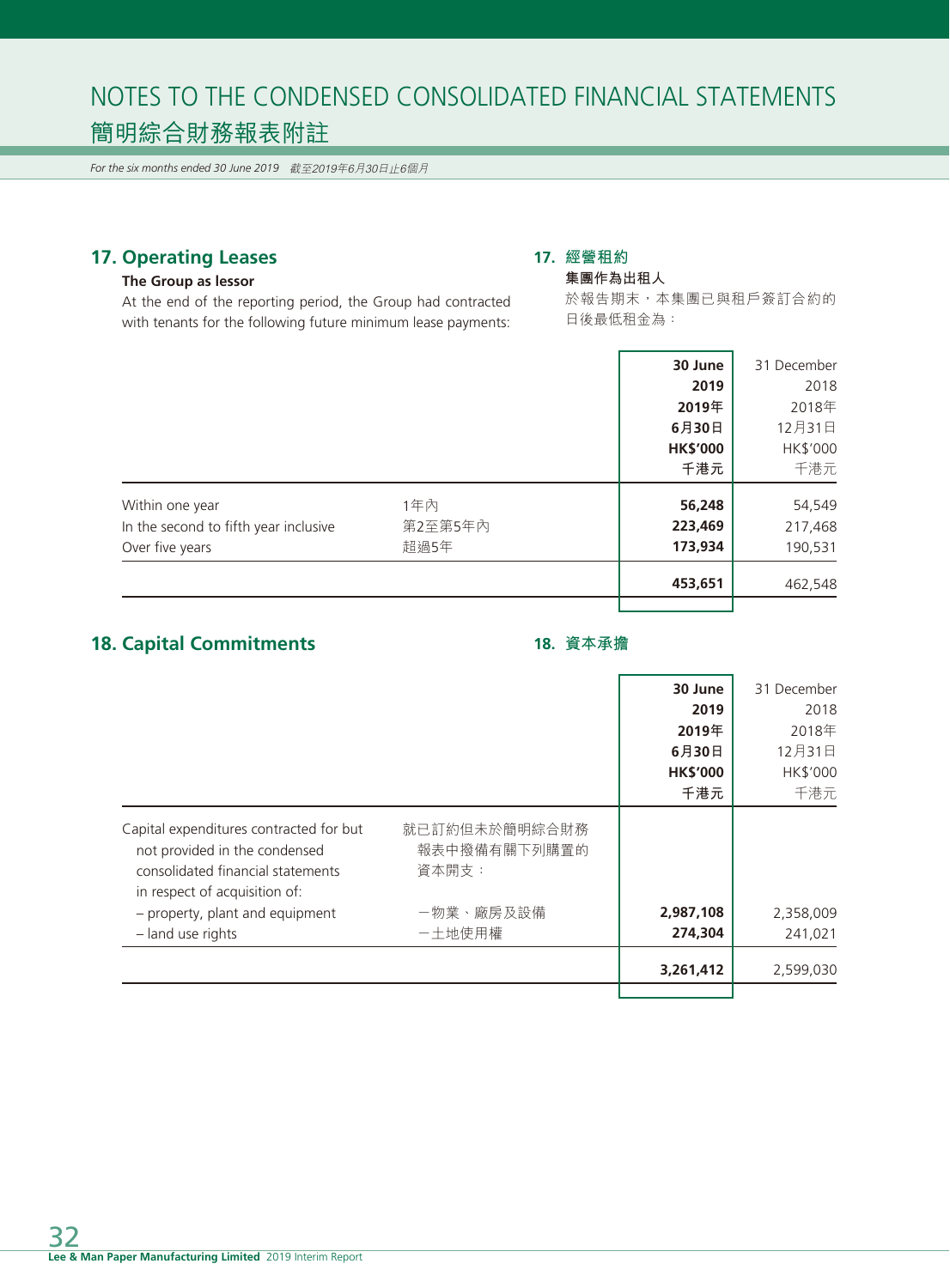## 17. Operating Leases

### The Group as lessor

At the end of the reporting period, the Group had contracted with tenants for the following future minimum lease payments:

## 17. 經營租約

### 集團作為出租人

於報告期末，本集團已與租戶簽訂合約的日後最低租金為：

| | | **30 June 2019 2019年 6月30日 HK$'000 千港元** | 31 December 2018 2018年 12月31日 HK$'000 千港元 |
|---|---|---|---|
| Within one year | 1年內 | **56,248** | 54,549 |
| In the second to fifth year inclusive | 第2至第5年內 | **223,469** | 217,468 |
| Over five years | 超過5年 | **173,934** | 190,531 |
| | | **453,651** | 462,548 |

## 18. Capital Commitments

## 18. 資本承擔

| | | **30 June 2019 2019年 6月30日 HK$'000 千港元** | 31 December 2018 2018年 12月31日 HK$'000 千港元 |
|---|---|---|---|
| Capital expenditures contracted for but not provided in the condensed consolidated financial statements in respect of acquisition of: | 就已訂約但未於簡明綜合財務報表中撥備有關下列購置的資本開支： | | |
| – property, plant and equipment | 一物業、廠房及設備 | **2,987,108** | 2,358,009 |
| – land use rights | 一土地使用權 | **274,304** | 241,021 |
| | | **3,261,412** | 2,599,030 |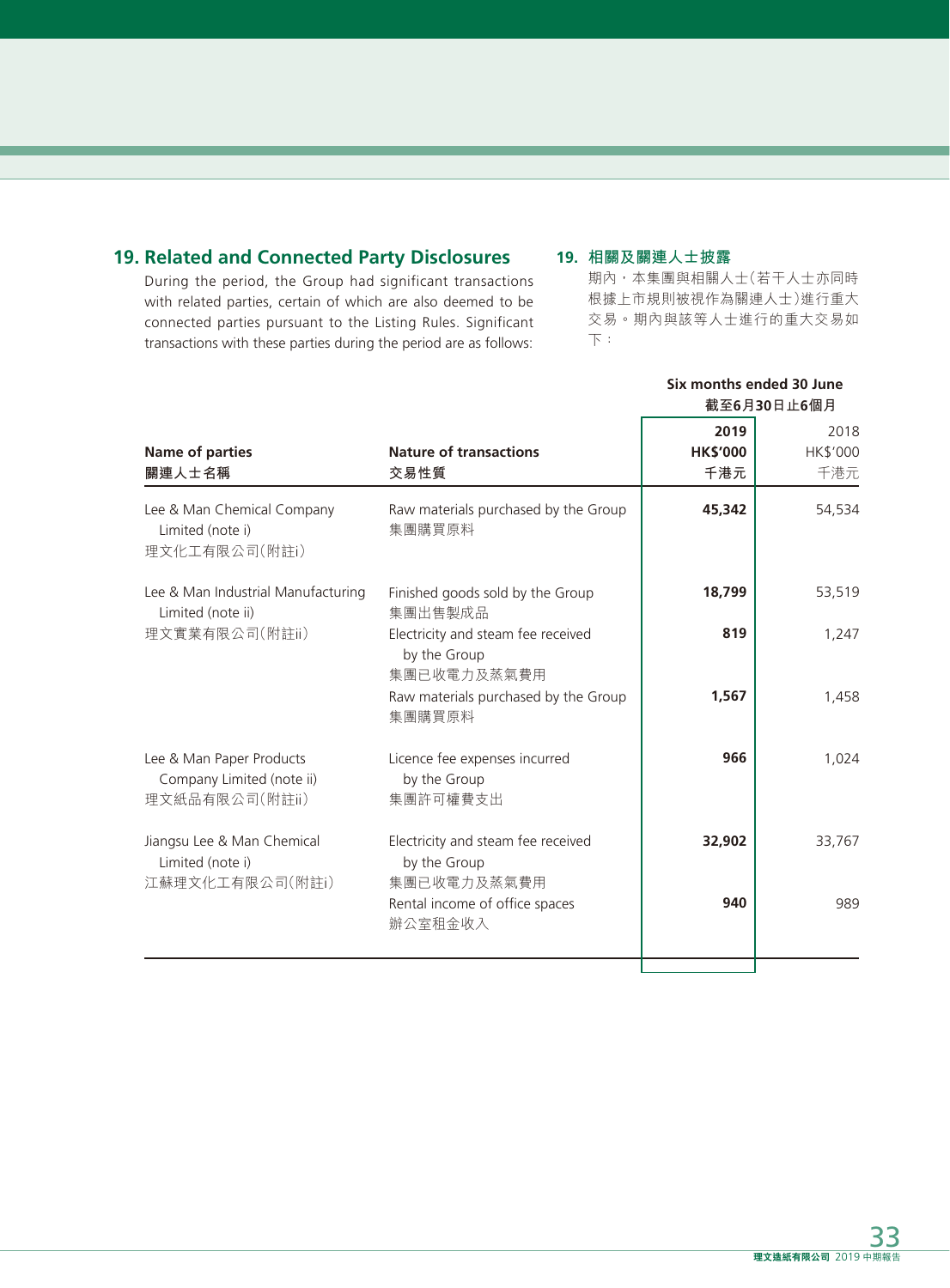## 19. Related and Connected Party Disclosures

During the period, the Group had significant transactions with related parties, certain of which are also deemed to be connected parties pursuant to the Listing Rules. Significant transactions with these parties during the period are as follows:

## 19. 相關及關連人士披露

期內，本集團與相關人士(若干人士亦同時根據上市規則被視作為關連人士)進行重大交易。期內與該等人士進行的重大交易如下：

| Name of parties<br>關連人士名稱 | Nature of transactions<br>交易性質 | **Six months ended 30 June 截至6月30日止6個月**<br>**2019<br>HK$'000<br>千港元** | <br>2018<br>HK$'000<br>千港元 |
|---|---|---|---|
| Lee & Man Chemical Company Limited (note i)<br>理文化工有限公司(附註i) | Raw materials purchased by the Group<br>集團購買原料 | **45,342** | 54,534 |
| Lee & Man Industrial Manufacturing Limited (note ii)<br>理文實業有限公司(附註ii) | Finished goods sold by the Group<br>集團出售製成品 | **18,799** | 53,519 |
| | Electricity and steam fee received by the Group<br>集團已收電力及蒸氣費用 | **819** | 1,247 |
| | Raw materials purchased by the Group<br>集團購買原料 | **1,567** | 1,458 |
| Lee & Man Paper Products Company Limited (note ii)<br>理文紙品有限公司(附註ii) | Licence fee expenses incurred by the Group<br>集團許可權費支出 | **966** | 1,024 |
| Jiangsu Lee & Man Chemical Limited (note i)<br>江蘇理文化工有限公司(附註i) | Electricity and steam fee received by the Group<br>集團已收電力及蒸氣費用 | **32,902** | 33,767 |
| | Rental income of office spaces<br>辦公室租金收入 | **940** | 989 |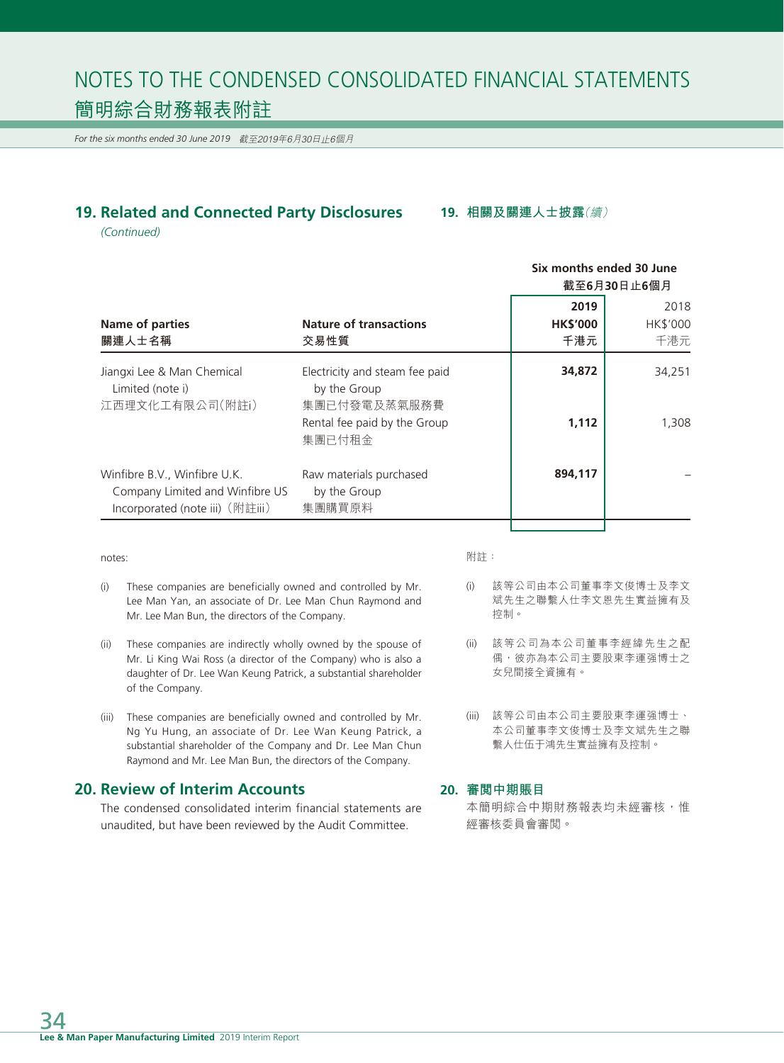## 19. Related and Connected Party Disclosures *(Continued)*

## 19. 相關及關連人士披露*(續)*

| Name of parties<br>關連人士名稱 | Nature of transactions<br>交易性質 | Six months ended 30 June<br>截至6月30日止6個月<br>**2019**<br>**HK$'000**<br>**千港元** | <br><br>2018<br>HK$'000<br>千港元 |
|---|---|---|---|
| Jiangxi Lee & Man Chemical Limited (note i)<br>江西理文化工有限公司(附註i) | Electricity and steam fee paid by the Group<br>集團已付發電及蒸氣服務費 | **34,872** | 34,251 |
| | Rental fee paid by the Group<br>集團已付租金 | **1,112** | 1,308 |
| Winfibre B.V., Winfibre U.K. Company Limited and Winfibre US Incorporated (note iii)(附註iii) | Raw materials purchased by the Group<br>集團購買原料 | **894,117** | – |

notes:

(i) These companies are beneficially owned and controlled by Mr. Lee Man Yan, an associate of Dr. Lee Man Chun Raymond and Mr. Lee Man Bun, the directors of the Company.

(ii) These companies are indirectly wholly owned by the spouse of Mr. Li King Wai Ross (a director of the Company) who is also a daughter of Dr. Lee Wan Keung Patrick, a substantial shareholder of the Company.

(iii) These companies are beneficially owned and controlled by Mr. Ng Yu Hung, an associate of Dr. Lee Wan Keung Patrick, a substantial shareholder of the Company and Dr. Lee Man Chun Raymond and Mr. Lee Man Bun, the directors of the Company.

附註：

(i) 該等公司由本公司董事李文俊博士及李文斌先生之聯繫人仕李文恩先生實益擁有及控制。

(ii) 該等公司為本公司董事李經緯先生之配偶，彼亦為本公司主要股東李運强博士之女兒間接全資擁有。

(iii) 該等公司由本公司主要股東李運强博士、本公司董事李文俊博士及李文斌先生之聯繫人仕伍于鴻先生實益擁有及控制。

## 20. Review of Interim Accounts

The condensed consolidated interim financial statements are unaudited, but have been reviewed by the Audit Committee.

## 20. 審閱中期賬目

本簡明綜合中期財務報表均未經審核，惟經審核委員會審閱。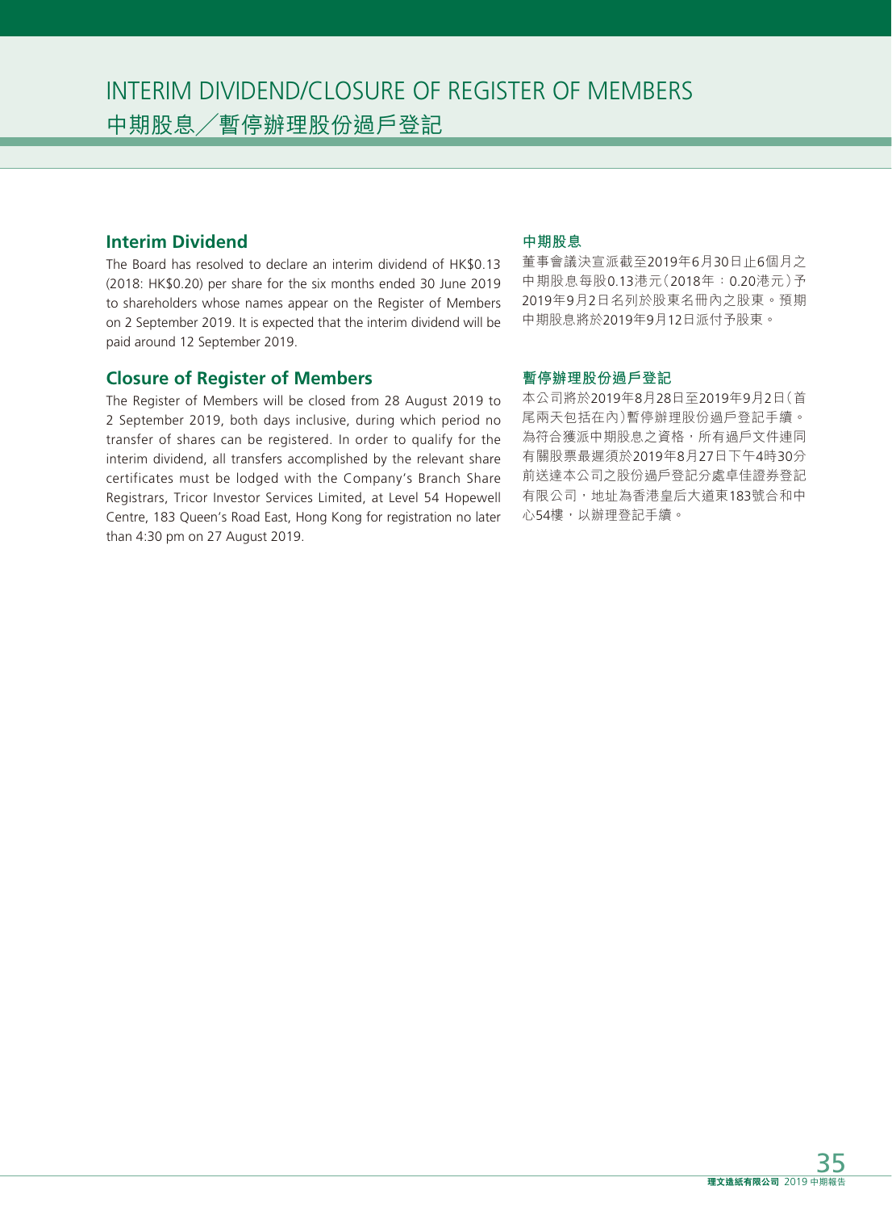# INTERIM DIVIDEND/CLOSURE OF REGISTER OF MEMBERS
# 中期股息／暫停辦理股份過戶登記

## Interim Dividend

The Board has resolved to declare an interim dividend of HK$0.13 (2018: HK$0.20) per share for the six months ended 30 June 2019 to shareholders whose names appear on the Register of Members on 2 September 2019. It is expected that the interim dividend will be paid around 12 September 2019.

## Closure of Register of Members

The Register of Members will be closed from 28 August 2019 to 2 September 2019, both days inclusive, during which period no transfer of shares can be registered. In order to qualify for the interim dividend, all transfers accomplished by the relevant share certificates must be lodged with the Company's Branch Share Registrars, Tricor Investor Services Limited, at Level 54 Hopewell Centre, 183 Queen's Road East, Hong Kong for registration no later than 4:30 pm on 27 August 2019.

## 中期股息

董事會議決宣派截至2019年6月30日止6個月之中期股息每股0.13港元（2018年：0.20港元）予2019年9月2日名列於股東名冊內之股東。預期中期股息將於2019年9月12日派付予股東。

## 暫停辦理股份過戶登記

本公司將於2019年8月28日至2019年9月2日（首尾兩天包括在內）暫停辦理股份過戶登記手續。為符合獲派中期股息之資格，所有過戶文件連同有關股票最遲須於2019年8月27日下午4時30分前送達本公司之股份過戶登記分處卓佳證券登記有限公司，地址為香港皇后大道東183號合和中心54樓，以辦理登記手續。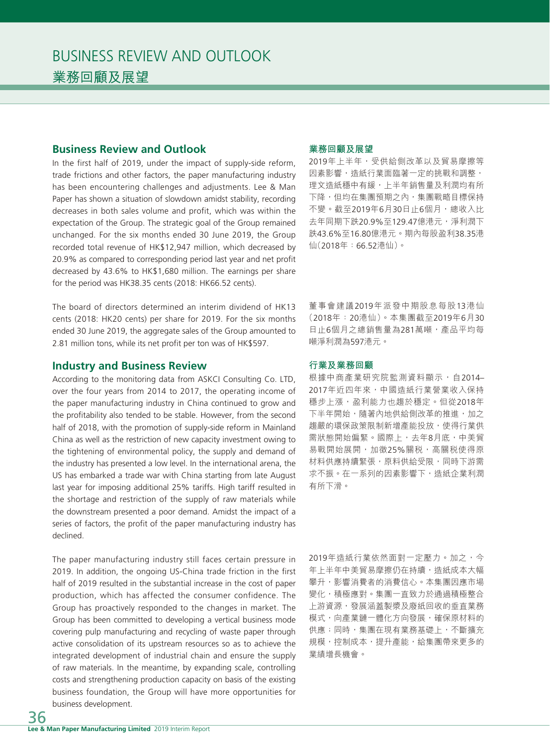# BUSINESS REVIEW AND OUTLOOK
# 業務回顧及展望

## Business Review and Outlook

In the first half of 2019, under the impact of supply-side reform, trade frictions and other factors, the paper manufacturing industry has been encountering challenges and adjustments. Lee & Man Paper has shown a situation of slowdown amidst stability, recording decreases in both sales volume and profit, which was within the expectation of the Group. The strategic goal of the Group remained unchanged. For the six months ended 30 June 2019, the Group recorded total revenue of HK$12,947 million, which decreased by 20.9% as compared to corresponding period last year and net profit decreased by 43.6% to HK$1,680 million. The earnings per share for the period was HK38.35 cents (2018: HK66.52 cents).

The board of directors determined an interim dividend of HK13 cents (2018: HK20 cents) per share for 2019. For the six months ended 30 June 2019, the aggregate sales of the Group amounted to 2.81 million tons, while its net profit per ton was of HK$597.

## Industry and Business Review

According to the monitoring data from ASKCI Consulting Co. LTD, over the four years from 2014 to 2017, the operating income of the paper manufacturing industry in China continued to grow and the profitability also tended to be stable. However, from the second half of 2018, with the promotion of supply-side reform in Mainland China as well as the restriction of new capacity investment owing to the tightening of environmental policy, the supply and demand of the industry has presented a low level. In the international arena, the US has embarked a trade war with China starting from late August last year for imposing additional 25% tariffs. High tariff resulted in the shortage and restriction of the supply of raw materials while the downstream presented a poor demand. Amidst the impact of a series of factors, the profit of the paper manufacturing industry has declined.

The paper manufacturing industry still faces certain pressure in 2019. In addition, the ongoing US-China trade friction in the first half of 2019 resulted in the substantial increase in the cost of paper production, which has affected the consumer confidence. The Group has proactively responded to the changes in market. The Group has been committed to developing a vertical business mode covering pulp manufacturing and recycling of waste paper through active consolidation of its upstream resources so as to achieve the integrated development of industrial chain and ensure the supply of raw materials. In the meantime, by expanding scale, controlling costs and strengthening production capacity on basis of the existing business foundation, the Group will have more opportunities for business development.

## 業務回顧及展望

2019年上半年，受供給側改革以及貿易摩擦等因素影響，造紙行業面臨著一定的挑戰和調整，理文造紙穩中有緩，上半年銷售量及利潤均有所下降，但均在集團預期之內，集團戰略目標保持不變。截至2019年6月30日止6個月，總收入比去年同期下跌20.9%至129.47億港元，淨利潤下跌43.6%至16.80億港元。期內每股盈利38.35港仙（2018年：66.52港仙）。

董事會建議2019年派發中期股息每股13港仙（2018年：20港仙）。本集團截至2019年6月30日止6個月之總銷售量為281萬噸，產品平均每噸淨利潤為597港元。

## 行業及業務回顧

根據中商產業研究院監測資料顯示，自2014–2017年近四年來，中國造紙行業營業收入保持穩步上漲，盈利能力也趨於穩定。但從2018年下半年開始，隨著內地供給側改革的推進，加之趨嚴的環保政策限制新增產能投放，使得行業供需狀態開始偏緊。國際上，去年8月底，中美貿易戰開始展開，加徵25%關稅，高關稅使得原材料供應持續緊張，原料供給受限，同時下游需求不振。在一系列的因素影響下，造紙企業利潤有所下滑。

2019年造紙行業依然面對一定壓力。加之，今年上半年中美貿易摩擦仍在持續，造紙成本大幅攀升，影響消費者的消費信心。本集團因應市場變化，積極應對。集團一直致力於通過積極整合上游資源，發展涵蓋製漿及廢紙回收的垂直業務模式，向產業鏈一體化方向發展，確保原材料的供應；同時，集團在現有業務基礎上，不斷擴充規模，控制成本，提升產能，給集團帶來更多的業績增長機會。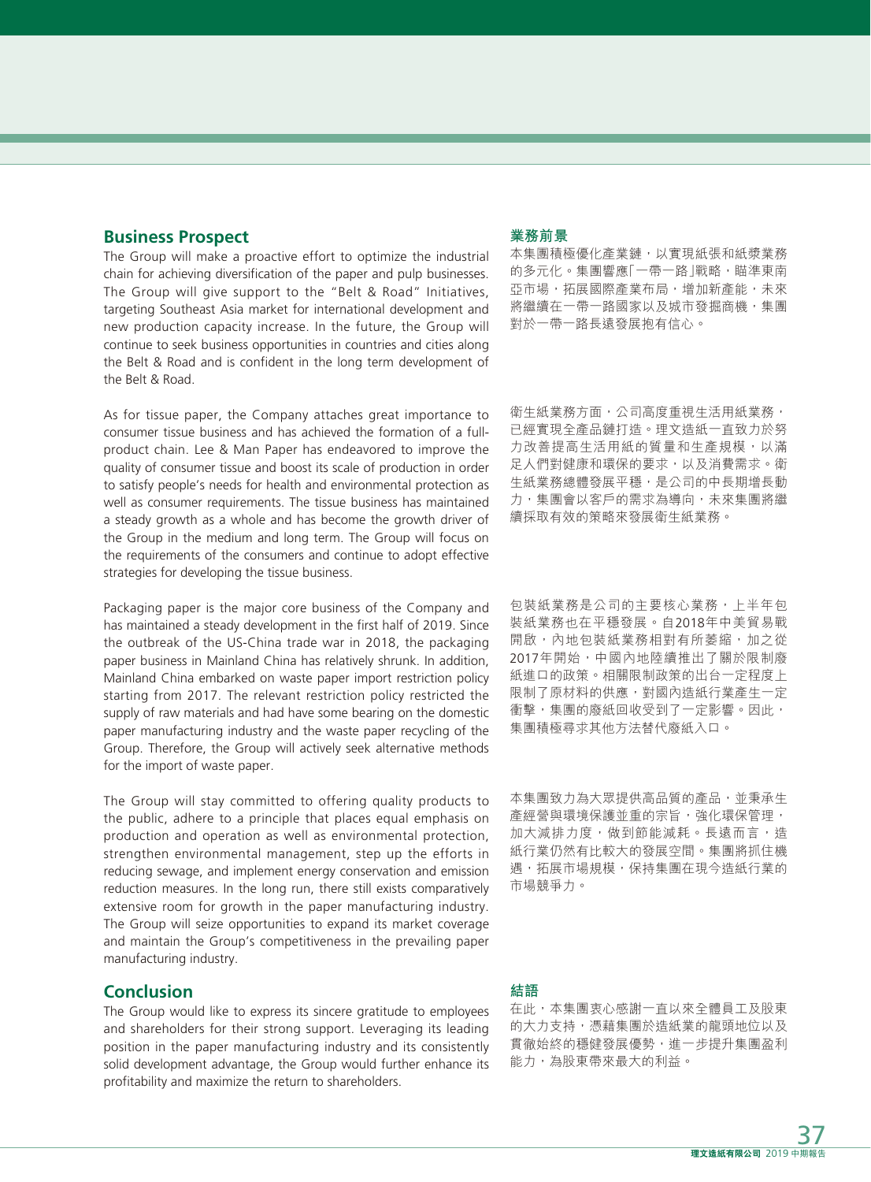## Business Prospect

The Group will make a proactive effort to optimize the industrial chain for achieving diversification of the paper and pulp businesses. The Group will give support to the "Belt & Road" Initiatives, targeting Southeast Asia market for international development and new production capacity increase. In the future, the Group will continue to seek business opportunities in countries and cities along the Belt & Road and is confident in the long term development of the Belt & Road.

As for tissue paper, the Company attaches great importance to consumer tissue business and has achieved the formation of a full-product chain. Lee & Man Paper has endeavored to improve the quality of consumer tissue and boost its scale of production in order to satisfy people's needs for health and environmental protection as well as consumer requirements. The tissue business has maintained a steady growth as a whole and has become the growth driver of the Group in the medium and long term. The Group will focus on the requirements of the consumers and continue to adopt effective strategies for developing the tissue business.

Packaging paper is the major core business of the Company and has maintained a steady development in the first half of 2019. Since the outbreak of the US-China trade war in 2018, the packaging paper business in Mainland China has relatively shrunk. In addition, Mainland China embarked on waste paper import restriction policy starting from 2017. The relevant restriction policy restricted the supply of raw materials and had have some bearing on the domestic paper manufacturing industry and the waste paper recycling of the Group. Therefore, the Group will actively seek alternative methods for the import of waste paper.

The Group will stay committed to offering quality products to the public, adhere to a principle that places equal emphasis on production and operation as well as environmental protection, strengthen environmental management, step up the efforts in reducing sewage, and implement energy conservation and emission reduction measures. In the long run, there still exists comparatively extensive room for growth in the paper manufacturing industry. The Group will seize opportunities to expand its market coverage and maintain the Group's competitiveness in the prevailing paper manufacturing industry.

## Conclusion

The Group would like to express its sincere gratitude to employees and shareholders for their strong support. Leveraging its leading position in the paper manufacturing industry and its consistently solid development advantage, the Group would further enhance its profitability and maximize the return to shareholders.

## 業務前景

本集團積極優化產業鏈，以實現紙張和紙漿業務的多元化。集團響應「一帶一路」戰略，瞄準東南亞市場，拓展國際產業布局，增加新產能，未來將繼續在一帶一路國家以及城市發掘商機，集團對於一帶一路長遠發展抱有信心。

衛生紙業務方面，公司高度重視生活用紙業務，已經實現全產品鏈打造。理文造紙一直致力於努力改善提高生活用紙的質量和生產規模，以滿足人們對健康和環保的要求，以及消費需求。衛生紙業務總體發展平穩，是公司的中長期增長動力，集團會以客戶的需求為導向，未來集團將繼續採取有效的策略來發展衛生紙業務。

包裝紙業務是公司的主要核心業務，上半年包裝紙業務也在平穩發展。自2018年中美貿易戰開啟，內地包裝紙業務相對有所萎縮，加之從2017年開始，中國內地陸續推出了關於限制廢紙進口的政策。相關限制政策的出台一定程度上限制了原材料的供應，對國內造紙行業產生一定衝擊，集團的廢紙回收受到了一定影響。因此，集團積極尋求其他方法替代廢紙入口。

本集團致力為大眾提供高品質的產品，並秉承生產經營與環境保護並重的宗旨，強化環保管理，加大減排力度，做到節能減耗。長遠而言，造紙行業仍然有比較大的發展空間。集團將抓住機遇，拓展市場規模，保持集團在現今造紙行業的市場競爭力。

## 結語

在此，本集團衷心感謝一直以來全體員工及股東的大力支持，憑藉集團於造紙業的龍頭地位以及貫徹始終的穩健發展優勢，進一步提升集團盈利能力，為股東帶來最大的利益。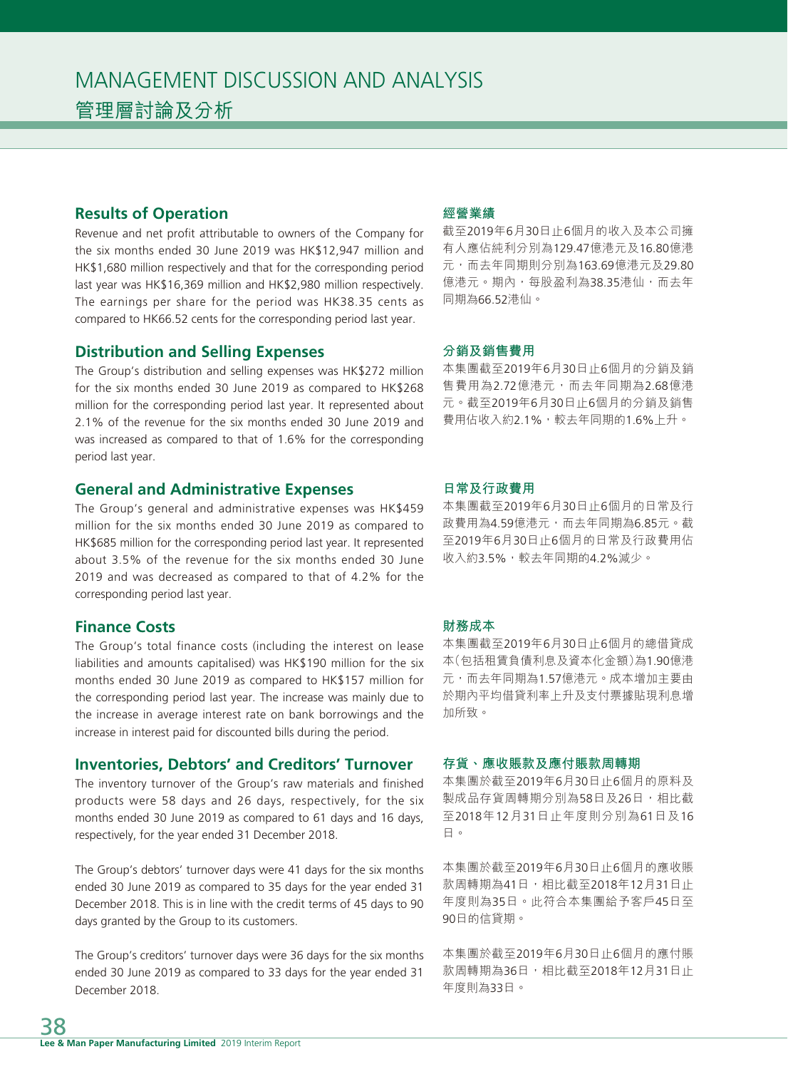## Results of Operation

Revenue and net profit attributable to owners of the Company for the six months ended 30 June 2019 was HK$12,947 million and HK$1,680 million respectively and that for the corresponding period last year was HK$16,369 million and HK$2,980 million respectively. The earnings per share for the period was HK38.35 cents as compared to HK66.52 cents for the corresponding period last year.

## 經營業績

截至2019年6月30日止6個月的收入及本公司擁有人應佔純利分別為129.47億港元及16.80億港元，而去年同期則分別為163.69億港元及29.80億港元。期內，每股盈利為38.35港仙，而去年同期為66.52港仙。

## Distribution and Selling Expenses

The Group's distribution and selling expenses was HK$272 million for the six months ended 30 June 2019 as compared to HK$268 million for the corresponding period last year. It represented about 2.1% of the revenue for the six months ended 30 June 2019 and was increased as compared to that of 1.6% for the corresponding period last year.

## 分銷及銷售費用

本集團截至2019年6月30日止6個月的分銷及銷售費用為2.72億港元，而去年同期為2.68億港元。截至2019年6月30日止6個月的分銷及銷售費用佔收入約2.1%，較去年同期的1.6%上升。

## General and Administrative Expenses

The Group's general and administrative expenses was HK$459 million for the six months ended 30 June 2019 as compared to HK$685 million for the corresponding period last year. It represented about 3.5% of the revenue for the six months ended 30 June 2019 and was decreased as compared to that of 4.2% for the corresponding period last year.

## 日常及行政費用

本集團截至2019年6月30日止6個月的日常及行政費用為4.59億港元，而去年同期為6.85元。截至2019年6月30日止6個月的日常及行政費用佔收入約3.5%，較去年同期的4.2%減少。

## Finance Costs

The Group's total finance costs (including the interest on lease liabilities and amounts capitalised) was HK$190 million for the six months ended 30 June 2019 as compared to HK$157 million for the corresponding period last year. The increase was mainly due to the increase in average interest rate on bank borrowings and the increase in interest paid for discounted bills during the period.

## 財務成本

本集團截至2019年6月30日止6個月的總借貸成本（包括租賃負債利息及資本化金額）為1.90億港元，而去年同期為1.57億港元。成本增加主要由於期內平均借貸利率上升及支付票據貼現利息增加所致。

## Inventories, Debtors' and Creditors' Turnover

The inventory turnover of the Group's raw materials and finished products were 58 days and 26 days, respectively, for the six months ended 30 June 2019 as compared to 61 days and 16 days, respectively, for the year ended 31 December 2018.

The Group's debtors' turnover days were 41 days for the six months ended 30 June 2019 as compared to 35 days for the year ended 31 December 2018. This is in line with the credit terms of 45 days to 90 days granted by the Group to its customers.

The Group's creditors' turnover days were 36 days for the six months ended 30 June 2019 as compared to 33 days for the year ended 31 December 2018.

## 存貨、應收賬款及應付賬款周轉期

本集團於截至2019年6月30日止6個月的原料及製成品存貨周轉期分別為58日及26日，相比截至2018年12月31日止年度則分別為61日及16日。

本集團於截至2019年6月30日止6個月的應收賬款周轉期為41日，相比截至2018年12月31日止年度則為35日。此符合本集團給予客戶45日至90日的信貸期。

本集團於截至2019年6月30日止6個月的應付賬款周轉期為36日，相比截至2018年12月31日止年度則為33日。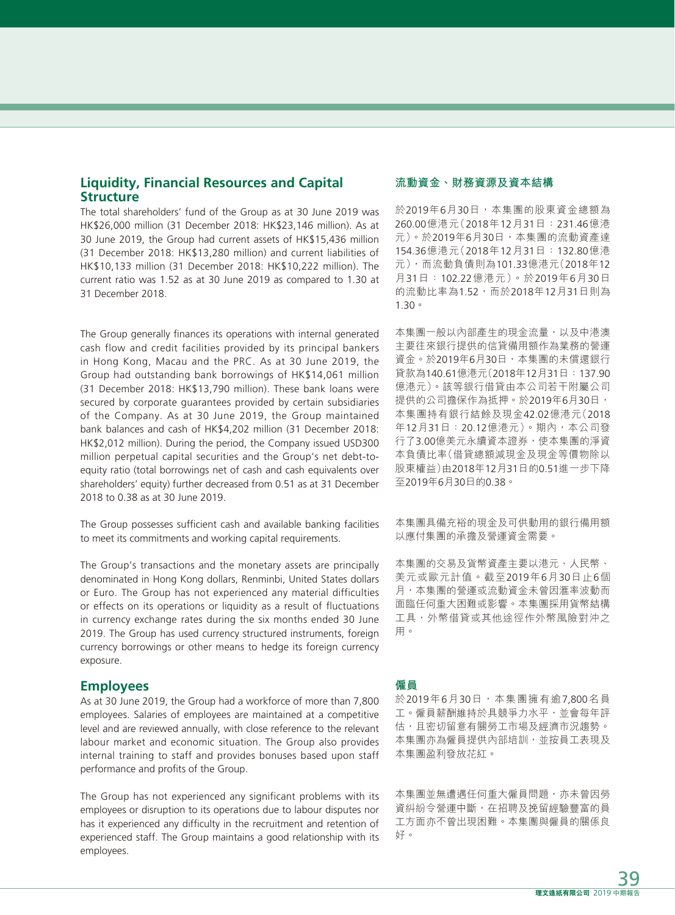## Liquidity, Financial Resources and Capital Structure

The total shareholders' fund of the Group as at 30 June 2019 was HK$26,000 million (31 December 2018: HK$23,146 million). As at 30 June 2019, the Group had current assets of HK$15,436 million (31 December 2018: HK$13,280 million) and current liabilities of HK$10,133 million (31 December 2018: HK$10,222 million). The current ratio was 1.52 as at 30 June 2019 as compared to 1.30 at 31 December 2018.

The Group generally finances its operations with internal generated cash flow and credit facilities provided by its principal bankers in Hong Kong, Macau and the PRC. As at 30 June 2019, the Group had outstanding bank borrowings of HK$14,061 million (31 December 2018: HK$13,790 million). These bank loans were secured by corporate guarantees provided by certain subsidiaries of the Company. As at 30 June 2019, the Group maintained bank balances and cash of HK$4,202 million (31 December 2018: HK$2,012 million). During the period, the Company issued USD300 million perpetual capital securities and the Group's net debt-to-equity ratio (total borrowings net of cash and cash equivalents over shareholders' equity) further decreased from 0.51 as at 31 December 2018 to 0.38 as at 30 June 2019.

The Group possesses sufficient cash and available banking facilities to meet its commitments and working capital requirements.

The Group's transactions and the monetary assets are principally denominated in Hong Kong dollars, Renminbi, United States dollars or Euro. The Group has not experienced any material difficulties or effects on its operations or liquidity as a result of fluctuations in currency exchange rates during the six months ended 30 June 2019. The Group has used currency structured instruments, foreign currency borrowings or other means to hedge its foreign currency exposure.

## Employees

As at 30 June 2019, the Group had a workforce of more than 7,800 employees. Salaries of employees are maintained at a competitive level and are reviewed annually, with close reference to the relevant labour market and economic situation. The Group also provides internal training to staff and provides bonuses based upon staff performance and profits of the Group.

The Group has not experienced any significant problems with its employees or disruption to its operations due to labour disputes nor has it experienced any difficulty in the recruitment and retention of experienced staff. The Group maintains a good relationship with its employees.

## 流動資金、財務資源及資本結構

於2019年6月30日，本集團的股東資金總額為260.00億港元（2018年12月31日：231.46億港元）。於2019年6月30日，本集團的流動資產達154.36億港元（2018年12月31日：132.80億港元），而流動負債則為101.33億港元（2018年12月31日：102.22億港元）。於2019年6月30日的流動比率為1.52，而於2018年12月31日則為1.30。

本集團一般以內部產生的現金流量，以及中港澳主要往來銀行提供的信貸備用額作為業務的營運資金。於2019年6月30日，本集團的未償還銀行貸款為140.61億港元（2018年12月31日：137.90億港元）。該等銀行借貸由本公司若干附屬公司提供的公司擔保作為抵押。於2019年6月30日，本集團持有銀行結餘及現金42.02億港元（2018年12月31日：20.12億港元）。期內，本公司發行了3.00億美元永續資本證券，使本集團的淨資本負債比率（借貸總額減現金及現金等價物除以股東權益）由2018年12月31日的0.51進一步下降至2019年6月30日的0.38。

本集團具備充裕的現金及可供動用的銀行備用額以應付集團的承擔及營運資金需要。

本集團的交易及貨幣資產主要以港元、人民幣、美元或歐元計值。截至2019年6月30日止6個月，本集團的營運或流動資金未曾因匯率波動而面臨任何重大困難或影響。本集團採用貨幣結構工具，外幣借貸或其他途徑作外幣風險對沖之用。

## 僱員

於2019年6月30日，本集團擁有逾7,800名員工。僱員薪酬維持於具競爭力水平，並會每年評估，且密切留意有關勞工市場及經濟市況趨勢。本集團亦為僱員提供內部培訓，並按員工表現及本集團盈利發放花紅。

本集團並無遭遇任何重大僱員問題，亦未曾因勞資糾紛令營運中斷，在招聘及挽留經驗豐富的員工方面亦不曾出現困難。本集團與僱員的關係良好。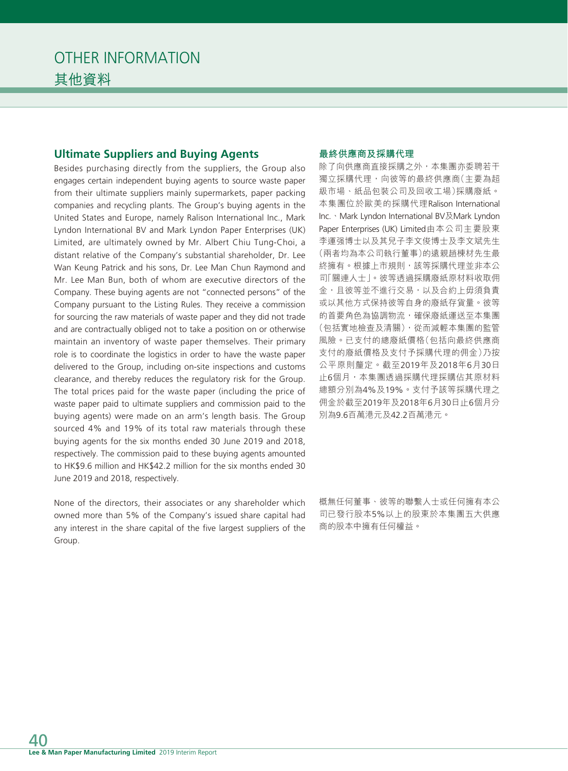# OTHER INFORMATION
# 其他資料

## Ultimate Suppliers and Buying Agents

Besides purchasing directly from the suppliers, the Group also engages certain independent buying agents to source waste paper from their ultimate suppliers mainly supermarkets, paper packing companies and recycling plants. The Group's buying agents in the United States and Europe, namely Ralison International Inc., Mark Lyndon International BV and Mark Lyndon Paper Enterprises (UK) Limited, are ultimately owned by Mr. Albert Chiu Tung-Choi, a distant relative of the Company's substantial shareholder, Dr. Lee Wan Keung Patrick and his sons, Dr. Lee Man Chun Raymond and Mr. Lee Man Bun, both of whom are executive directors of the Company. These buying agents are not "connected persons" of the Company pursuant to the Listing Rules. They receive a commission for sourcing the raw materials of waste paper and they did not trade and are contractually obliged not to take a position on or otherwise maintain an inventory of waste paper themselves. Their primary role is to coordinate the logistics in order to have the waste paper delivered to the Group, including on-site inspections and customs clearance, and thereby reduces the regulatory risk for the Group. The total prices paid for the waste paper (including the price of waste paper paid to ultimate suppliers and commission paid to the buying agents) were made on an arm's length basis. The Group sourced 4% and 19% of its total raw materials through these buying agents for the six months ended 30 June 2019 and 2018, respectively. The commission paid to these buying agents amounted to HK$9.6 million and HK$42.2 million for the six months ended 30 June 2019 and 2018, respectively.

None of the directors, their associates or any shareholder which owned more than 5% of the Company's issued share capital had any interest in the share capital of the five largest suppliers of the Group.

## 最終供應商及採購代理

除了向供應商直接採購之外，本集團亦委聘若干獨立採購代理，向彼等的最終供應商(主要為超級市場、紙品包裝公司及回收工場)採購廢紙。本集團位於歐美的採購代理Ralison International Inc.、Mark Lyndon International BV及Mark Lyndon Paper Enterprises (UK) Limited由本公司主要股東李運强博士以及其兒子李文俊博士及李文斌先生(兩者均為本公司執行董事)的遠親趙棟材先生最終擁有。根據上市規則，該等採購代理並非本公司「關連人士」。彼等透過採購廢紙原材料收取佣金，且彼等並不進行交易，以及合約上毋須負責或以其他方式保持彼等自身的廢紙存貨量。彼等的首要角色為協調物流，確保廢紙運送至本集團(包括實地檢查及清關)，從而減輕本集團的監管風險。已支付的總廢紙價格(包括向最終供應商支付的廢紙價格及支付予採購代理的佣金)乃按公平原則釐定。截至2019年及2018年6月30日止6個月，本集團透過採購代理採購佔其原材料總額分別為4%及19%。支付予該等採購代理之佣金於截至2019年及2018年6月30日止6個月分別為9.6百萬港元及42.2百萬港元。

概無任何董事、彼等的聯繫人士或任何擁有本公司已發行股本5%以上的股東於本集團五大供應商的股本中擁有任何權益。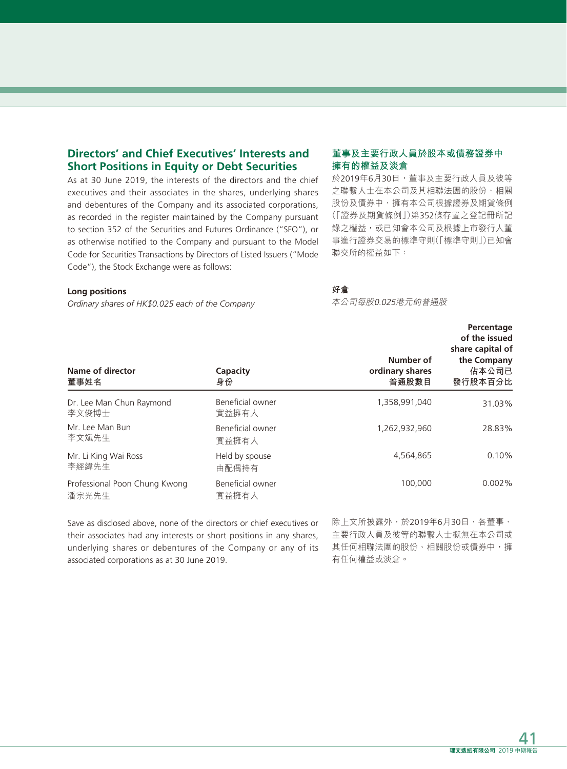## Directors' and Chief Executives' Interests and Short Positions in Equity or Debt Securities

As at 30 June 2019, the interests of the directors and the chief executives and their associates in the shares, underlying shares and debentures of the Company and its associated corporations, as recorded in the register maintained by the Company pursuant to section 352 of the Securities and Futures Ordinance ("SFO"), or as otherwise notified to the Company and pursuant to the Model Code for Securities Transactions by Directors of Listed Issuers ("Mode Code"), the Stock Exchange were as follows:

## 董事及主要行政人員於股本或債務證券中擁有的權益及淡倉

於2019年6月30日，董事及主要行政人員及彼等之聯繫人士在本公司及其相聯法團的股份、相關股份及債券中，擁有本公司根據證券及期貨條例(「證券及期貨條例」)第352條存置之登記冊所記錄之權益，或已知會本公司及根據上市發行人董事進行證券交易的標準守則(「標準守則」)已知會聯交所的權益如下：

**Long positions**

*Ordinary shares of HK$0.025 each of the Company*

**好倉**

*本公司每股0.025港元的普通股*

| Name of director<br>董事姓名 | Capacity<br>身份 | Number of ordinary shares<br>普通股數目 | Percentage of the issued share capital of the Company<br>佔本公司已發行股本百分比 |
|---|---|---|---|
| Dr. Lee Man Chun Raymond<br>李文俊博士 | Beneficial owner<br>實益擁有人 | 1,358,991,040 | 31.03% |
| Mr. Lee Man Bun<br>李文斌先生 | Beneficial owner<br>實益擁有人 | 1,262,932,960 | 28.83% |
| Mr. Li King Wai Ross<br>李經緯先生 | Held by spouse<br>由配偶持有 | 4,564,865 | 0.10% |
| Professional Poon Chung Kwong<br>潘宗光先生 | Beneficial owner<br>實益擁有人 | 100,000 | 0.002% |

Save as disclosed above, none of the directors or chief executives or their associates had any interests or short positions in any shares, underlying shares or debentures of the Company or any of its associated corporations as at 30 June 2019.

除上文所披露外，於2019年6月30日，各董事、主要行政人員及彼等的聯繫人士概無在本公司或其任何相聯法團的股份、相關股份或債券中，擁有任何權益或淡倉。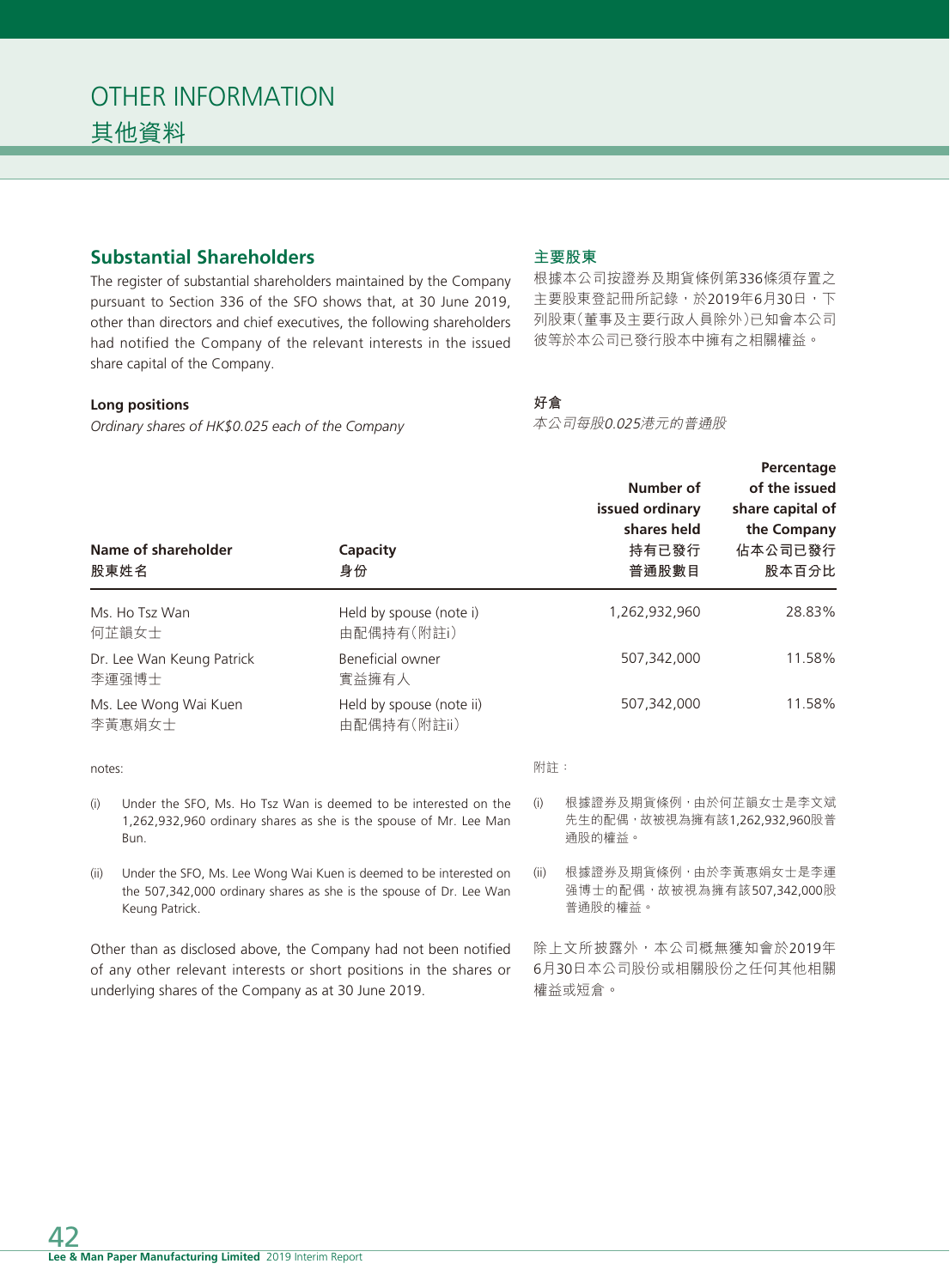# OTHER INFORMATION
# 其他資料

## Substantial Shareholders

The register of substantial shareholders maintained by the Company pursuant to Section 336 of the SFO shows that, at 30 June 2019, other than directors and chief executives, the following shareholders had notified the Company of the relevant interests in the issued share capital of the Company.

## 主要股東

根據本公司按證券及期貨條例第336條須存置之主要股東登記冊所記錄，於2019年6月30日，下列股東（董事及主要行政人員除外）已知會本公司彼等於本公司已發行股本中擁有之相關權益。

**Long positions**

*Ordinary shares of HK$0.025 each of the Company*

**好倉**

*本公司每股0.025港元的普通股*

| Name of shareholder<br>股東姓名 | Capacity<br>身份 | Number of issued ordinary shares held<br>持有已發行普通股數目 | Percentage of the issued share capital of the Company<br>佔本公司已發行股本百分比 |
|---|---|---|---|
| Ms. Ho Tsz Wan<br>何芷韻女士 | Held by spouse (note i)<br>由配偶持有（附註i） | 1,262,932,960 | 28.83% |
| Dr. Lee Wan Keung Patrick<br>李運強博士 | Beneficial owner<br>實益擁有人 | 507,342,000 | 11.58% |
| Ms. Lee Wong Wai Kuen<br>李黃惠娟女士 | Held by spouse (note ii)<br>由配偶持有（附註ii） | 507,342,000 | 11.58% |

notes:

(i) Under the SFO, Ms. Ho Tsz Wan is deemed to be interested on the 1,262,932,960 ordinary shares as she is the spouse of Mr. Lee Man Bun.

(ii) Under the SFO, Ms. Lee Wong Wai Kuen is deemed to be interested on the 507,342,000 ordinary shares as she is the spouse of Dr. Lee Wan Keung Patrick.

附註：

(i) 根據證券及期貨條例，由於何芷韻女士是李文斌先生的配偶，故被視為擁有該1,262,932,960股普通股的權益。

(ii) 根據證券及期貨條例，由於李黃惠娟女士是李運强博士的配偶，故被視為擁有該507,342,000股普通股的權益。

Other than as disclosed above, the Company had not been notified of any other relevant interests or short positions in the shares or underlying shares of the Company as at 30 June 2019.

除上文所披露外，本公司概無獲知會於2019年6月30日本公司股份或相關股份之任何其他相關權益或短倉。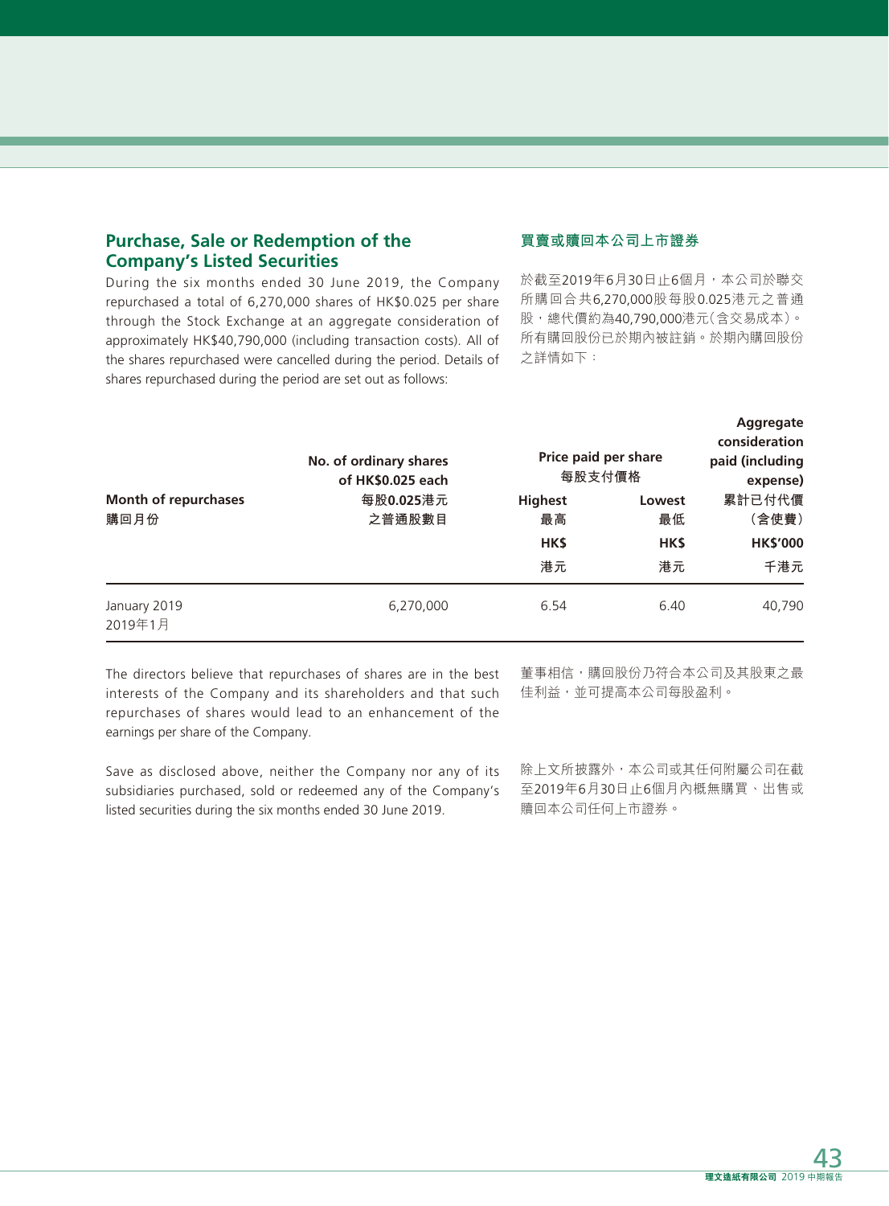## Purchase, Sale or Redemption of the Company's Listed Securities

During the six months ended 30 June 2019, the Company repurchased a total of 6,270,000 shares of HK$0.025 per share through the Stock Exchange at an aggregate consideration of approximately HK$40,790,000 (including transaction costs). All of the shares repurchased were cancelled during the period. Details of shares repurchased during the period are set out as follows:

## 買賣或贖回本公司上市證券

於截至2019年6月30日止6個月，本公司於聯交所購回合共6,270,000股每股0.025港元之普通股，總代價約為40,790,000港元（含交易成本）。所有購回股份已於期內被註銷。於期內購回股份之詳情如下：

| Month of repurchases<br>購回月份 | No. of ordinary shares of HK$0.025 each<br>每股0.025港元之普通股數目 | Price paid per share 每股支付價格 | | Aggregate consideration paid (including expense)<br>累計已付代價（含使費） |
|---|---|---|---|---|
| | | Highest<br>最高<br>HK$<br>港元 | Lowest<br>最低<br>HK$<br>港元 | HK$'000<br>千港元 |
| January 2019<br>2019年1月 | 6,270,000 | 6.54 | 6.40 | 40,790 |

The directors believe that repurchases of shares are in the best interests of the Company and its shareholders and that such repurchases of shares would lead to an enhancement of the earnings per share of the Company.

董事相信，購回股份乃符合本公司及其股東之最佳利益，並可提高本公司每股盈利。

Save as disclosed above, neither the Company nor any of its subsidiaries purchased, sold or redeemed any of the Company's listed securities during the six months ended 30 June 2019.

除上文所披露外，本公司或其任何附屬公司在截至2019年6月30日止6個月內概無購買、出售或贖回本公司任何上市證券。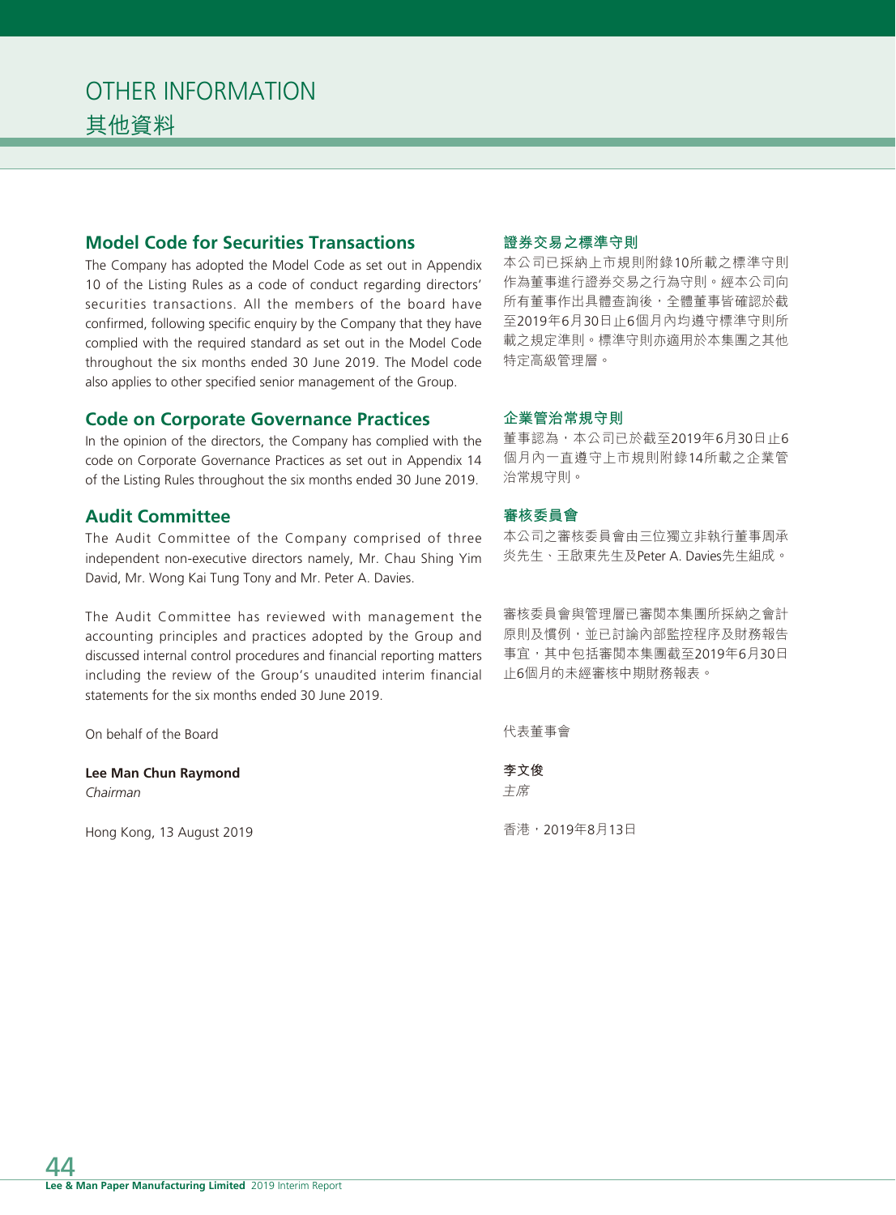# OTHER INFORMATION
# 其他資料

## Model Code for Securities Transactions

The Company has adopted the Model Code as set out in Appendix 10 of the Listing Rules as a code of conduct regarding directors' securities transactions. All the members of the board have confirmed, following specific enquiry by the Company that they have complied with the required standard as set out in the Model Code throughout the six months ended 30 June 2019. The Model code also applies to other specified senior management of the Group.

## 證券交易之標準守則

本公司已採納上市規則附錄10所載之標準守則作為董事進行證券交易之行為守則。經本公司向所有董事作出具體查詢後，全體董事皆確認於截至2019年6月30日止6個月內均遵守標準守則所載之規定準則。標準守則亦適用於本集團之其他特定高級管理層。

## Code on Corporate Governance Practices

In the opinion of the directors, the Company has complied with the code on Corporate Governance Practices as set out in Appendix 14 of the Listing Rules throughout the six months ended 30 June 2019.

## 企業管治常規守則

董事認為，本公司已於截至2019年6月30日止6個月內一直遵守上市規則附錄14所載之企業管治常規守則。

## Audit Committee

The Audit Committee of the Company comprised of three independent non-executive directors namely, Mr. Chau Shing Yim David, Mr. Wong Kai Tung Tony and Mr. Peter A. Davies.

The Audit Committee has reviewed with management the accounting principles and practices adopted by the Group and discussed internal control procedures and financial reporting matters including the review of the Group's unaudited interim financial statements for the six months ended 30 June 2019.

## 審核委員會

本公司之審核委員會由三位獨立非執行董事周承炎先生、王啟東先生及Peter A. Davies先生組成。

審核委員會與管理層已審閱本集團所採納之會計原則及慣例，並已討論內部監控程序及財務報告事宜，其中包括審閱本集團截至2019年6月30日止6個月的未經審核中期財務報表。

On behalf of the Board

**Lee Man Chun Raymond**
*Chairman*

Hong Kong, 13 August 2019

代表董事會

**李文俊**
*主席*

香港，2019年8月13日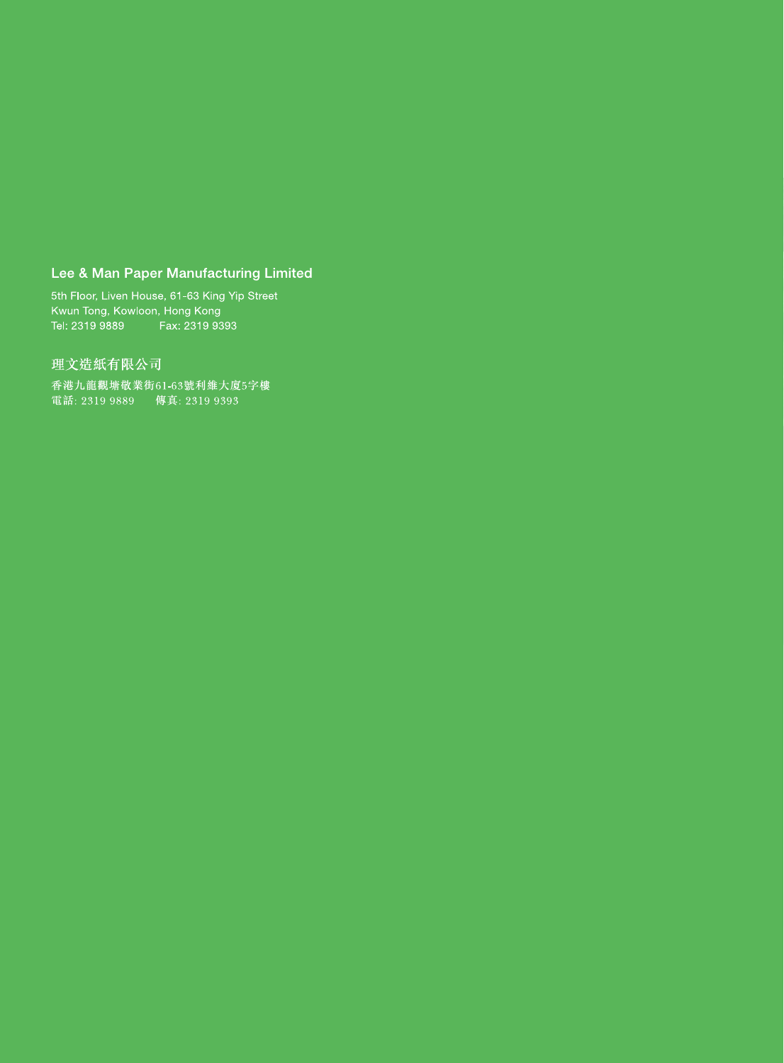**Lee & Man Paper Manufacturing Limited**

5th Floor, Liven House, 61-63 King Yip Street
Kwun Tong, Kowloon, Hong Kong
Tel: 2319 9889    Fax: 2319 9393

**理文造紙有限公司**

香港九龍觀塘敬業街61-63號利維大廈5字樓
電話: 2319 9889    傳真: 2319 9393